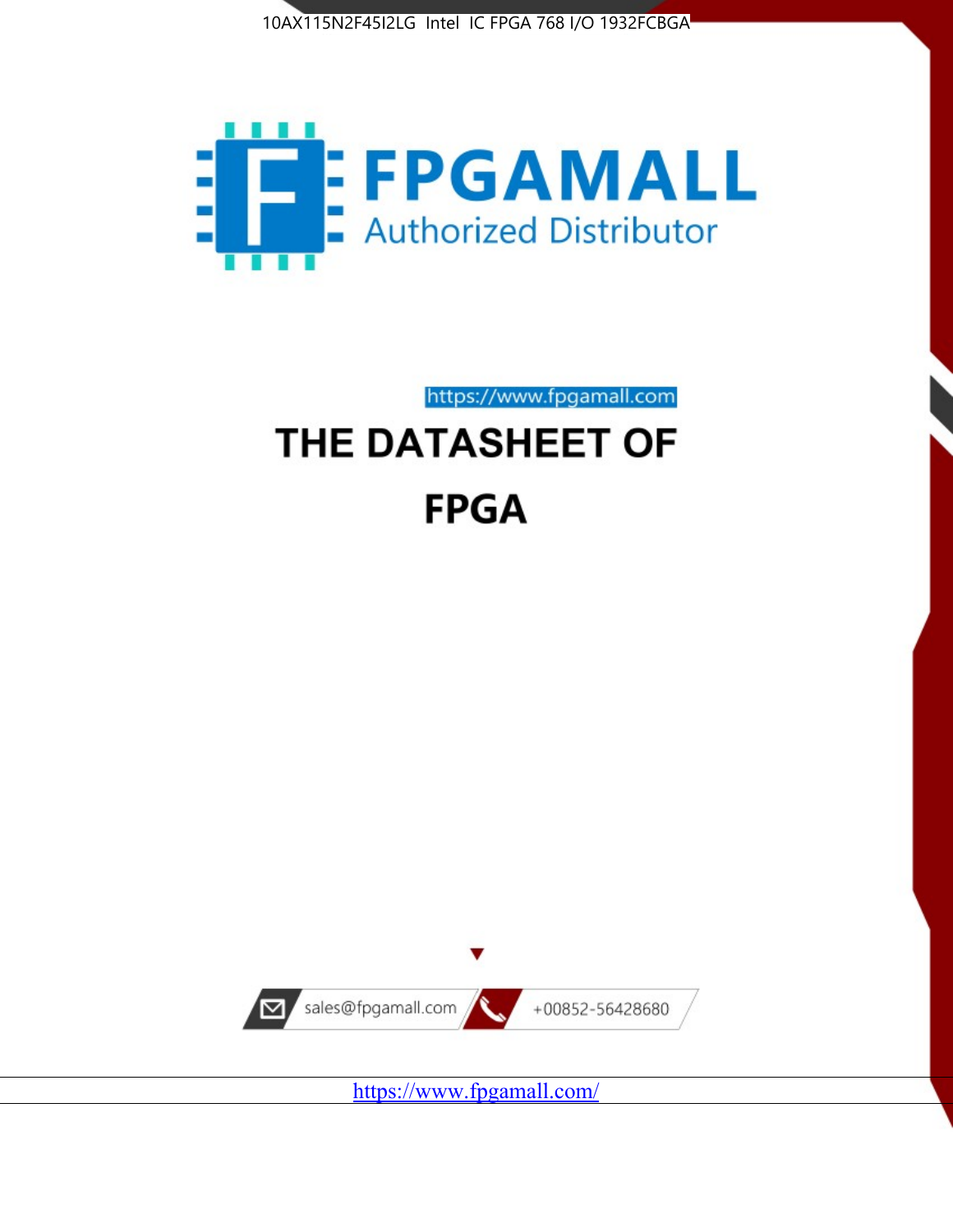10AX115N2F45I2LG Intel IC FPGA 768 I/O 1932FCBGA

FPGAMALL

Authorized Distributor

https://www.fpgamall.com

# THE DATASHEET OF

# FPGA

sales@fpgamall.com

+00852-56428680

https://www.fpgamall.com/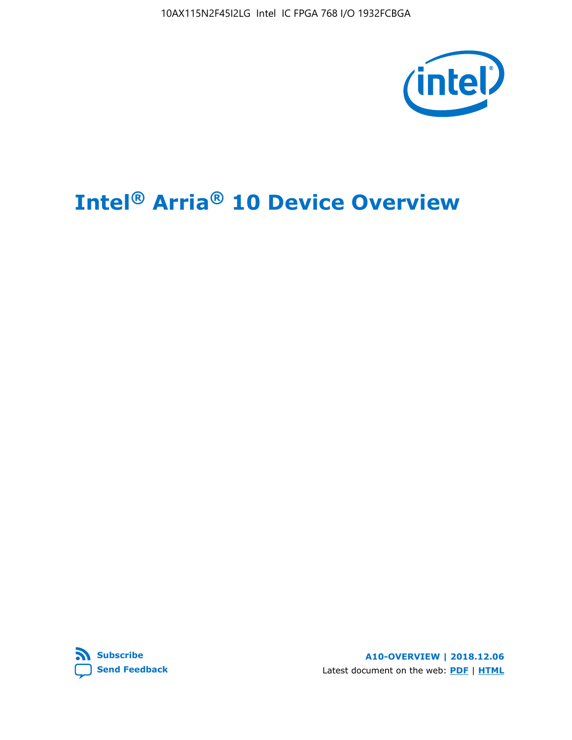10AX115N2F45I2LG Intel IC FPGA 768 I/O 1932FCBGA

# Intel® Arria® 10 Device Overview

Subscribe

Send Feedback

**A10-OVERVIEW | 2018.12.06**

Latest document on the web: **PDF** | **HTML**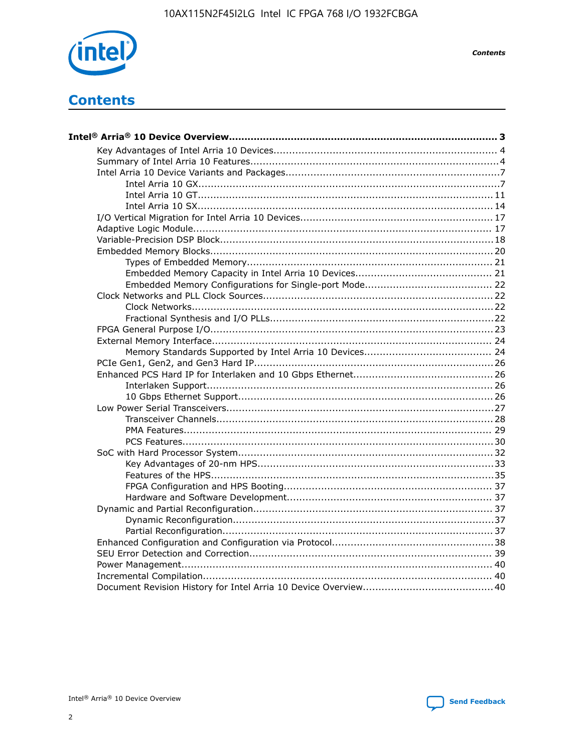# Contents

**Intel® Arria® 10 Device Overview....................................................................................... 3**

- Key Advantages of Intel Arria 10 Devices........................................................................ 4
- Summary of Intel Arria 10 Features................................................................................4
- Intel Arria 10 Device Variants and Packages.....................................................................7
    - Intel Arria 10 GX.................................................................................................7
    - Intel Arria 10 GT............................................................................................... 11
    - Intel Arria 10 SX............................................................................................... 14
- I/O Vertical Migration for Intel Arria 10 Devices.............................................................. 17
- Adaptive Logic Module................................................................................................ 17
- Variable-Precision DSP Block.......................................................................................18
- Embedded Memory Blocks........................................................................................... 20
    - Types of Embedded Memory............................................................................... 21
    - Embedded Memory Capacity in Intel Arria 10 Devices............................................ 21
    - Embedded Memory Configurations for Single-port Mode......................................... 22
- Clock Networks and PLL Clock Sources......................................................................... 22
    - Clock Networks.................................................................................................22
    - Fractional Synthesis and I/O PLLs........................................................................22
- FPGA General Purpose I/O.......................................................................................... 23
- External Memory Interface.......................................................................................... 24
    - Memory Standards Supported by Intel Arria 10 Devices......................................... 24
- PCIe Gen1, Gen2, and Gen3 Hard IP............................................................................. 26
- Enhanced PCS Hard IP for Interlaken and 10 Gbps Ethernet............................................. 26
    - Interlaken Support............................................................................................ 26
    - 10 Gbps Ethernet Support.................................................................................. 26
- Low Power Serial Transceivers..................................................................................... 27
    - Transceiver Channels......................................................................................... 28
    - PMA Features................................................................................................... 29
    - PCS Features.................................................................................................... 30
- SoC with Hard Processor System.................................................................................. 32
    - Key Advantages of 20-nm HPS............................................................................ 33
    - Features of the HPS...........................................................................................35
    - FPGA Configuration and HPS Booting................................................................... 37
    - Hardware and Software Development.................................................................. 37
- Dynamic and Partial Reconfiguration............................................................................ 37
    - Dynamic Reconfiguration....................................................................................37
    - Partial Reconfiguration...................................................................................... 37
- Enhanced Configuration and Configuration via Protocol.................................................... 38
- SEU Error Detection and Correction.............................................................................. 39
- Power Management.................................................................................................... 40
- Incremental Compilation............................................................................................. 40
- Document Revision History for Intel Arria 10 Device Overview.......................................... 40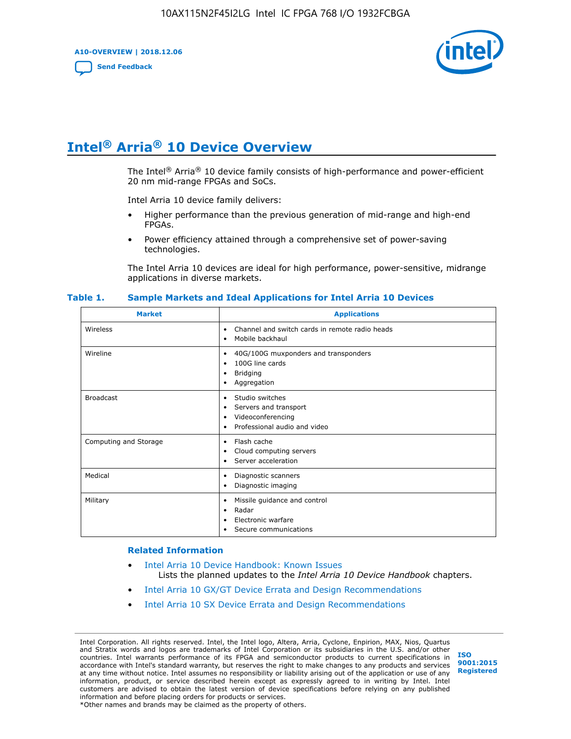# Intel® Arria® 10 Device Overview

The Intel® Arria® 10 device family consists of high-performance and power-efficient 20 nm mid-range FPGAs and SoCs.

Intel Arria 10 device family delivers:

- Higher performance than the previous generation of mid-range and high-end FPGAs.
- Power efficiency attained through a comprehensive set of power-saving technologies.

The Intel Arria 10 devices are ideal for high performance, power-sensitive, midrange applications in diverse markets.

**Table 1. Sample Markets and Ideal Applications for Intel Arria 10 Devices**

| Market | Applications |
|---|---|
| Wireless | • Channel and switch cards in remote radio heads<br>• Mobile backhaul |
| Wireline | • 40G/100G muxponders and transponders<br>• 100G line cards<br>• Bridging<br>• Aggregation |
| Broadcast | • Studio switches<br>• Servers and transport<br>• Videoconferencing<br>• Professional audio and video |
| Computing and Storage | • Flash cache<br>• Cloud computing servers<br>• Server acceleration |
| Medical | • Diagnostic scanners<br>• Diagnostic imaging |
| Military | • Missile guidance and control<br>• Radar<br>• Electronic warfare<br>• Secure communications |

### Related Information

- Intel Arria 10 Device Handbook: Known Issues
  Lists the planned updates to the *Intel Arria 10 Device Handbook* chapters.
- Intel Arria 10 GX/GT Device Errata and Design Recommendations
- Intel Arria 10 SX Device Errata and Design Recommendations

Intel Corporation. All rights reserved. Intel, the Intel logo, Altera, Arria, Cyclone, Enpirion, MAX, Nios, Quartus and Stratix words and logos are trademarks of Intel Corporation or its subsidiaries in the U.S. and/or other countries. Intel warrants performance of its FPGA and semiconductor products to current specifications in accordance with Intel's standard warranty, but reserves the right to make changes to any products and services at any time without notice. Intel assumes no responsibility or liability arising out of the application or use of any information, product, or service described herein except as expressly agreed to in writing by Intel. Intel customers are advised to obtain the latest version of device specifications before relying on any published information and before placing orders for products or services.
*Other names and brands may be claimed as the property of others.

ISO 9001:2015 Registered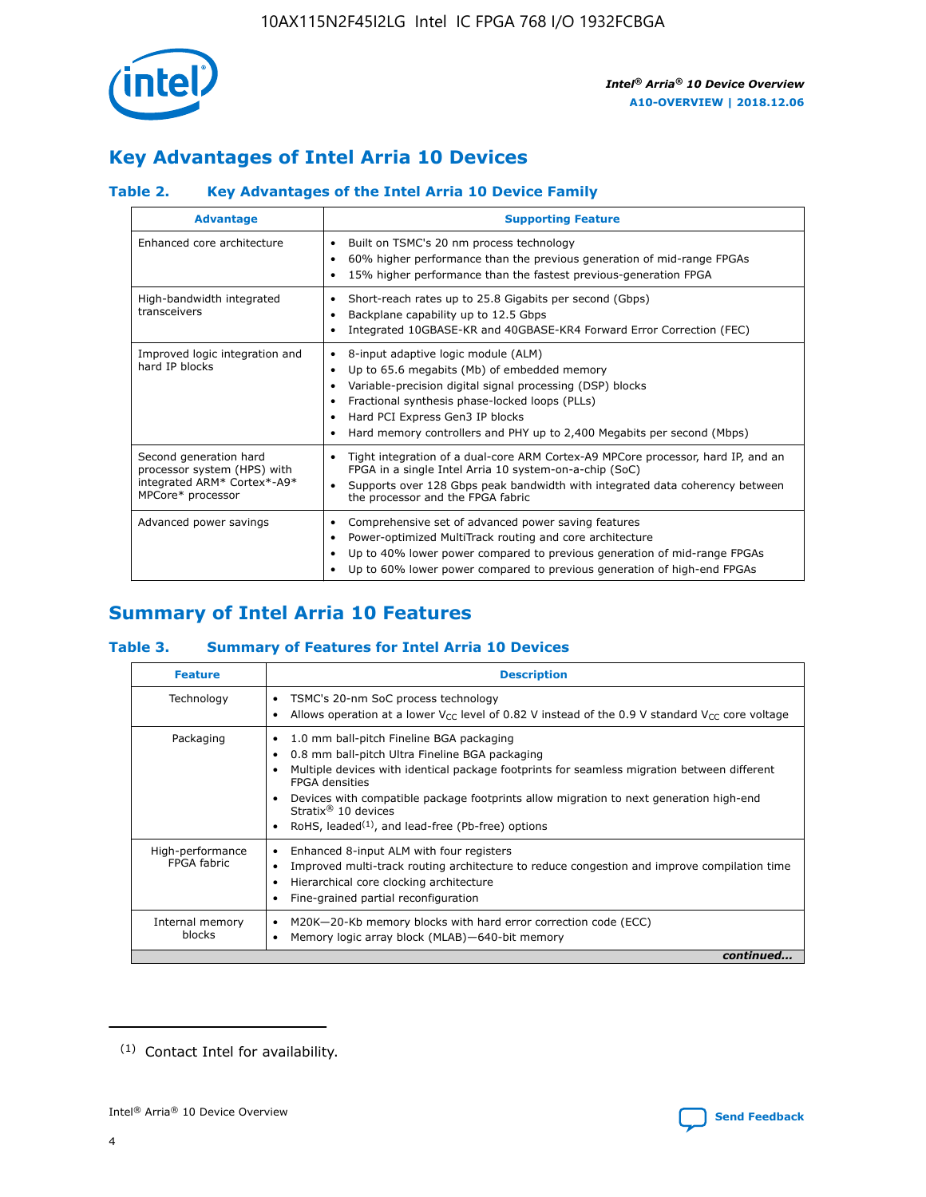## Key Advantages of Intel Arria 10 Devices

### Table 2. Key Advantages of the Intel Arria 10 Device Family

| Advantage | Supporting Feature |
|---|---|
| Enhanced core architecture | • Built on TSMC's 20 nm process technology<br>• 60% higher performance than the previous generation of mid-range FPGAs<br>• 15% higher performance than the fastest previous-generation FPGA |
| High-bandwidth integrated transceivers | • Short-reach rates up to 25.8 Gigabits per second (Gbps)<br>• Backplane capability up to 12.5 Gbps<br>• Integrated 10GBASE-KR and 40GBASE-KR4 Forward Error Correction (FEC) |
| Improved logic integration and hard IP blocks | • 8-input adaptive logic module (ALM)<br>• Up to 65.6 megabits (Mb) of embedded memory<br>• Variable-precision digital signal processing (DSP) blocks<br>• Fractional synthesis phase-locked loops (PLLs)<br>• Hard PCI Express Gen3 IP blocks<br>• Hard memory controllers and PHY up to 2,400 Megabits per second (Mbps) |
| Second generation hard processor system (HPS) with integrated ARM* Cortex*-A9* MPCore* processor | • Tight integration of a dual-core ARM Cortex-A9 MPCore processor, hard IP, and an FPGA in a single Intel Arria 10 system-on-a-chip (SoC)<br>• Supports over 128 Gbps peak bandwidth with integrated data coherency between the processor and the FPGA fabric |
| Advanced power savings | • Comprehensive set of advanced power saving features<br>• Power-optimized MultiTrack routing and core architecture<br>• Up to 40% lower power compared to previous generation of mid-range FPGAs<br>• Up to 60% lower power compared to previous generation of high-end FPGAs |

## Summary of Intel Arria 10 Features

### Table 3. Summary of Features for Intel Arria 10 Devices

| Feature | Description |
|---|---|
| Technology | • TSMC's 20-nm SoC process technology<br>• Allows operation at a lower $V_{CC}$ level of 0.82 V instead of the 0.9 V standard $V_{CC}$ core voltage |
| Packaging | • 1.0 mm ball-pitch Fineline BGA packaging<br>• 0.8 mm ball-pitch Ultra Fineline BGA packaging<br>• Multiple devices with identical package footprints for seamless migration between different FPGA densities<br>• Devices with compatible package footprints allow migration to next generation high-end Stratix® 10 devices<br>• RoHS, leaded[(1)], and lead-free (Pb-free) options |
| High-performance FPGA fabric | • Enhanced 8-input ALM with four registers<br>• Improved multi-track routing architecture to reduce congestion and improve compilation time<br>• Hierarchical core clocking architecture<br>• Fine-grained partial reconfiguration |
| Internal memory blocks | • M20K—20-Kb memory blocks with hard error correction code (ECC)<br>• Memory logic array block (MLAB)—640-bit memory |

*continued...*

(1) Contact Intel for availability.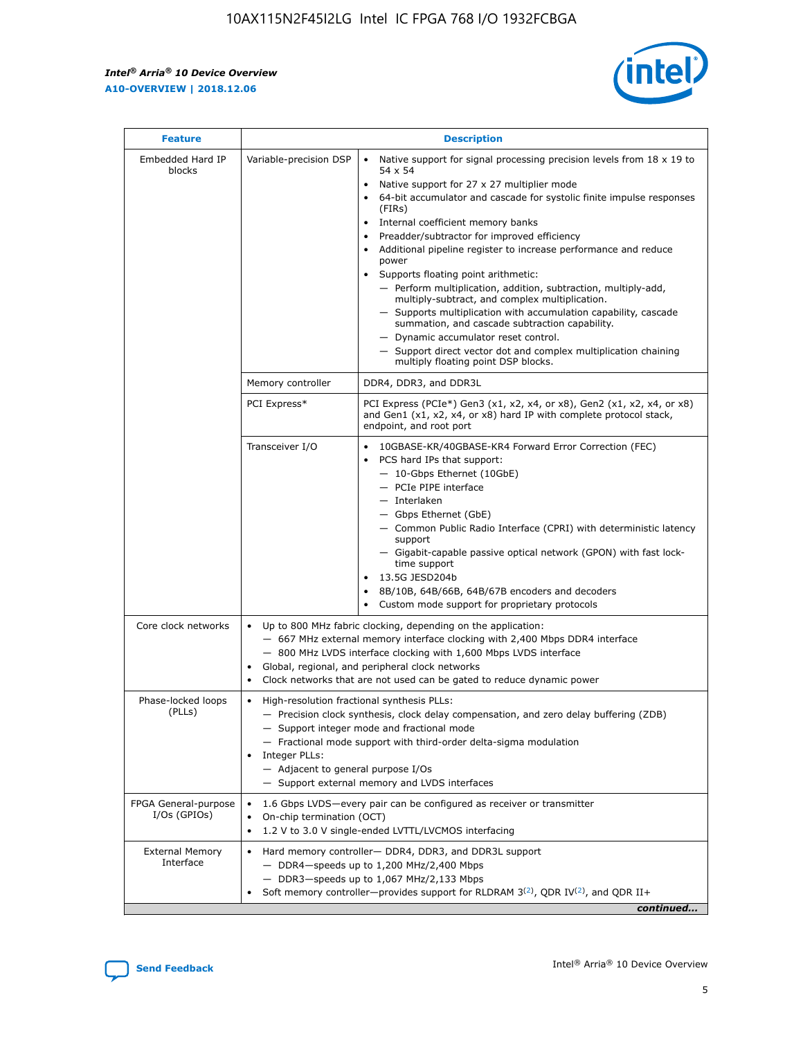| Feature | Description | |
|---|---|---|
| Embedded Hard IP blocks | Variable-precision DSP | • Native support for signal processing precision levels from 18 x 19 to 54 x 54<br>• Native support for 27 x 27 multiplier mode<br>• 64-bit accumulator and cascade for systolic finite impulse responses (FIRs)<br>• Internal coefficient memory banks<br>• Preadder/subtractor for improved efficiency<br>• Additional pipeline register to increase performance and reduce power<br>• Supports floating point arithmetic:<br>— Perform multiplication, addition, subtraction, multiply-add, multiply-subtract, and complex multiplication.<br>— Supports multiplication with accumulation capability, cascade summation, and cascade subtraction capability.<br>— Dynamic accumulator reset control.<br>— Support direct vector dot and complex multiplication chaining multiply floating point DSP blocks. |
| | Memory controller | DDR4, DDR3, and DDR3L |
| | PCI Express* | PCI Express (PCIe*) Gen3 (x1, x2, x4, or x8), Gen2 (x1, x2, x4, or x8) and Gen1 (x1, x2, x4, or x8) hard IP with complete protocol stack, endpoint, and root port |
| | Transceiver I/O | • 10GBASE-KR/40GBASE-KR4 Forward Error Correction (FEC)<br>• PCS hard IPs that support:<br>— 10-Gbps Ethernet (10GbE)<br>— PCIe PIPE interface<br>— Interlaken<br>— Gbps Ethernet (GbE)<br>— Common Public Radio Interface (CPRI) with deterministic latency support<br>— Gigabit-capable passive optical network (GPON) with fast lock-time support<br>• 13.5G JESD204b<br>• 8B/10B, 64B/66B, 64B/67B encoders and decoders<br>• Custom mode support for proprietary protocols |
| Core clock networks | • Up to 800 MHz fabric clocking, depending on the application:<br>— 667 MHz external memory interface clocking with 2,400 Mbps DDR4 interface<br>— 800 MHz LVDS interface clocking with 1,600 Mbps LVDS interface<br>• Global, regional, and peripheral clock networks<br>• Clock networks that are not used can be gated to reduce dynamic power | |
| Phase-locked loops (PLLs) | • High-resolution fractional synthesis PLLs:<br>— Precision clock synthesis, clock delay compensation, and zero delay buffering (ZDB)<br>— Support integer mode and fractional mode<br>— Fractional mode support with third-order delta-sigma modulation<br>• Integer PLLs:<br>— Adjacent to general purpose I/Os<br>— Support external memory and LVDS interfaces | |
| FPGA General-purpose I/Os (GPIOs) | • 1.6 Gbps LVDS—every pair can be configured as receiver or transmitter<br>• On-chip termination (OCT)<br>• 1.2 V to 3.0 V single-ended LVTTL/LVCMOS interfacing | |
| External Memory Interface | • Hard memory controller— DDR4, DDR3, and DDR3L support<br>— DDR4—speeds up to 1,200 MHz/2,400 Mbps<br>— DDR3—speeds up to 1,067 MHz/2,133 Mbps<br>• Soft memory controller—provides support for RLDRAM 3[(2)], QDR IV[(2)], and QDR II+ | |

*continued...*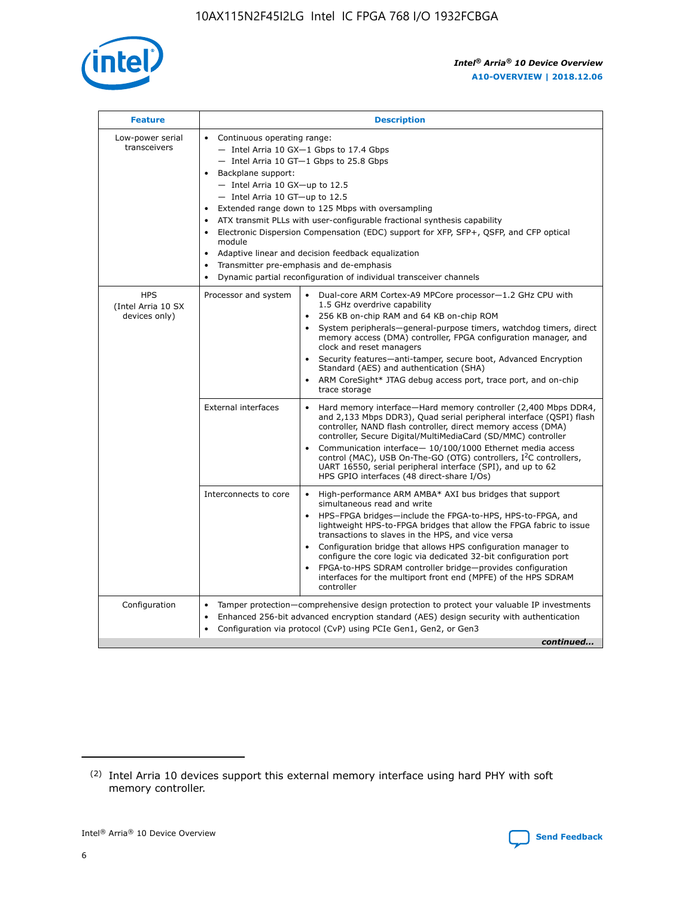| Feature | Description | |
|---|---|---|
| Low-power serial transceivers | • Continuous operating range:<br>— Intel Arria 10 GX—1 Gbps to 17.4 Gbps<br>— Intel Arria 10 GT—1 Gbps to 25.8 Gbps<br>• Backplane support:<br>— Intel Arria 10 GX—up to 12.5<br>— Intel Arria 10 GT—up to 12.5<br>• Extended range down to 125 Mbps with oversampling<br>• ATX transmit PLLs with user-configurable fractional synthesis capability<br>• Electronic Dispersion Compensation (EDC) support for XFP, SFP+, QSFP, and CFP optical module<br>• Adaptive linear and decision feedback equalization<br>• Transmitter pre-emphasis and de-emphasis<br>• Dynamic partial reconfiguration of individual transceiver channels | |
| HPS (Intel Arria 10 SX devices only) | Processor and system | • Dual-core ARM Cortex-A9 MPCore processor—1.2 GHz CPU with 1.5 GHz overdrive capability<br>• 256 KB on-chip RAM and 64 KB on-chip ROM<br>• System peripherals—general-purpose timers, watchdog timers, direct memory access (DMA) controller, FPGA configuration manager, and clock and reset managers<br>• Security features—anti-tamper, secure boot, Advanced Encryption Standard (AES) and authentication (SHA)<br>• ARM CoreSight* JTAG debug access port, trace port, and on-chip trace storage |
| | External interfaces | • Hard memory interface—Hard memory controller (2,400 Mbps DDR4, and 2,133 Mbps DDR3), Quad serial peripheral interface (QSPI) flash controller, NAND flash controller, direct memory access (DMA) controller, Secure Digital/MultiMediaCard (SD/MMC) controller<br>• Communication interface— 10/100/1000 Ethernet media access control (MAC), USB On-The-GO (OTG) controllers, I²C controllers, UART 16550, serial peripheral interface (SPI), and up to 62 HPS GPIO interfaces (48 direct-share I/Os) |
| | Interconnects to core | • High-performance ARM AMBA* AXI bus bridges that support simultaneous read and write<br>• HPS–FPGA bridges—include the FPGA-to-HPS, HPS-to-FPGA, and lightweight HPS-to-FPGA bridges that allow the FPGA fabric to issue transactions to slaves in the HPS, and vice versa<br>• Configuration bridge that allows HPS configuration manager to configure the core logic via dedicated 32-bit configuration port<br>• FPGA-to-HPS SDRAM controller bridge—provides configuration interfaces for the multiport front end (MPFE) of the HPS SDRAM controller |
| Configuration | • Tamper protection—comprehensive design protection to protect your valuable IP investments<br>• Enhanced 256-bit advanced encryption standard (AES) design security with authentication<br>• Configuration via protocol (CvP) using PCIe Gen1, Gen2, or Gen3 | |

*continued...*

(2) Intel Arria 10 devices support this external memory interface using hard PHY with soft memory controller.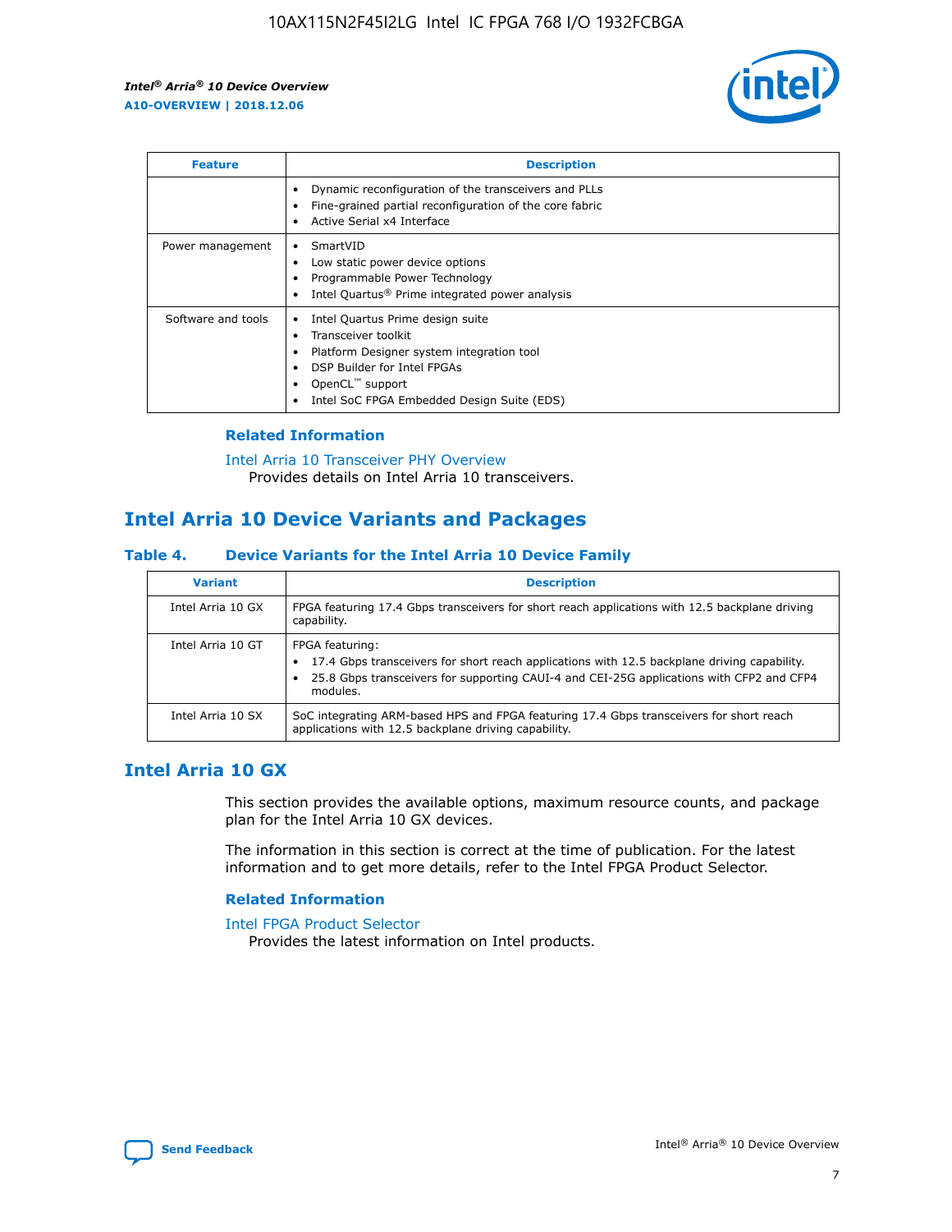| Feature | Description |
| --- | --- |
| | • Dynamic reconfiguration of the transceivers and PLLs<br>• Fine-grained partial reconfiguration of the core fabric<br>• Active Serial x4 Interface |
| Power management | • SmartVID<br>• Low static power device options<br>• Programmable Power Technology<br>• Intel Quartus® Prime integrated power analysis |
| Software and tools | • Intel Quartus Prime design suite<br>• Transceiver toolkit<br>• Platform Designer system integration tool<br>• DSP Builder for Intel FPGAs<br>• OpenCL™ support<br>• Intel SoC FPGA Embedded Design Suite (EDS) |

### Related Information

Intel Arria 10 Transceiver PHY Overview
Provides details on Intel Arria 10 transceivers.

## Intel Arria 10 Device Variants and Packages

### Table 4. Device Variants for the Intel Arria 10 Device Family

| Variant | Description |
| --- | --- |
| Intel Arria 10 GX | FPGA featuring 17.4 Gbps transceivers for short reach applications with 12.5 backplane driving capability. |
| Intel Arria 10 GT | FPGA featuring:<br>• 17.4 Gbps transceivers for short reach applications with 12.5 backplane driving capability.<br>• 25.8 Gbps transceivers for supporting CAUI-4 and CEI-25G applications with CFP2 and CFP4 modules. |
| Intel Arria 10 SX | SoC integrating ARM-based HPS and FPGA featuring 17.4 Gbps transceivers for short reach applications with 12.5 backplane driving capability. |

## Intel Arria 10 GX

This section provides the available options, maximum resource counts, and package plan for the Intel Arria 10 GX devices.

The information in this section is correct at the time of publication. For the latest information and to get more details, refer to the Intel FPGA Product Selector.

### Related Information

Intel FPGA Product Selector
Provides the latest information on Intel products.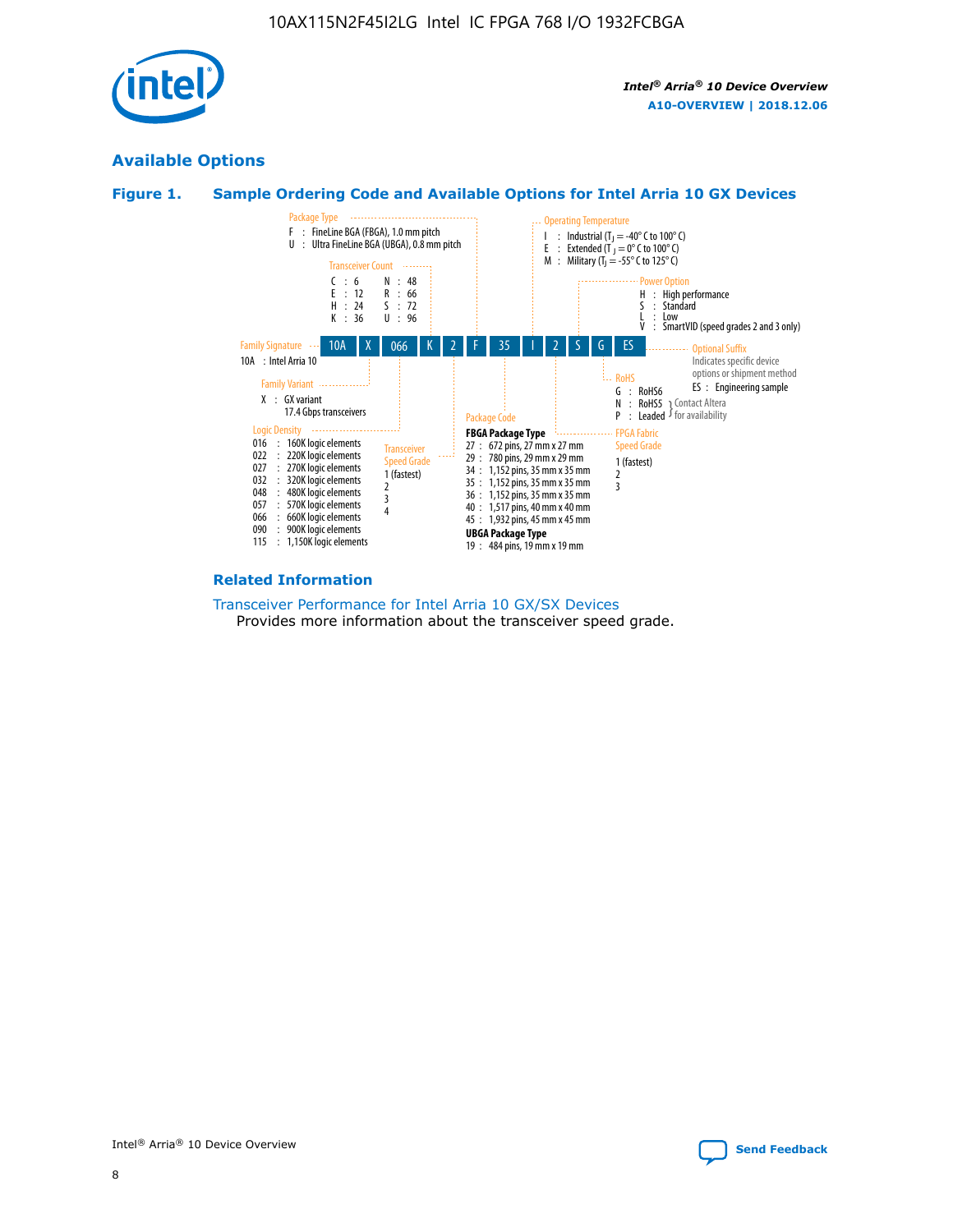## Available Options

### Figure 1. Sample Ordering Code and Available Options for Intel Arria 10 GX Devices

| 10A | X | 066 | K | 2 | F | 35 | I | 2 | S | G | ES |
|---|---|---|---|---|---|---|---|---|---|---|---|

**Family Signature**
- 10A : Intel Arria 10

**Family Variant**
- X : GX variant, 17.4 Gbps transceivers

**Logic Density**
- 016 : 160K logic elements
- 022 : 220K logic elements
- 027 : 270K logic elements
- 032 : 320K logic elements
- 048 : 480K logic elements
- 057 : 570K logic elements
- 066 : 660K logic elements
- 090 : 900K logic elements
- 115 : 1,150K logic elements

**Transceiver Count**
- C : 6
- E : 12
- H : 24
- K : 36
- N : 48
- R : 66
- S : 72
- U : 96

**Transceiver Speed Grade**
- 1 (fastest)
- 2
- 3
- 4

**Package Type**
- F : FineLine BGA (FBGA), 1.0 mm pitch
- U : Ultra FineLine BGA (UBGA), 0.8 mm pitch

**Package Code**

FBGA Package Type
- 27 : 672 pins, 27 mm x 27 mm
- 29 : 780 pins, 29 mm x 29 mm
- 34 : 1,152 pins, 35 mm x 35 mm
- 35 : 1,152 pins, 35 mm x 35 mm
- 36 : 1,152 pins, 35 mm x 35 mm
- 40 : 1,517 pins, 40 mm x 40 mm
- 45 : 1,932 pins, 45 mm x 45 mm

UBGA Package Type
- 19 : 484 pins, 19 mm x 19 mm

**Operating Temperature**
- I : Industrial ($T_J$ = -40° C to 100° C)
- E : Extended ($T_J$ = 0° C to 100° C)
- M : Military ($T_J$ = -55° C to 125° C)

**FPGA Fabric Speed Grade**
- 1 (fastest)
- 2
- 3

**Power Option**
- H : High performance
- S : Standard
- L : Low
- V : SmartVID (speed grades 2 and 3 only)

**RoHS**
- G : RoHS6
- N : RoHS5 (Contact Altera for availability)
- P : Leaded (Contact Altera for availability)

**Optional Suffix**

Indicates specific device options or shipment method
- ES : Engineering sample

### Related Information

Transceiver Performance for Intel Arria 10 GX/SX Devices
Provides more information about the transceiver speed grade.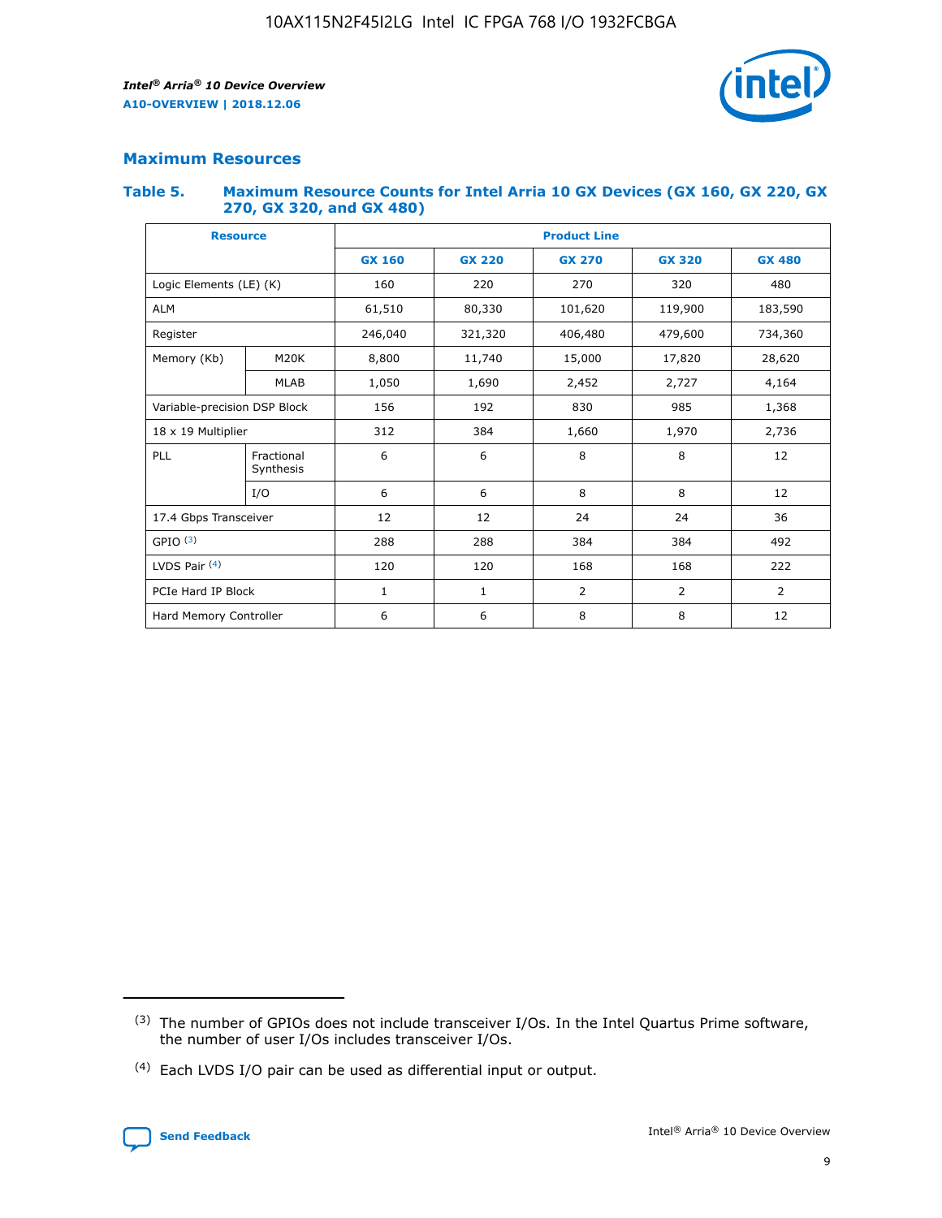## Maximum Resources

### Table 5. Maximum Resource Counts for Intel Arria 10 GX Devices (GX 160, GX 220, GX 270, GX 320, and GX 480)

| Resource | | Product Line | | | | |
|---|---|---|---|---|---|---|
| | | GX 160 | GX 220 | GX 270 | GX 320 | GX 480 |
| Logic Elements (LE) (K) | | 160 | 220 | 270 | 320 | 480 |
| ALM | | 61,510 | 80,330 | 101,620 | 119,900 | 183,590 |
| Register | | 246,040 | 321,320 | 406,480 | 479,600 | 734,360 |
| Memory (Kb) | M20K | 8,800 | 11,740 | 15,000 | 17,820 | 28,620 |
| | MLAB | 1,050 | 1,690 | 2,452 | 2,727 | 4,164 |
| Variable-precision DSP Block | | 156 | 192 | 830 | 985 | 1,368 |
| 18 x 19 Multiplier | | 312 | 384 | 1,660 | 1,970 | 2,736 |
| PLL | Fractional Synthesis | 6 | 6 | 8 | 8 | 12 |
| | I/O | 6 | 6 | 8 | 8 | 12 |
| 17.4 Gbps Transceiver | | 12 | 12 | 24 | 24 | 36 |
| GPIO [3] | | 288 | 288 | 384 | 384 | 492 |
| LVDS Pair [4] | | 120 | 120 | 168 | 168 | 222 |
| PCIe Hard IP Block | | 1 | 1 | 2 | 2 | 2 |
| Hard Memory Controller | | 6 | 6 | 8 | 8 | 12 |

(3) The number of GPIOs does not include transceiver I/Os. In the Intel Quartus Prime software, the number of user I/Os includes transceiver I/Os.

(4) Each LVDS I/O pair can be used as differential input or output.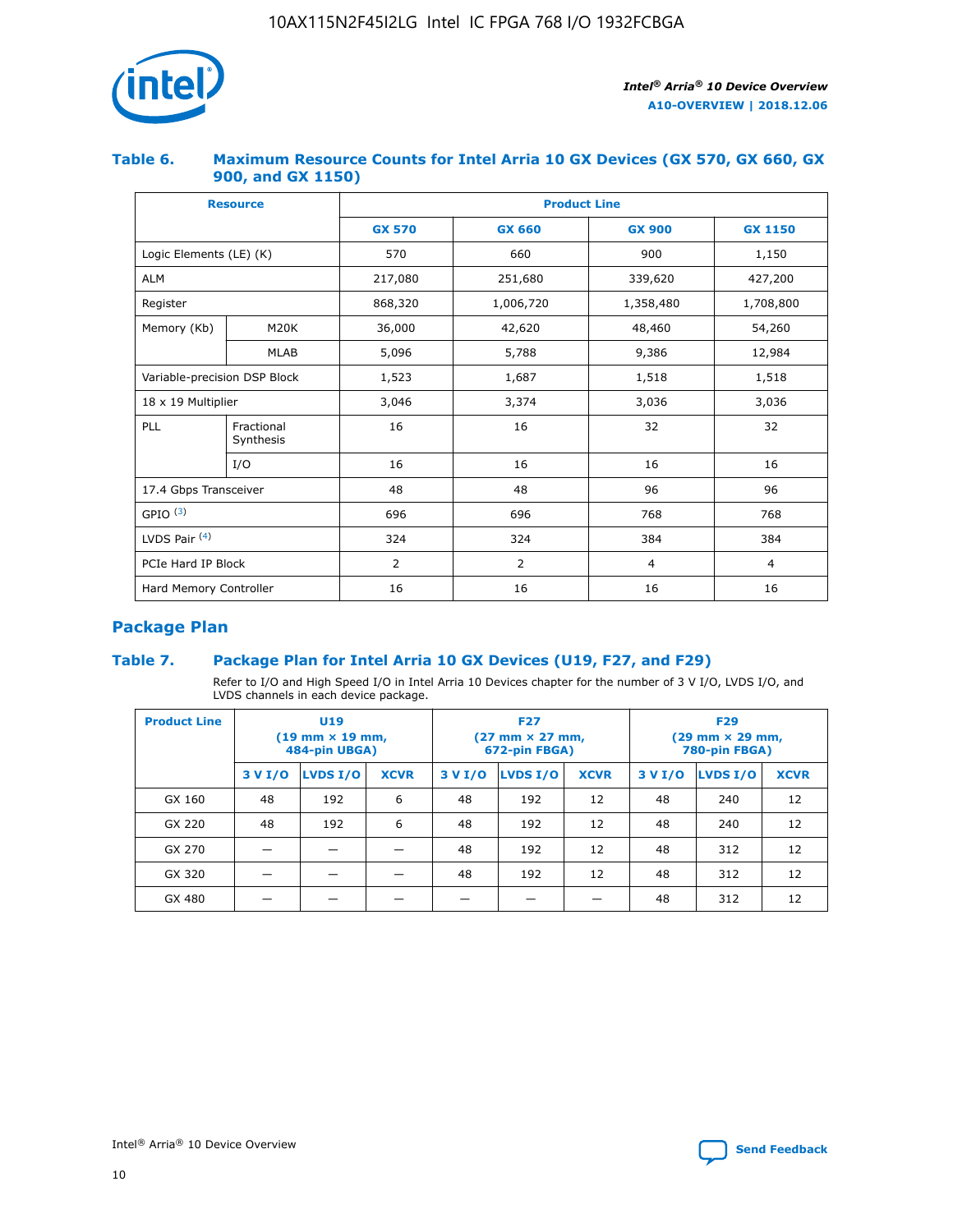### Table 6. Maximum Resource Counts for Intel Arria 10 GX Devices (GX 570, GX 660, GX 900, and GX 1150)

| Resource | | Product Line | | | |
|---|---|---|---|---|---|
| | | GX 570 | GX 660 | GX 900 | GX 1150 |
| Logic Elements (LE) (K) | | 570 | 660 | 900 | 1,150 |
| ALM | | 217,080 | 251,680 | 339,620 | 427,200 |
| Register | | 868,320 | 1,006,720 | 1,358,480 | 1,708,800 |
| Memory (Kb) | M20K | 36,000 | 42,620 | 48,460 | 54,260 |
| | MLAB | 5,096 | 5,788 | 9,386 | 12,984 |
| Variable-precision DSP Block | | 1,523 | 1,687 | 1,518 | 1,518 |
| 18 x 19 Multiplier | | 3,046 | 3,374 | 3,036 | 3,036 |
| PLL | Fractional Synthesis | 16 | 16 | 32 | 32 |
| | I/O | 16 | 16 | 16 | 16 |
| 17.4 Gbps Transceiver | | 48 | 48 | 96 | 96 |
| GPIO [(3)] | | 696 | 696 | 768 | 768 |
| LVDS Pair [(4)] | | 324 | 324 | 384 | 384 |
| PCIe Hard IP Block | | 2 | 2 | 4 | 4 |
| Hard Memory Controller | | 16 | 16 | 16 | 16 |

## Package Plan

### Table 7. Package Plan for Intel Arria 10 GX Devices (U19, F27, and F29)

Refer to I/O and High Speed I/O in Intel Arria 10 Devices chapter for the number of 3 V I/O, LVDS I/O, and LVDS channels in each device package.

| Product Line | U19 (19 mm × 19 mm, 484-pin UBGA) | | | F27 (27 mm × 27 mm, 672-pin FBGA) | | | F29 (29 mm × 29 mm, 780-pin FBGA) | | |
|---|---|---|---|---|---|---|---|---|---|
| | 3 V I/O | LVDS I/O | XCVR | 3 V I/O | LVDS I/O | XCVR | 3 V I/O | LVDS I/O | XCVR |
| GX 160 | 48 | 192 | 6 | 48 | 192 | 12 | 48 | 240 | 12 |
| GX 220 | 48 | 192 | 6 | 48 | 192 | 12 | 48 | 240 | 12 |
| GX 270 | — | — | — | 48 | 192 | 12 | 48 | 312 | 12 |
| GX 320 | — | — | — | 48 | 192 | 12 | 48 | 312 | 12 |
| GX 480 | — | — | — | — | — | — | 48 | 312 | 12 |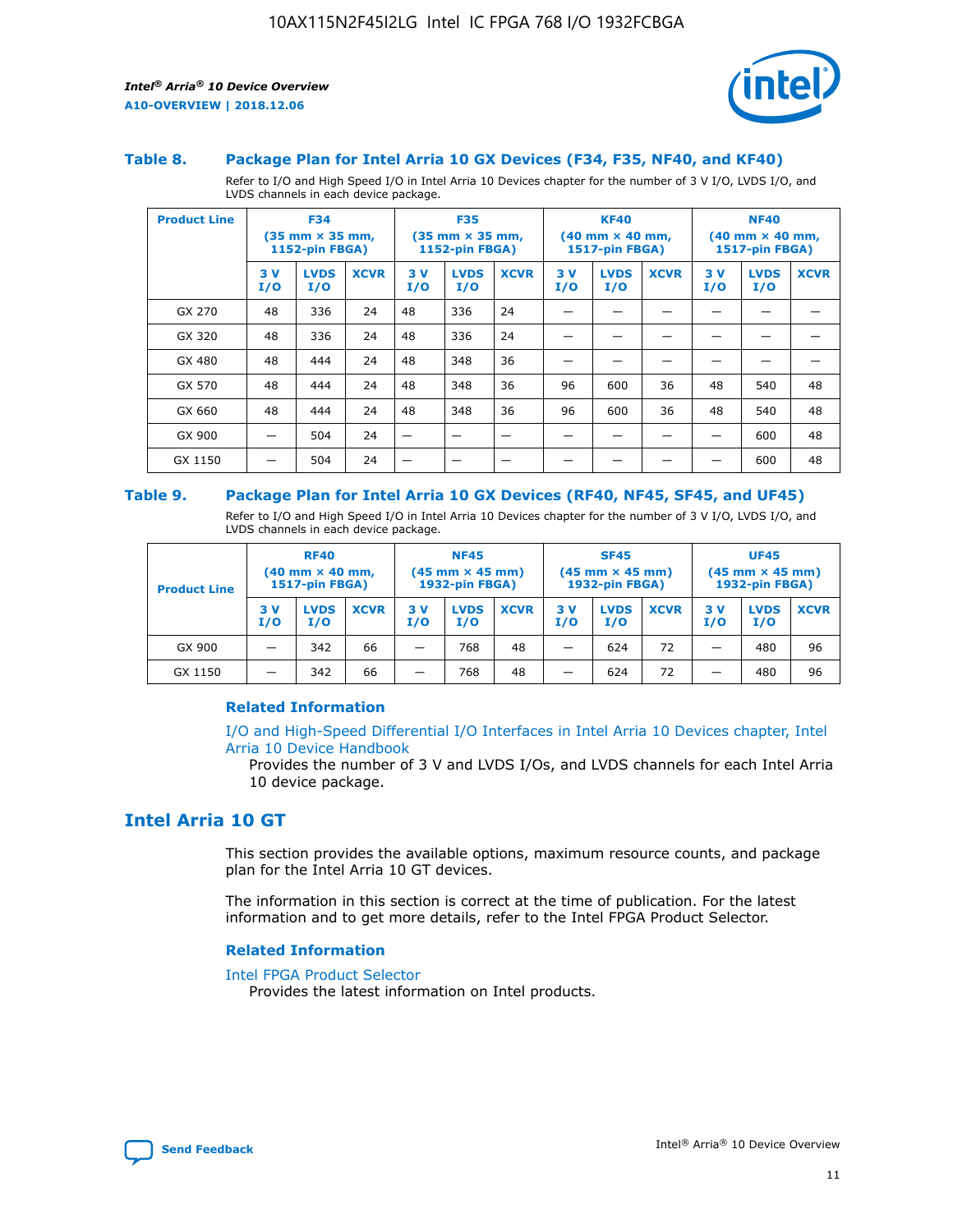### Table 8. Package Plan for Intel Arria 10 GX Devices (F34, F35, NF40, and KF40)

Refer to I/O and High Speed I/O in Intel Arria 10 Devices chapter for the number of 3 V I/O, LVDS I/O, and LVDS channels in each device package.

| Product Line | F34 (35 mm × 35 mm, 1152-pin FBGA) | | | F35 (35 mm × 35 mm, 1152-pin FBGA) | | | KF40 (40 mm × 40 mm, 1517-pin FBGA) | | | NF40 (40 mm × 40 mm, 1517-pin FBGA) | | |
|---|---|---|---|---|---|---|---|---|---|---|---|---|
| | 3 V I/O | LVDS I/O | XCVR | 3 V I/O | LVDS I/O | XCVR | 3 V I/O | LVDS I/O | XCVR | 3 V I/O | LVDS I/O | XCVR |
| GX 270 | 48 | 336 | 24 | 48 | 336 | 24 | — | — | — | — | — | — |
| GX 320 | 48 | 336 | 24 | 48 | 336 | 24 | — | — | — | — | — | — |
| GX 480 | 48 | 444 | 24 | 48 | 348 | 36 | — | — | — | — | — | — |
| GX 570 | 48 | 444 | 24 | 48 | 348 | 36 | 96 | 600 | 36 | 48 | 540 | 48 |
| GX 660 | 48 | 444 | 24 | 48 | 348 | 36 | 96 | 600 | 36 | 48 | 540 | 48 |
| GX 900 | — | 504 | 24 | — | — | — | — | — | — | — | 600 | 48 |
| GX 1150 | — | 504 | 24 | — | — | — | — | — | — | — | 600 | 48 |

### Table 9. Package Plan for Intel Arria 10 GX Devices (RF40, NF45, SF45, and UF45)

Refer to I/O and High Speed I/O in Intel Arria 10 Devices chapter for the number of 3 V I/O, LVDS I/O, and LVDS channels in each device package.

| Product Line | RF40 (40 mm × 40 mm, 1517-pin FBGA) | | | NF45 (45 mm × 45 mm) 1932-pin FBGA) | | | SF45 (45 mm × 45 mm) 1932-pin FBGA) | | | UF45 (45 mm × 45 mm) 1932-pin FBGA) | | |
|---|---|---|---|---|---|---|---|---|---|---|---|---|
| | 3 V I/O | LVDS I/O | XCVR | 3 V I/O | LVDS I/O | XCVR | 3 V I/O | LVDS I/O | XCVR | 3 V I/O | LVDS I/O | XCVR |
| GX 900 | — | 342 | 66 | — | 768 | 48 | — | 624 | 72 | — | 480 | 96 |
| GX 1150 | — | 342 | 66 | — | 768 | 48 | — | 624 | 72 | — | 480 | 96 |

#### Related Information

I/O and High-Speed Differential I/O Interfaces in Intel Arria 10 Devices chapter, Intel Arria 10 Device Handbook

Provides the number of 3 V and LVDS I/Os, and LVDS channels for each Intel Arria 10 device package.

## Intel Arria 10 GT

This section provides the available options, maximum resource counts, and package plan for the Intel Arria 10 GT devices.

The information in this section is correct at the time of publication. For the latest information and to get more details, refer to the Intel FPGA Product Selector.

#### Related Information

Intel FPGA Product Selector

Provides the latest information on Intel products.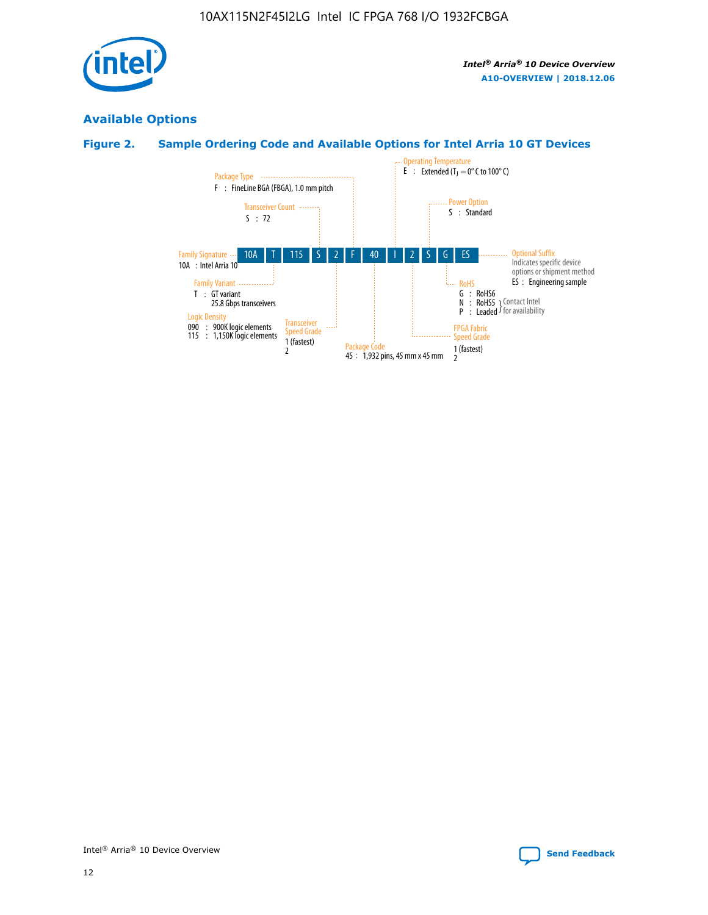## Available Options

### Figure 2. Sample Ordering Code and Available Options for Intel Arria 10 GT Devices

| 10A | T | 115 | S | 2 | F | 40 | I | 2 | S | G | ES |
|---|---|---|---|---|---|---|---|---|---|---|---|

**Family Signature**
10A : Intel Arria 10

**Family Variant**
T : GT variant
25.8 Gbps transceivers

**Logic Density**
090 : 900K logic elements
115 : 1,150K logic elements

**Transceiver Count**
S : 72

**Transceiver Speed Grade**
1 (fastest)
2

**Package Type**
F : FineLine BGA (FBGA), 1.0 mm pitch

**Package Code**
45 : 1,932 pins, 45 mm x 45 mm

**Operating Temperature**
E : Extended ($T_J$ = 0° C to 100° C)

**FPGA Fabric Speed Grade**
1 (fastest)
2

**Power Option**
S : Standard

**RoHS**
G : RoHS6
N : RoHS5 } Contact Intel for availability
P : Leaded } Contact Intel for availability

**Optional Suffix**
Indicates specific device options or shipment method
ES : Engineering sample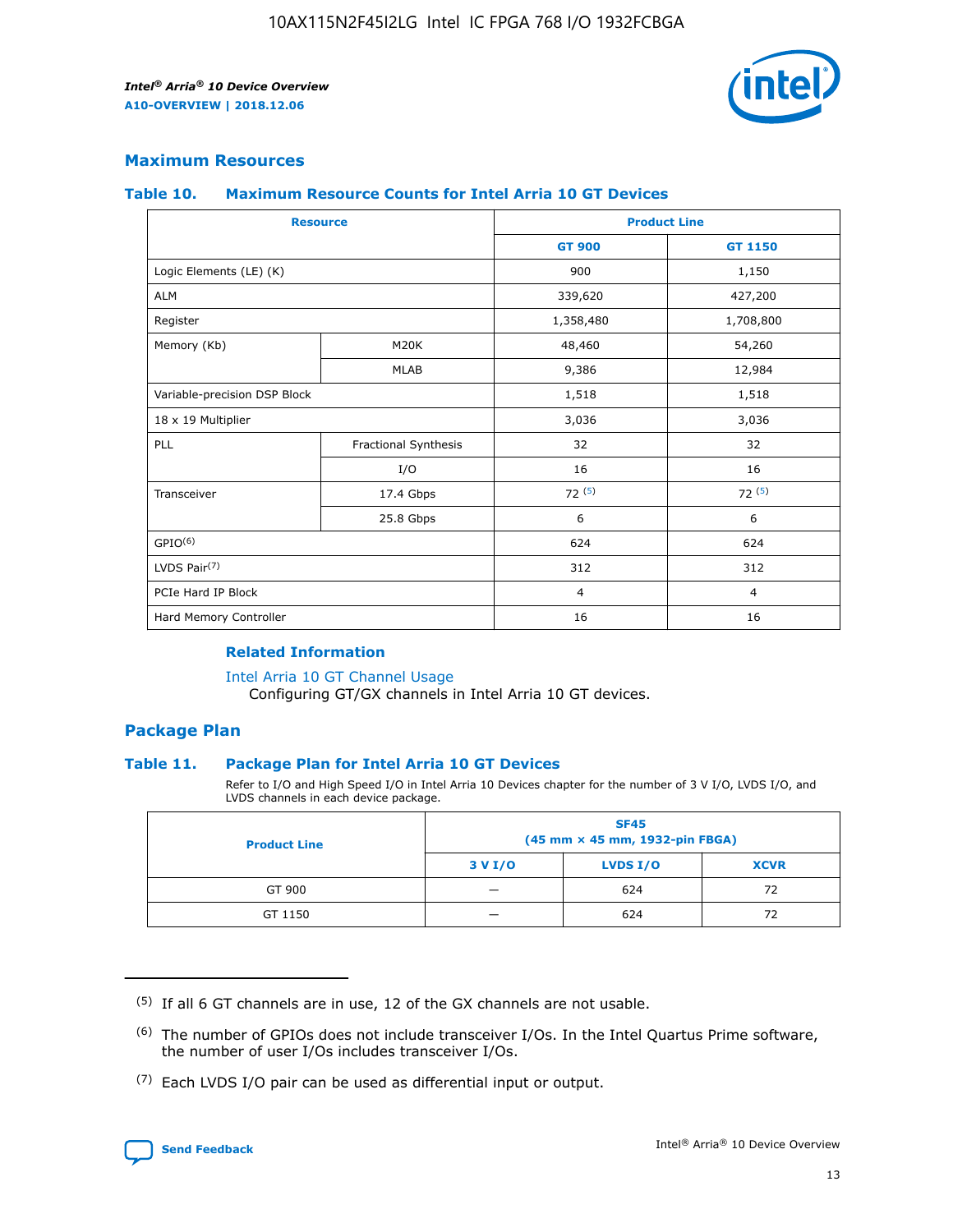## Maximum Resources

### Table 10. Maximum Resource Counts for Intel Arria 10 GT Devices

| Resource | | Product Line | |
|---|---|---|---|
| | | GT 900 | GT 1150 |
| Logic Elements (LE) (K) | | 900 | 1,150 |
| ALM | | 339,620 | 427,200 |
| Register | | 1,358,480 | 1,708,800 |
| Memory (Kb) | M20K | 48,460 | 54,260 |
| | MLAB | 9,386 | 12,984 |
| Variable-precision DSP Block | | 1,518 | 1,518 |
| 18 x 19 Multiplier | | 3,036 | 3,036 |
| PLL | Fractional Synthesis | 32 | 32 |
| | I/O | 16 | 16 |
| Transceiver | 17.4 Gbps | 72 (5) | 72 (5) |
| | 25.8 Gbps | 6 | 6 |
| GPIO(6) | | 624 | 624 |
| LVDS Pair(7) | | 312 | 312 |
| PCIe Hard IP Block | | 4 | 4 |
| Hard Memory Controller | | 16 | 16 |

#### Related Information

Intel Arria 10 GT Channel Usage
Configuring GT/GX channels in Intel Arria 10 GT devices.

## Package Plan

### Table 11. Package Plan for Intel Arria 10 GT Devices

Refer to I/O and High Speed I/O in Intel Arria 10 Devices chapter for the number of 3 V I/O, LVDS I/O, and LVDS channels in each device package.

| Product Line | SF45 (45 mm × 45 mm, 1932-pin FBGA) | | |
|---|---|---|---|
| | 3 V I/O | LVDS I/O | XCVR |
| GT 900 | — | 624 | 72 |
| GT 1150 | — | 624 | 72 |

(5) If all 6 GT channels are in use, 12 of the GX channels are not usable.

(6) The number of GPIOs does not include transceiver I/Os. In the Intel Quartus Prime software, the number of user I/Os includes transceiver I/Os.

(7) Each LVDS I/O pair can be used as differential input or output.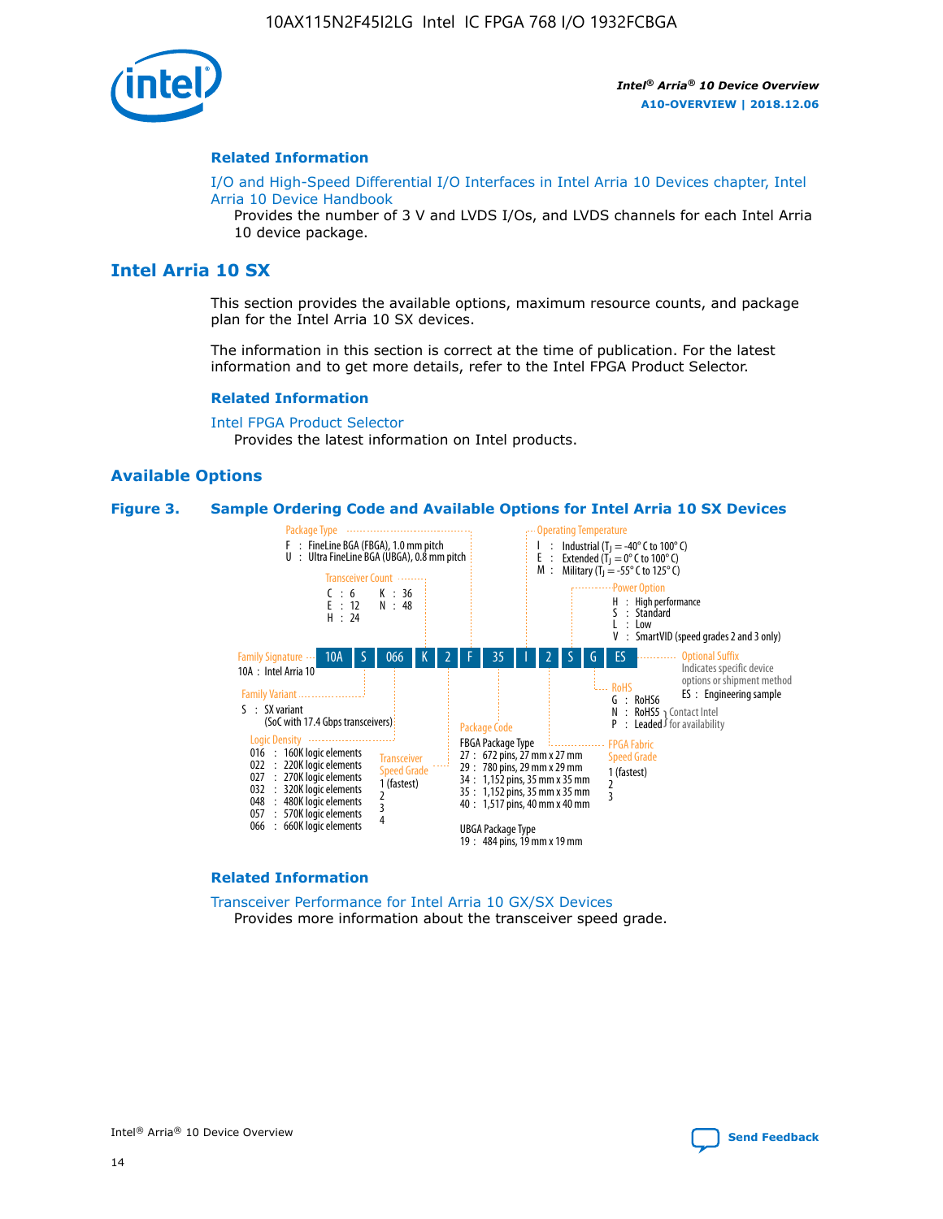#### Related Information

I/O and High-Speed Differential I/O Interfaces in Intel Arria 10 Devices chapter, Intel Arria 10 Device Handbook
Provides the number of 3 V and LVDS I/Os, and LVDS channels for each Intel Arria 10 device package.

## Intel Arria 10 SX

This section provides the available options, maximum resource counts, and package plan for the Intel Arria 10 SX devices.

The information in this section is correct at the time of publication. For the latest information and to get more details, refer to the Intel FPGA Product Selector.

#### Related Information

Intel FPGA Product Selector
Provides the latest information on Intel products.

### Available Options

**Figure 3. Sample Ordering Code and Available Options for Intel Arria 10 SX Devices**

Sample ordering code: 10A S 066 K 2 F 35 I 2 S G ES

- **Family Signature**
  - 10A : Intel Arria 10
- **Family Variant**
  - S : SX variant (SoC with 17.4 Gbps transceivers)
- **Logic Density**
  - 016 : 160K logic elements
  - 022 : 220K logic elements
  - 027 : 270K logic elements
  - 032 : 320K logic elements
  - 048 : 480K logic elements
  - 057 : 570K logic elements
  - 066 : 660K logic elements
- **Transceiver Count**
  - C : 6
  - E : 12
  - H : 24
  - K : 36
  - N : 48
- **Transceiver Speed Grade**
  - 1 (fastest)
  - 2
  - 3
  - 4
- **Package Type**
  - F : FineLine BGA (FBGA), 1.0 mm pitch
  - U : Ultra FineLine BGA (UBGA), 0.8 mm pitch
- **Package Code**
  - FBGA Package Type
    - 27 : 672 pins, 27 mm x 27 mm
    - 29 : 780 pins, 29 mm x 29 mm
    - 34 : 1,152 pins, 35 mm x 35 mm
    - 35 : 1,152 pins, 35 mm x 35 mm
    - 40 : 1,517 pins, 40 mm x 40 mm
  - UBGA Package Type
    - 19 : 484 pins, 19 mm x 19 mm
- **Operating Temperature**
  - I : Industrial ($T_J$ = -40° C to 100° C)
  - E : Extended ($T_J$ = 0° C to 100° C)
  - M : Military ($T_J$ = -55° C to 125° C)
- **FPGA Fabric Speed Grade**
  - 1 (fastest)
  - 2
  - 3
- **Power Option**
  - H : High performance
  - S : Standard
  - L : Low
  - V : SmartVID (speed grades 2 and 3 only)
- **RoHS**
  - G : RoHS6
  - N : RoHS5 (Contact Intel for availability)
  - P : Leaded (Contact Intel for availability)
- **Optional Suffix**
  - Indicates specific device options or shipment method
  - ES : Engineering sample

#### Related Information

Transceiver Performance for Intel Arria 10 GX/SX Devices
Provides more information about the transceiver speed grade.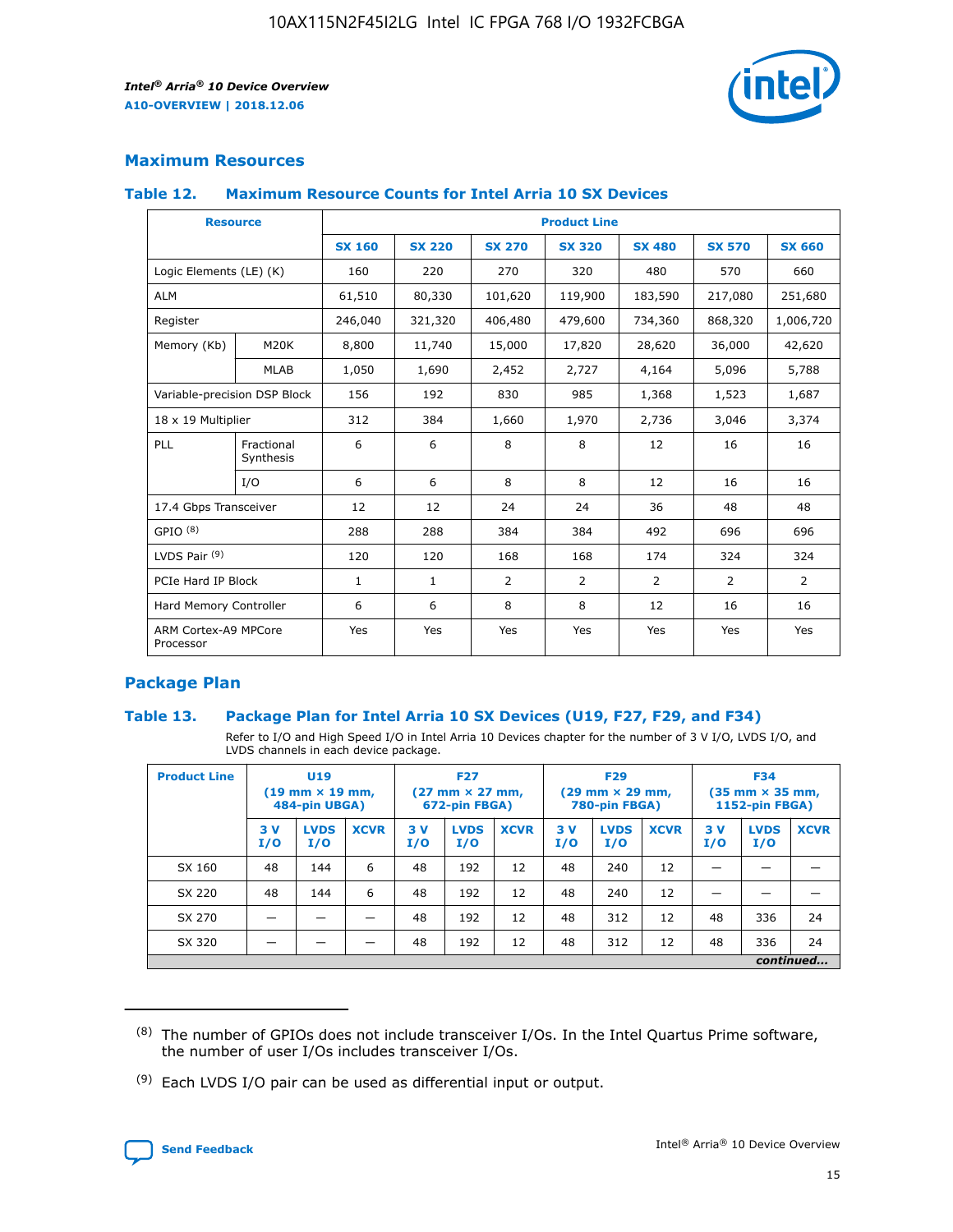## Maximum Resources

### Table 12. Maximum Resource Counts for Intel Arria 10 SX Devices

| Resource | | Product Line | | | | | | |
|---|---|---|---|---|---|---|---|---|
| | | SX 160 | SX 220 | SX 270 | SX 320 | SX 480 | SX 570 | SX 660 |
| Logic Elements (LE) (K) | | 160 | 220 | 270 | 320 | 480 | 570 | 660 |
| ALM | | 61,510 | 80,330 | 101,620 | 119,900 | 183,590 | 217,080 | 251,680 |
| Register | | 246,040 | 321,320 | 406,480 | 479,600 | 734,360 | 868,320 | 1,006,720 |
| Memory (Kb) | M20K | 8,800 | 11,740 | 15,000 | 17,820 | 28,620 | 36,000 | 42,620 |
| | MLAB | 1,050 | 1,690 | 2,452 | 2,727 | 4,164 | 5,096 | 5,788 |
| Variable-precision DSP Block | | 156 | 192 | 830 | 985 | 1,368 | 1,523 | 1,687 |
| 18 x 19 Multiplier | | 312 | 384 | 1,660 | 1,970 | 2,736 | 3,046 | 3,374 |
| PLL | Fractional Synthesis | 6 | 6 | 8 | 8 | 12 | 16 | 16 |
| | I/O | 6 | 6 | 8 | 8 | 12 | 16 | 16 |
| 17.4 Gbps Transceiver | | 12 | 12 | 24 | 24 | 36 | 48 | 48 |
| GPIO [8] | | 288 | 288 | 384 | 384 | 492 | 696 | 696 |
| LVDS Pair [9] | | 120 | 120 | 168 | 168 | 174 | 324 | 324 |
| PCIe Hard IP Block | | 1 | 1 | 2 | 2 | 2 | 2 | 2 |
| Hard Memory Controller | | 6 | 6 | 8 | 8 | 12 | 16 | 16 |
| ARM Cortex-A9 MPCore Processor | | Yes | Yes | Yes | Yes | Yes | Yes | Yes |

## Package Plan

### Table 13. Package Plan for Intel Arria 10 SX Devices (U19, F27, F29, and F34)

Refer to I/O and High Speed I/O in Intel Arria 10 Devices chapter for the number of 3 V I/O, LVDS I/O, and LVDS channels in each device package.

| Product Line | U19 (19 mm × 19 mm, 484-pin UBGA) | | | F27 (27 mm × 27 mm, 672-pin FBGA) | | | F29 (29 mm × 29 mm, 780-pin FBGA) | | | F34 (35 mm × 35 mm, 1152-pin FBGA) | | |
|---|---|---|---|---|---|---|---|---|---|---|---|---|
| | 3 V I/O | LVDS I/O | XCVR | 3 V I/O | LVDS I/O | XCVR | 3 V I/O | LVDS I/O | XCVR | 3 V I/O | LVDS I/O | XCVR |
| SX 160 | 48 | 144 | 6 | 48 | 192 | 12 | 48 | 240 | 12 | — | — | — |
| SX 220 | 48 | 144 | 6 | 48 | 192 | 12 | 48 | 240 | 12 | — | — | — |
| SX 270 | — | — | — | 48 | 192 | 12 | 48 | 312 | 12 | 48 | 336 | 24 |
| SX 320 | — | — | — | 48 | 192 | 12 | 48 | 312 | 12 | 48 | 336 | 24 |

*continued...*

(8) The number of GPIOs does not include transceiver I/Os. In the Intel Quartus Prime software, the number of user I/Os includes transceiver I/Os.

(9) Each LVDS I/O pair can be used as differential input or output.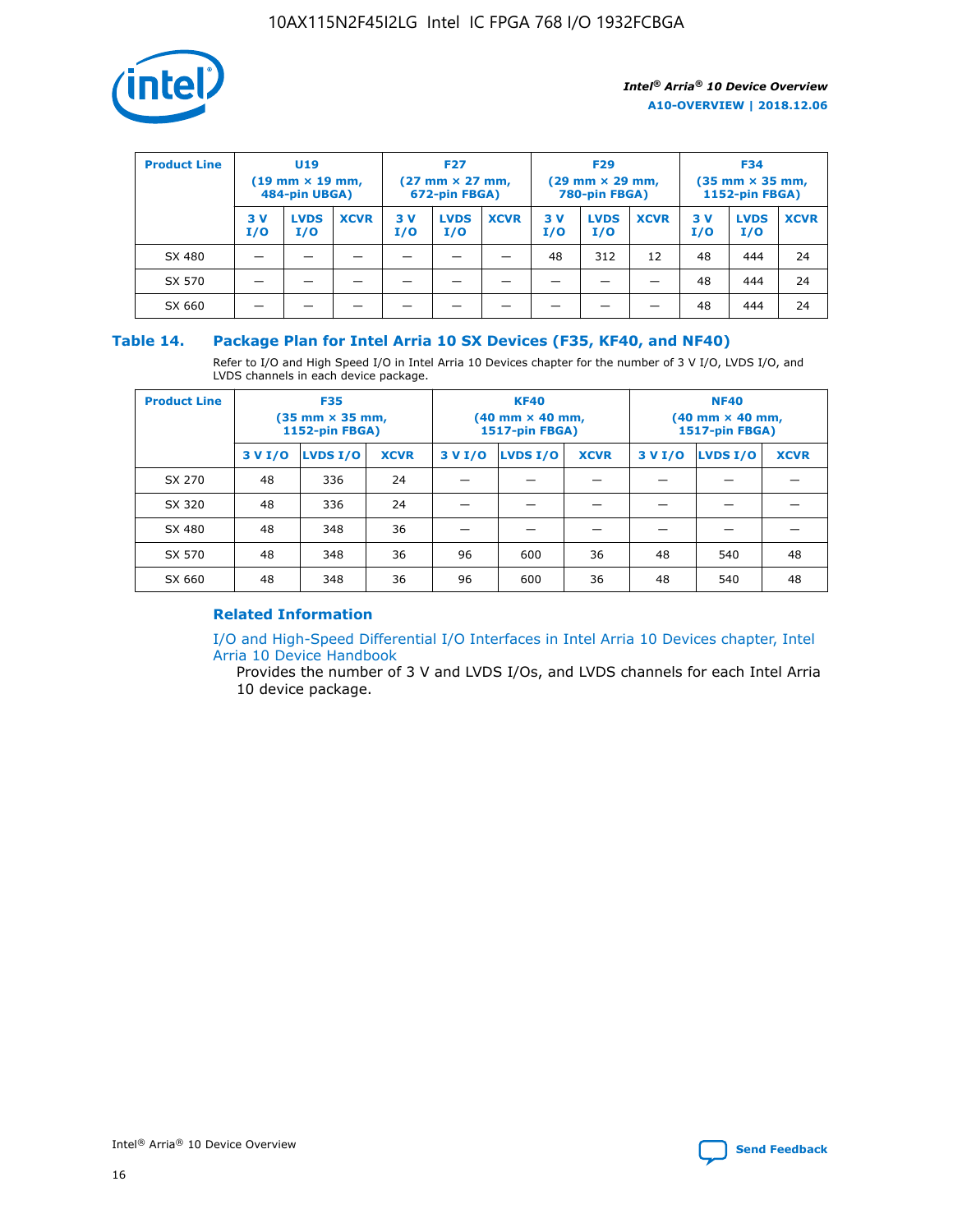| Product Line | U19 (19 mm × 19 mm, 484-pin UBGA) | | | F27 (27 mm × 27 mm, 672-pin FBGA) | | | F29 (29 mm × 29 mm, 780-pin FBGA) | | | F34 (35 mm × 35 mm, 1152-pin FBGA) | | |
|---|---|---|---|---|---|---|---|---|---|---|---|---|
| | 3 V I/O | LVDS I/O | XCVR | 3 V I/O | LVDS I/O | XCVR | 3 V I/O | LVDS I/O | XCVR | 3 V I/O | LVDS I/O | XCVR |
| SX 480 | — | — | — | — | — | — | 48 | 312 | 12 | 48 | 444 | 24 |
| SX 570 | — | — | — | — | — | — | — | — | — | 48 | 444 | 24 |
| SX 660 | — | — | — | — | — | — | — | — | — | 48 | 444 | 24 |

### Table 14. Package Plan for Intel Arria 10 SX Devices (F35, KF40, and NF40)

Refer to I/O and High Speed I/O in Intel Arria 10 Devices chapter for the number of 3 V I/O, LVDS I/O, and LVDS channels in each device package.

| Product Line | F35 (35 mm × 35 mm, 1152-pin FBGA) | | | KF40 (40 mm × 40 mm, 1517-pin FBGA) | | | NF40 (40 mm × 40 mm, 1517-pin FBGA) | | |
|---|---|---|---|---|---|---|---|---|---|
| | 3 V I/O | LVDS I/O | XCVR | 3 V I/O | LVDS I/O | XCVR | 3 V I/O | LVDS I/O | XCVR |
| SX 270 | 48 | 336 | 24 | — | — | — | — | — | — |
| SX 320 | 48 | 336 | 24 | — | — | — | — | — | — |
| SX 480 | 48 | 348 | 36 | — | — | — | — | — | — |
| SX 570 | 48 | 348 | 36 | 96 | 600 | 36 | 48 | 540 | 48 |
| SX 660 | 48 | 348 | 36 | 96 | 600 | 36 | 48 | 540 | 48 |

#### Related Information

I/O and High-Speed Differential I/O Interfaces in Intel Arria 10 Devices chapter, Intel Arria 10 Device Handbook

Provides the number of 3 V and LVDS I/Os, and LVDS channels for each Intel Arria 10 device package.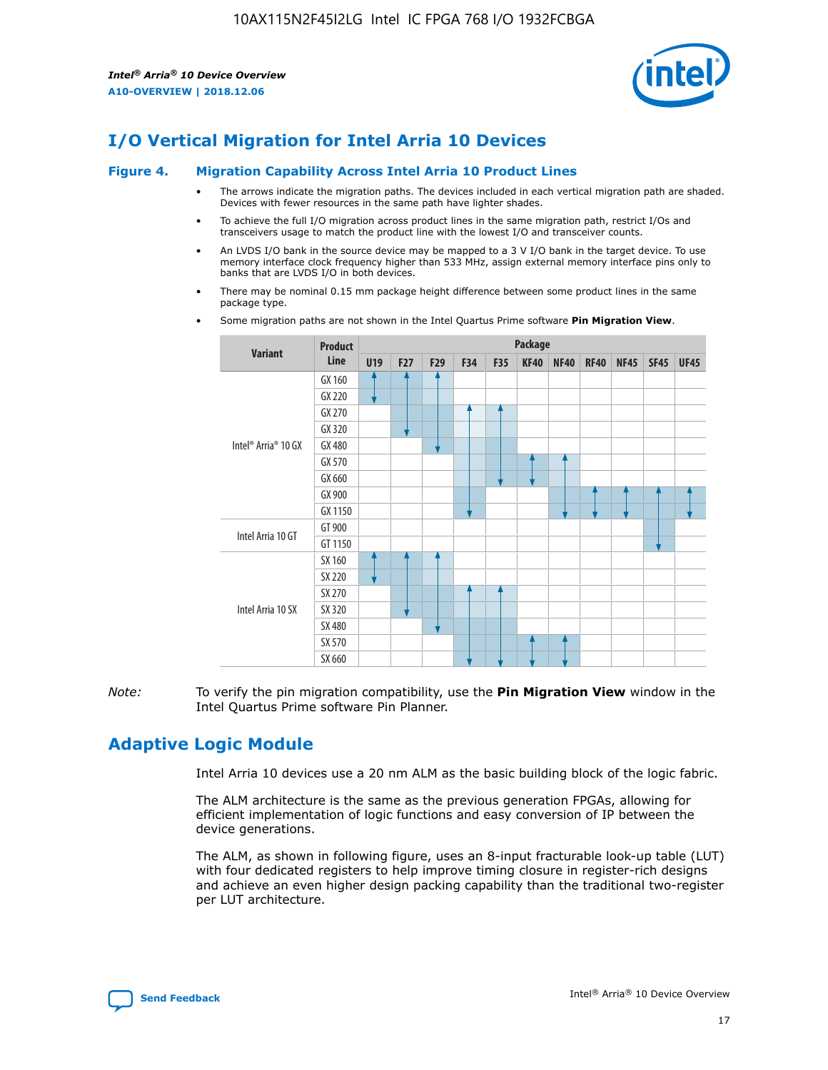# I/O Vertical Migration for Intel Arria 10 Devices

**Figure 4. Migration Capability Across Intel Arria 10 Product Lines**

- The arrows indicate the migration paths. The devices included in each vertical migration path are shaded. Devices with fewer resources in the same path have lighter shades.
- To achieve the full I/O migration across product lines in the same migration path, restrict I/Os and transceivers usage to match the product line with the lowest I/O and transceiver counts.
- An LVDS I/O bank in the source device may be mapped to a 3 V I/O bank in the target device. To use memory interface clock frequency higher than 533 MHz, assign external memory interface pins only to banks that are LVDS I/O in both devices.
- There may be nominal 0.15 mm package height difference between some product lines in the same package type.
- Some migration paths are not shown in the Intel Quartus Prime software **Pin Migration View**.

| Variant | Product Line | Package | | | | | | | | | | |
|---|---|---|---|---|---|---|---|---|---|---|---|---|
| | | U19 | F27 | F29 | F34 | F35 | KF40 | NF40 | RF40 | NF45 | SF45 | UF45 |
| Intel® Arria® 10 GX | GX 160 | | | | | | | | | | | |
| | GX 220 | | | | | | | | | | | |
| | GX 270 | | | | | | | | | | | |
| | GX 320 | | | | | | | | | | | |
| | GX 480 | | | | | | | | | | | |
| | GX 570 | | | | | | | | | | | |
| | GX 660 | | | | | | | | | | | |
| | GX 900 | | | | | | | | | | | |
| | GX 1150 | | | | | | | | | | | |
| Intel Arria 10 GT | GT 900 | | | | | | | | | | | |
| | GT 1150 | | | | | | | | | | | |
| Intel Arria 10 SX | SX 160 | | | | | | | | | | | |
| | SX 220 | | | | | | | | | | | |
| | SX 270 | | | | | | | | | | | |
| | SX 320 | | | | | | | | | | | |
| | SX 480 | | | | | | | | | | | |
| | SX 570 | | | | | | | | | | | |
| | SX 660 | | | | | | | | | | | |

*Note:* To verify the pin migration compatibility, use the **Pin Migration View** window in the Intel Quartus Prime software Pin Planner.

# Adaptive Logic Module

Intel Arria 10 devices use a 20 nm ALM as the basic building block of the logic fabric.

The ALM architecture is the same as the previous generation FPGAs, allowing for efficient implementation of logic functions and easy conversion of IP between the device generations.

The ALM, as shown in following figure, uses an 8-input fracturable look-up table (LUT) with four dedicated registers to help improve timing closure in register-rich designs and achieve an even higher design packing capability than the traditional two-register per LUT architecture.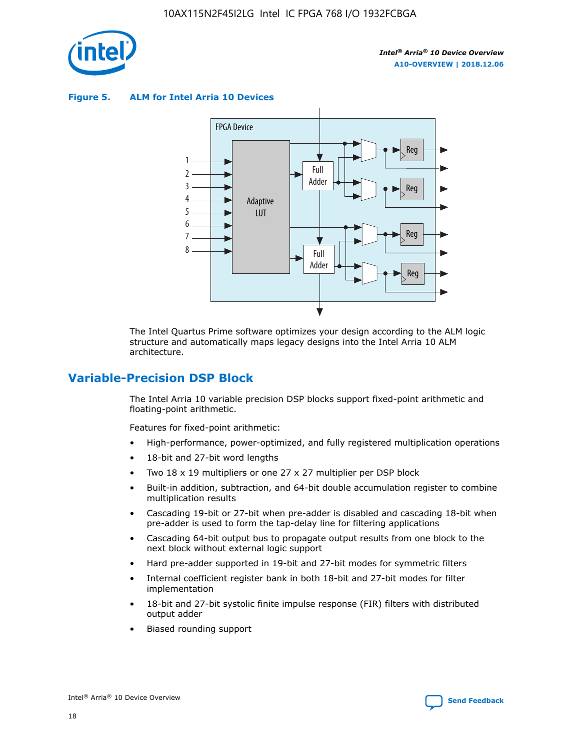**Figure 5. ALM for Intel Arria 10 Devices**

The Intel Quartus Prime software optimizes your design according to the ALM logic structure and automatically maps legacy designs into the Intel Arria 10 ALM architecture.

## Variable-Precision DSP Block

The Intel Arria 10 variable precision DSP blocks support fixed-point arithmetic and floating-point arithmetic.

Features for fixed-point arithmetic:

- High-performance, power-optimized, and fully registered multiplication operations
- 18-bit and 27-bit word lengths
- Two 18 x 19 multipliers or one 27 x 27 multiplier per DSP block
- Built-in addition, subtraction, and 64-bit double accumulation register to combine multiplication results
- Cascading 19-bit or 27-bit when pre-adder is disabled and cascading 18-bit when pre-adder is used to form the tap-delay line for filtering applications
- Cascading 64-bit output bus to propagate output results from one block to the next block without external logic support
- Hard pre-adder supported in 19-bit and 27-bit modes for symmetric filters
- Internal coefficient register bank in both 18-bit and 27-bit modes for filter implementation
- 18-bit and 27-bit systolic finite impulse response (FIR) filters with distributed output adder
- Biased rounding support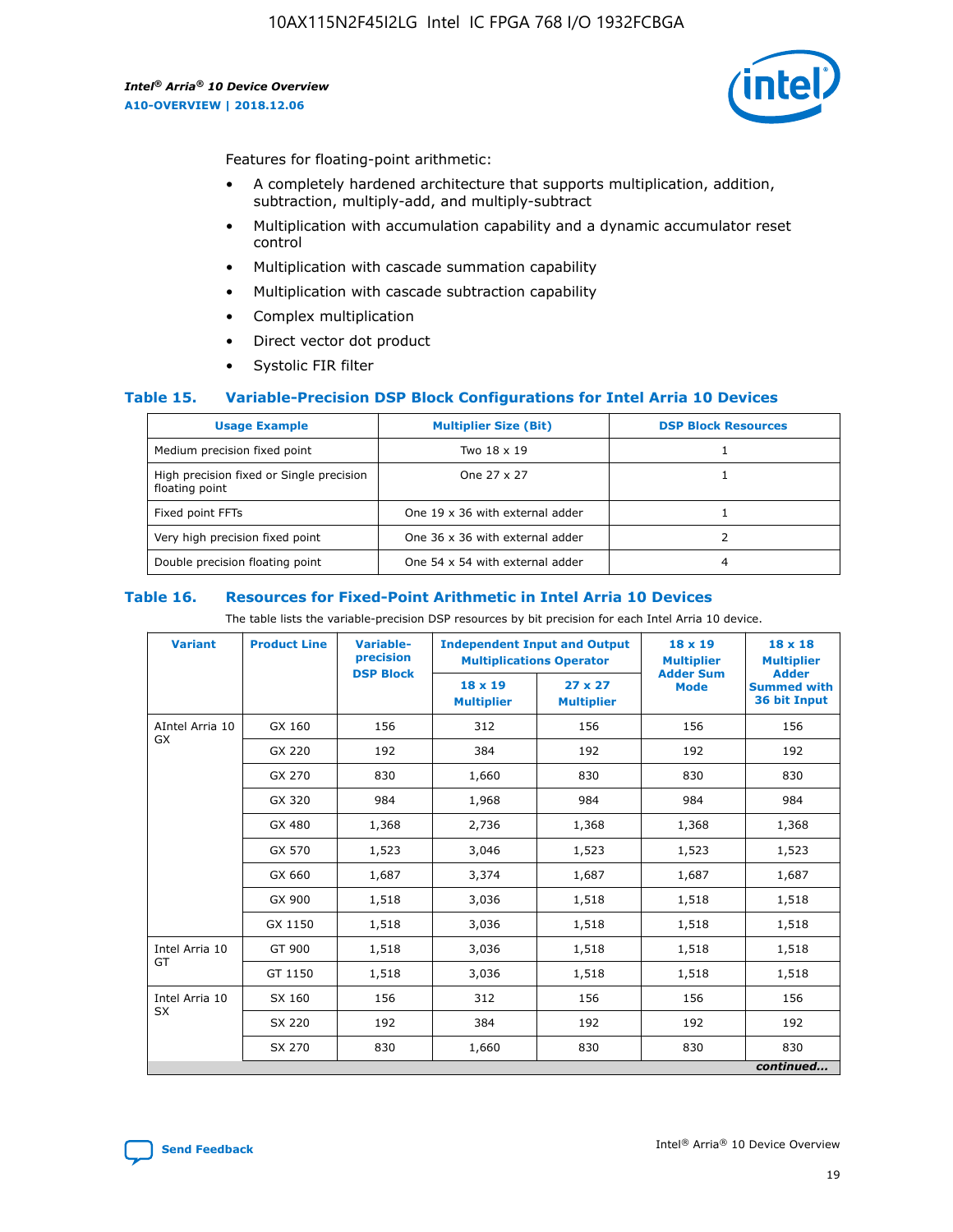Features for floating-point arithmetic:

- A completely hardened architecture that supports multiplication, addition, subtraction, multiply-add, and multiply-subtract
- Multiplication with accumulation capability and a dynamic accumulator reset control
- Multiplication with cascade summation capability
- Multiplication with cascade subtraction capability
- Complex multiplication
- Direct vector dot product
- Systolic FIR filter

### Table 15. Variable-Precision DSP Block Configurations for Intel Arria 10 Devices

| Usage Example | Multiplier Size (Bit) | DSP Block Resources |
|---|---|---|
| Medium precision fixed point | Two 18 x 19 | 1 |
| High precision fixed or Single precision floating point | One 27 x 27 | 1 |
| Fixed point FFTs | One 19 x 36 with external adder | 1 |
| Very high precision fixed point | One 36 x 36 with external adder | 2 |
| Double precision floating point | One 54 x 54 with external adder | 4 |

### Table 16. Resources for Fixed-Point Arithmetic in Intel Arria 10 Devices

The table lists the variable-precision DSP resources by bit precision for each Intel Arria 10 device.

| Variant | Product Line | Variable-precision DSP Block | Independent Input and Output Multiplications Operator | | 18 x 19 Multiplier Adder Sum Mode | 18 x 18 Multiplier Adder Summed with 36 bit Input |
|---|---|---|---|---|---|---|
| | | | 18 x 19 Multiplier | 27 x 27 Multiplier | | |
| AIntel Arria 10 GX | GX 160 | 156 | 312 | 156 | 156 | 156 |
| | GX 220 | 192 | 384 | 192 | 192 | 192 |
| | GX 270 | 830 | 1,660 | 830 | 830 | 830 |
| | GX 320 | 984 | 1,968 | 984 | 984 | 984 |
| | GX 480 | 1,368 | 2,736 | 1,368 | 1,368 | 1,368 |
| | GX 570 | 1,523 | 3,046 | 1,523 | 1,523 | 1,523 |
| | GX 660 | 1,687 | 3,374 | 1,687 | 1,687 | 1,687 |
| | GX 900 | 1,518 | 3,036 | 1,518 | 1,518 | 1,518 |
| | GX 1150 | 1,518 | 3,036 | 1,518 | 1,518 | 1,518 |
| Intel Arria 10 GT | GT 900 | 1,518 | 3,036 | 1,518 | 1,518 | 1,518 |
| | GT 1150 | 1,518 | 3,036 | 1,518 | 1,518 | 1,518 |
| Intel Arria 10 SX | SX 160 | 156 | 312 | 156 | 156 | 156 |
| | SX 220 | 192 | 384 | 192 | 192 | 192 |
| | SX 270 | 830 | 1,660 | 830 | 830 | 830 |

*continued...*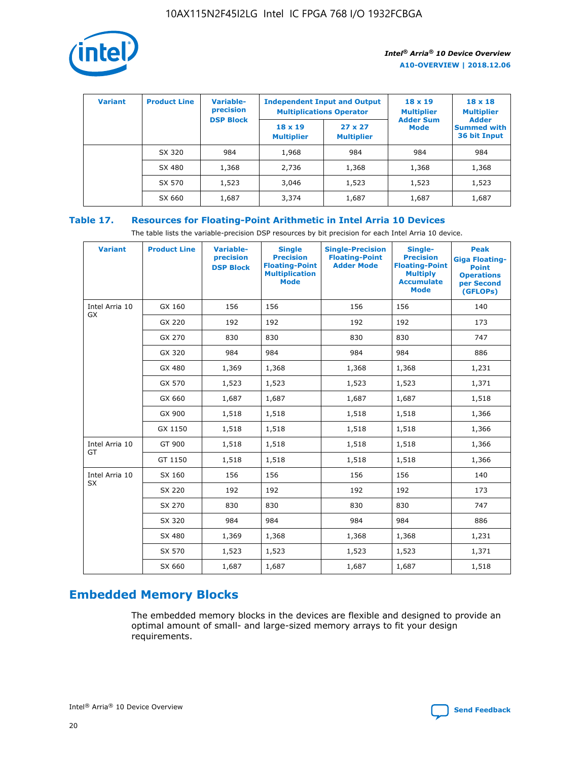| Variant | Product Line | Variable-precision DSP Block | Independent Input and Output Multiplications Operator | | 18 x 19 Multiplier Adder Sum Mode | 18 x 18 Multiplier Adder Summed with 36 bit Input |
|---|---|---|---|---|---|---|
| | | | 18 x 19 Multiplier | 27 x 27 Multiplier | | |
| | SX 320 | 984 | 1,968 | 984 | 984 | 984 |
| | SX 480 | 1,368 | 2,736 | 1,368 | 1,368 | 1,368 |
| | SX 570 | 1,523 | 3,046 | 1,523 | 1,523 | 1,523 |
| | SX 660 | 1,687 | 3,374 | 1,687 | 1,687 | 1,687 |

## Table 17. Resources for Floating-Point Arithmetic in Intel Arria 10 Devices

The table lists the variable-precision DSP resources by bit precision for each Intel Arria 10 device.

| Variant | Product Line | Variable-precision DSP Block | Single Precision Floating-Point Multiplication Mode | Single-Precision Floating-Point Adder Mode | Single-Precision Floating-Point Multiply Accumulate Mode | Peak Giga Floating-Point Operations per Second (GFLOPs) |
|---|---|---|---|---|---|---|
| Intel Arria 10 GX | GX 160 | 156 | 156 | 156 | 156 | 140 |
| | GX 220 | 192 | 192 | 192 | 192 | 173 |
| | GX 270 | 830 | 830 | 830 | 830 | 747 |
| | GX 320 | 984 | 984 | 984 | 984 | 886 |
| | GX 480 | 1,369 | 1,368 | 1,368 | 1,368 | 1,231 |
| | GX 570 | 1,523 | 1,523 | 1,523 | 1,523 | 1,371 |
| | GX 660 | 1,687 | 1,687 | 1,687 | 1,687 | 1,518 |
| | GX 900 | 1,518 | 1,518 | 1,518 | 1,518 | 1,366 |
| | GX 1150 | 1,518 | 1,518 | 1,518 | 1,518 | 1,366 |
| Intel Arria 10 GT | GT 900 | 1,518 | 1,518 | 1,518 | 1,518 | 1,366 |
| | GT 1150 | 1,518 | 1,518 | 1,518 | 1,518 | 1,366 |
| Intel Arria 10 SX | SX 160 | 156 | 156 | 156 | 156 | 140 |
| | SX 220 | 192 | 192 | 192 | 192 | 173 |
| | SX 270 | 830 | 830 | 830 | 830 | 747 |
| | SX 320 | 984 | 984 | 984 | 984 | 886 |
| | SX 480 | 1,369 | 1,368 | 1,368 | 1,368 | 1,231 |
| | SX 570 | 1,523 | 1,523 | 1,523 | 1,523 | 1,371 |
| | SX 660 | 1,687 | 1,687 | 1,687 | 1,687 | 1,518 |

## Embedded Memory Blocks

The embedded memory blocks in the devices are flexible and designed to provide an optimal amount of small- and large-sized memory arrays to fit your design requirements.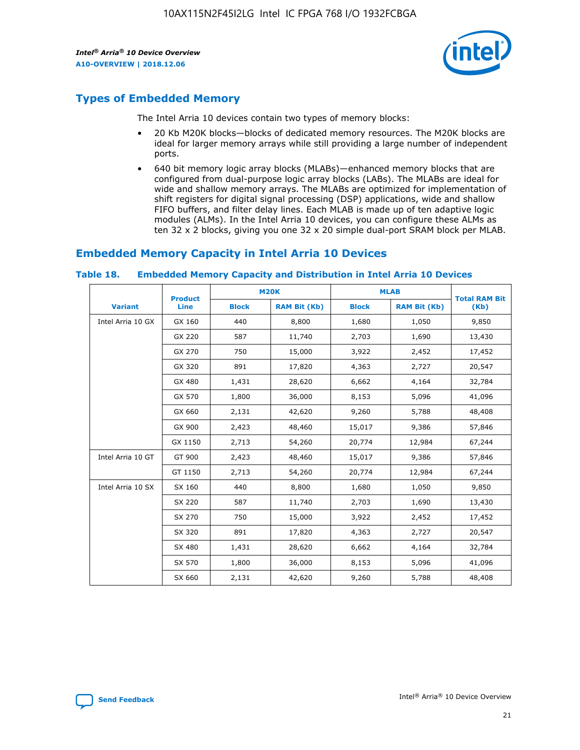## Types of Embedded Memory

The Intel Arria 10 devices contain two types of memory blocks:

- 20 Kb M20K blocks—blocks of dedicated memory resources. The M20K blocks are ideal for larger memory arrays while still providing a large number of independent ports.
- 640 bit memory logic array blocks (MLABs)—enhanced memory blocks that are configured from dual-purpose logic array blocks (LABs). The MLABs are ideal for wide and shallow memory arrays. The MLABs are optimized for implementation of shift registers for digital signal processing (DSP) applications, wide and shallow FIFO buffers, and filter delay lines. Each MLAB is made up of ten adaptive logic modules (ALMs). In the Intel Arria 10 devices, you can configure these ALMs as ten 32 x 2 blocks, giving you one 32 x 20 simple dual-port SRAM block per MLAB.

## Embedded Memory Capacity in Intel Arria 10 Devices

**Table 18. Embedded Memory Capacity and Distribution in Intel Arria 10 Devices**

| Variant | Product Line | M20K | | MLAB | | Total RAM Bit (Kb) |
|---|---|---|---|---|---|---|
| | | Block | RAM Bit (Kb) | Block | RAM Bit (Kb) | |
| Intel Arria 10 GX | GX 160 | 440 | 8,800 | 1,680 | 1,050 | 9,850 |
| | GX 220 | 587 | 11,740 | 2,703 | 1,690 | 13,430 |
| | GX 270 | 750 | 15,000 | 3,922 | 2,452 | 17,452 |
| | GX 320 | 891 | 17,820 | 4,363 | 2,727 | 20,547 |
| | GX 480 | 1,431 | 28,620 | 6,662 | 4,164 | 32,784 |
| | GX 570 | 1,800 | 36,000 | 8,153 | 5,096 | 41,096 |
| | GX 660 | 2,131 | 42,620 | 9,260 | 5,788 | 48,408 |
| | GX 900 | 2,423 | 48,460 | 15,017 | 9,386 | 57,846 |
| | GX 1150 | 2,713 | 54,260 | 20,774 | 12,984 | 67,244 |
| Intel Arria 10 GT | GT 900 | 2,423 | 48,460 | 15,017 | 9,386 | 57,846 |
| | GT 1150 | 2,713 | 54,260 | 20,774 | 12,984 | 67,244 |
| Intel Arria 10 SX | SX 160 | 440 | 8,800 | 1,680 | 1,050 | 9,850 |
| | SX 220 | 587 | 11,740 | 2,703 | 1,690 | 13,430 |
| | SX 270 | 750 | 15,000 | 3,922 | 2,452 | 17,452 |
| | SX 320 | 891 | 17,820 | 4,363 | 2,727 | 20,547 |
| | SX 480 | 1,431 | 28,620 | 6,662 | 4,164 | 32,784 |
| | SX 570 | 1,800 | 36,000 | 8,153 | 5,096 | 41,096 |
| | SX 660 | 2,131 | 42,620 | 9,260 | 5,788 | 48,408 |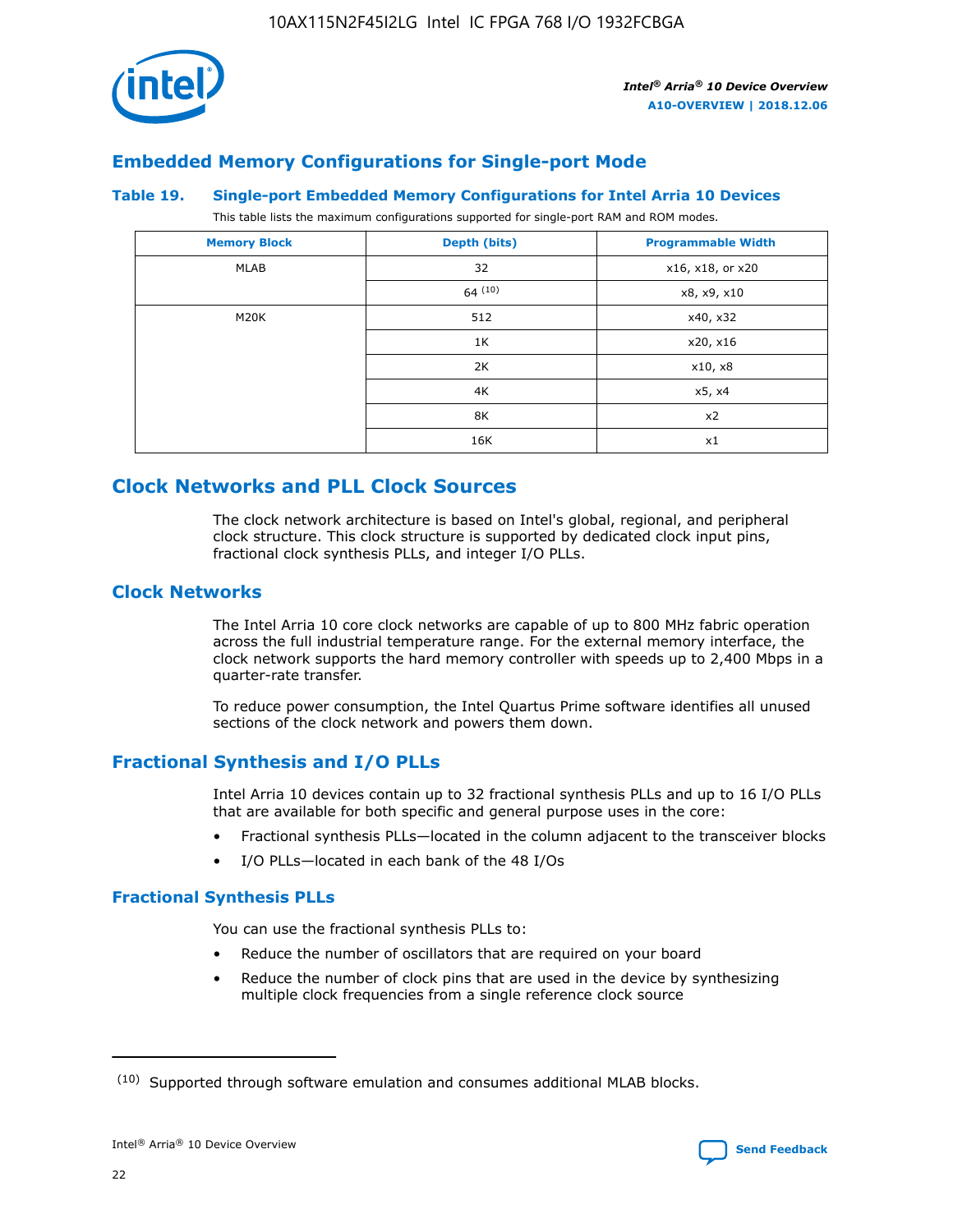## Embedded Memory Configurations for Single-port Mode

**Table 19. Single-port Embedded Memory Configurations for Intel Arria 10 Devices**

This table lists the maximum configurations supported for single-port RAM and ROM modes.

| Memory Block | Depth (bits) | Programmable Width |
|---|---|---|
| MLAB | 32 | x16, x18, or x20 |
| | 64 [10] | x8, x9, x10 |
| M20K | 512 | x40, x32 |
| | 1K | x20, x16 |
| | 2K | x10, x8 |
| | 4K | x5, x4 |
| | 8K | x2 |
| | 16K | x1 |

## Clock Networks and PLL Clock Sources

The clock network architecture is based on Intel's global, regional, and peripheral clock structure. This clock structure is supported by dedicated clock input pins, fractional clock synthesis PLLs, and integer I/O PLLs.

## Clock Networks

The Intel Arria 10 core clock networks are capable of up to 800 MHz fabric operation across the full industrial temperature range. For the external memory interface, the clock network supports the hard memory controller with speeds up to 2,400 Mbps in a quarter-rate transfer.

To reduce power consumption, the Intel Quartus Prime software identifies all unused sections of the clock network and powers them down.

## Fractional Synthesis and I/O PLLs

Intel Arria 10 devices contain up to 32 fractional synthesis PLLs and up to 16 I/O PLLs that are available for both specific and general purpose uses in the core:

- Fractional synthesis PLLs—located in the column adjacent to the transceiver blocks
- I/O PLLs—located in each bank of the 48 I/Os

### Fractional Synthesis PLLs

You can use the fractional synthesis PLLs to:

- Reduce the number of oscillators that are required on your board
- Reduce the number of clock pins that are used in the device by synthesizing multiple clock frequencies from a single reference clock source

(10) Supported through software emulation and consumes additional MLAB blocks.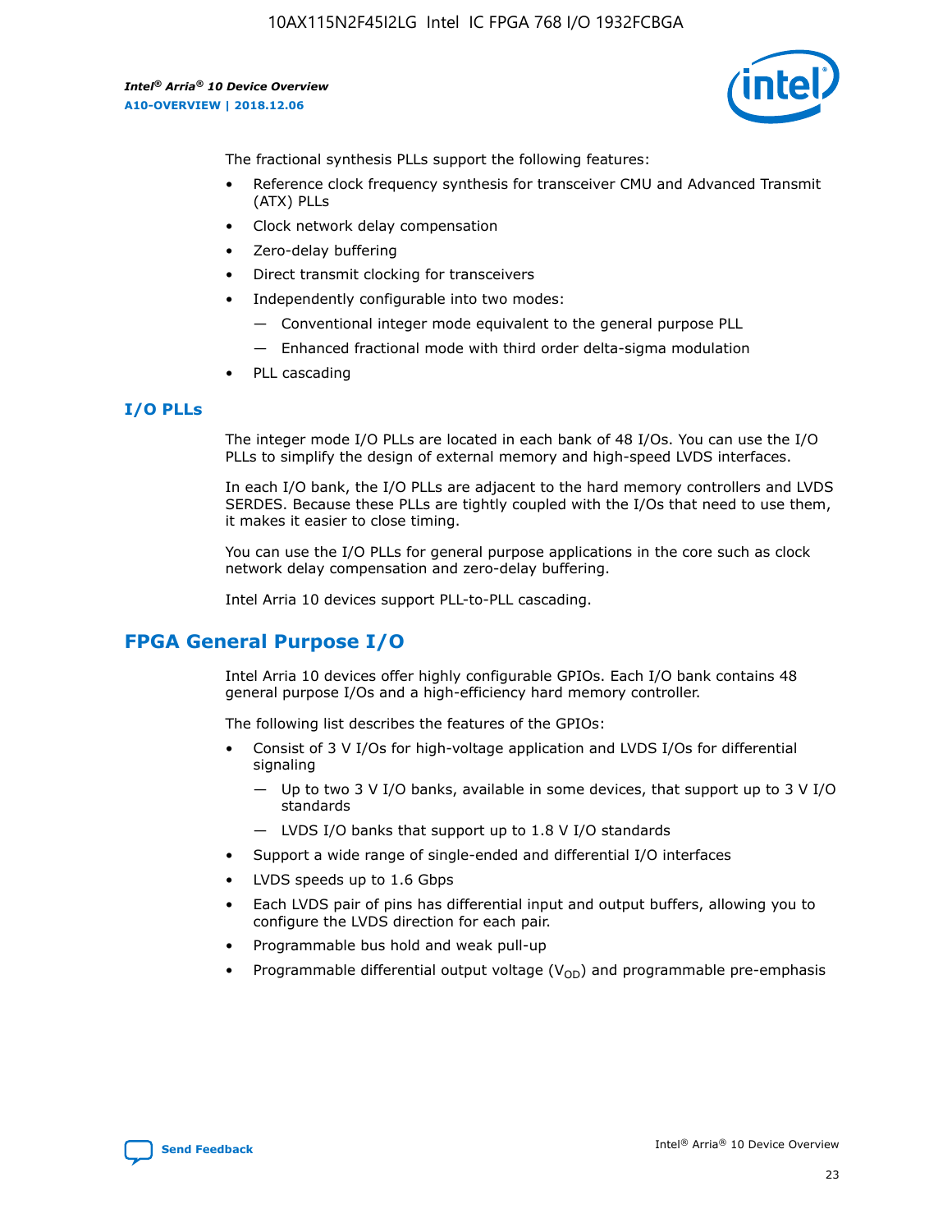The fractional synthesis PLLs support the following features:

- Reference clock frequency synthesis for transceiver CMU and Advanced Transmit (ATX) PLLs
- Clock network delay compensation
- Zero-delay buffering
- Direct transmit clocking for transceivers
- Independently configurable into two modes:
  - Conventional integer mode equivalent to the general purpose PLL
  - Enhanced fractional mode with third order delta-sigma modulation
- PLL cascading

### I/O PLLs

The integer mode I/O PLLs are located in each bank of 48 I/Os. You can use the I/O PLLs to simplify the design of external memory and high-speed LVDS interfaces.

In each I/O bank, the I/O PLLs are adjacent to the hard memory controllers and LVDS SERDES. Because these PLLs are tightly coupled with the I/Os that need to use them, it makes it easier to close timing.

You can use the I/O PLLs for general purpose applications in the core such as clock network delay compensation and zero-delay buffering.

Intel Arria 10 devices support PLL-to-PLL cascading.

## FPGA General Purpose I/O

Intel Arria 10 devices offer highly configurable GPIOs. Each I/O bank contains 48 general purpose I/Os and a high-efficiency hard memory controller.

The following list describes the features of the GPIOs:

- Consist of 3 V I/Os for high-voltage application and LVDS I/Os for differential signaling
  - Up to two 3 V I/O banks, available in some devices, that support up to 3 V I/O standards
  - LVDS I/O banks that support up to 1.8 V I/O standards
- Support a wide range of single-ended and differential I/O interfaces
- LVDS speeds up to 1.6 Gbps
- Each LVDS pair of pins has differential input and output buffers, allowing you to configure the LVDS direction for each pair.
- Programmable bus hold and weak pull-up
- Programmable differential output voltage ($V_{OD}$) and programmable pre-emphasis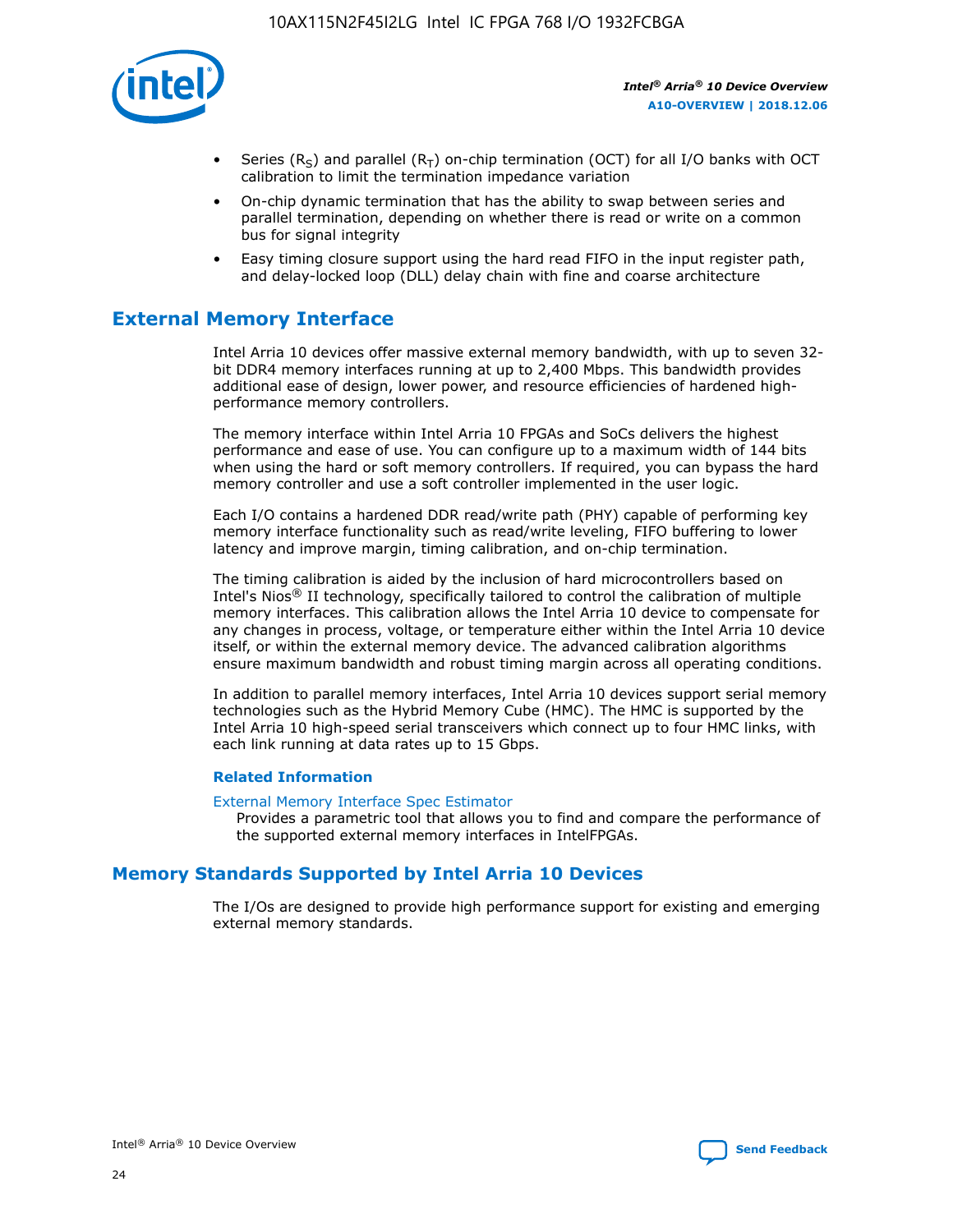- Series ($R_S$) and parallel ($R_T$) on-chip termination (OCT) for all I/O banks with OCT calibration to limit the termination impedance variation
- On-chip dynamic termination that has the ability to swap between series and parallel termination, depending on whether there is read or write on a common bus for signal integrity
- Easy timing closure support using the hard read FIFO in the input register path, and delay-locked loop (DLL) delay chain with fine and coarse architecture

## External Memory Interface

Intel Arria 10 devices offer massive external memory bandwidth, with up to seven 32-bit DDR4 memory interfaces running at up to 2,400 Mbps. This bandwidth provides additional ease of design, lower power, and resource efficiencies of hardened high-performance memory controllers.

The memory interface within Intel Arria 10 FPGAs and SoCs delivers the highest performance and ease of use. You can configure up to a maximum width of 144 bits when using the hard or soft memory controllers. If required, you can bypass the hard memory controller and use a soft controller implemented in the user logic.

Each I/O contains a hardened DDR read/write path (PHY) capable of performing key memory interface functionality such as read/write leveling, FIFO buffering to lower latency and improve margin, timing calibration, and on-chip termination.

The timing calibration is aided by the inclusion of hard microcontrollers based on Intel's Nios® II technology, specifically tailored to control the calibration of multiple memory interfaces. This calibration allows the Intel Arria 10 device to compensate for any changes in process, voltage, or temperature either within the Intel Arria 10 device itself, or within the external memory device. The advanced calibration algorithms ensure maximum bandwidth and robust timing margin across all operating conditions.

In addition to parallel memory interfaces, Intel Arria 10 devices support serial memory technologies such as the Hybrid Memory Cube (HMC). The HMC is supported by the Intel Arria 10 high-speed serial transceivers which connect up to four HMC links, with each link running at data rates up to 15 Gbps.

### Related Information

External Memory Interface Spec Estimator
Provides a parametric tool that allows you to find and compare the performance of the supported external memory interfaces in IntelFPGAs.

## Memory Standards Supported by Intel Arria 10 Devices

The I/Os are designed to provide high performance support for existing and emerging external memory standards.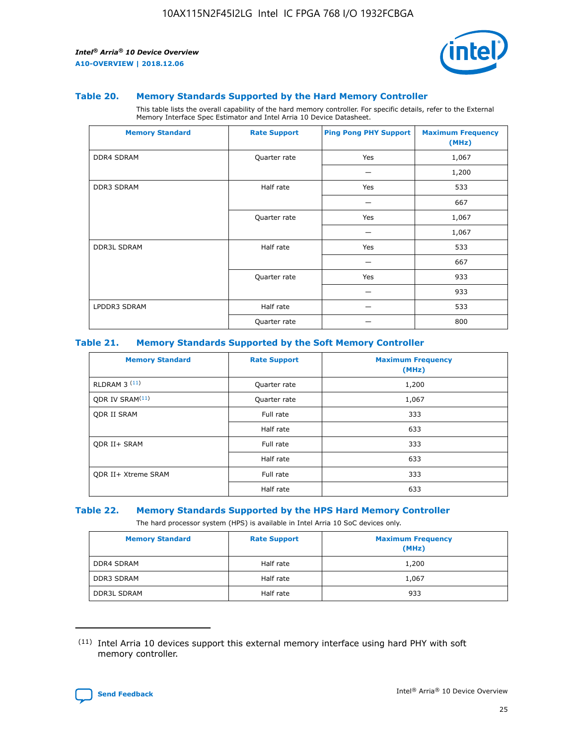### Table 20. Memory Standards Supported by the Hard Memory Controller

This table lists the overall capability of the hard memory controller. For specific details, refer to the External Memory Interface Spec Estimator and Intel Arria 10 Device Datasheet.

| Memory Standard | Rate Support | Ping Pong PHY Support | Maximum Frequency (MHz) |
|---|---|---|---|
| DDR4 SDRAM | Quarter rate | Yes | 1,067 |
| | | — | 1,200 |
| DDR3 SDRAM | Half rate | Yes | 533 |
| | | — | 667 |
| | Quarter rate | Yes | 1,067 |
| | | — | 1,067 |
| DDR3L SDRAM | Half rate | Yes | 533 |
| | | — | 667 |
| | Quarter rate | Yes | 933 |
| | | — | 933 |
| LPDDR3 SDRAM | Half rate | — | 533 |
| | Quarter rate | — | 800 |

### Table 21. Memory Standards Supported by the Soft Memory Controller

| Memory Standard | Rate Support | Maximum Frequency (MHz) |
|---|---|---|
| RLDRAM 3 (11) | Quarter rate | 1,200 |
| QDR IV SRAM(11) | Quarter rate | 1,067 |
| QDR II SRAM | Full rate | 333 |
| | Half rate | 633 |
| QDR II+ SRAM | Full rate | 333 |
| | Half rate | 633 |
| QDR II+ Xtreme SRAM | Full rate | 333 |
| | Half rate | 633 |

### Table 22. Memory Standards Supported by the HPS Hard Memory Controller

The hard processor system (HPS) is available in Intel Arria 10 SoC devices only.

| Memory Standard | Rate Support | Maximum Frequency (MHz) |
|---|---|---|
| DDR4 SDRAM | Half rate | 1,200 |
| DDR3 SDRAM | Half rate | 1,067 |
| DDR3L SDRAM | Half rate | 933 |

(11) Intel Arria 10 devices support this external memory interface using hard PHY with soft memory controller.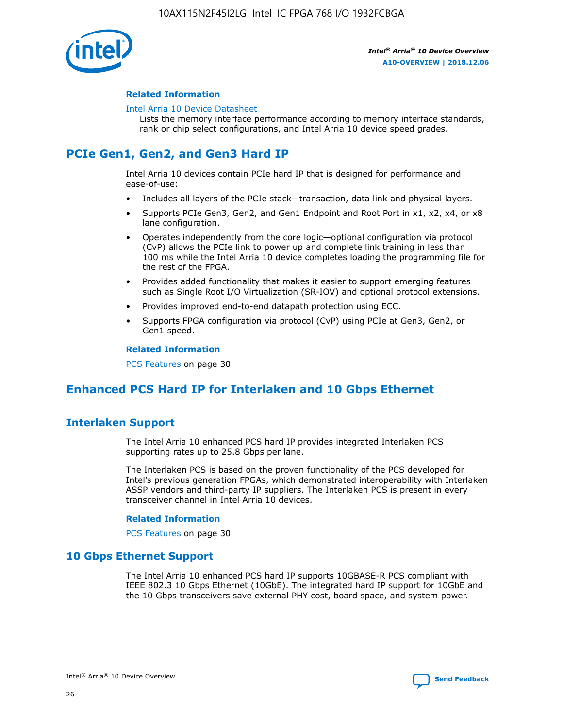#### Related Information

Intel Arria 10 Device Datasheet

Lists the memory interface performance according to memory interface standards, rank or chip select configurations, and Intel Arria 10 device speed grades.

## PCIe Gen1, Gen2, and Gen3 Hard IP

Intel Arria 10 devices contain PCIe hard IP that is designed for performance and ease-of-use:

- Includes all layers of the PCIe stack—transaction, data link and physical layers.
- Supports PCIe Gen3, Gen2, and Gen1 Endpoint and Root Port in x1, x2, x4, or x8 lane configuration.
- Operates independently from the core logic—optional configuration via protocol (CvP) allows the PCIe link to power up and complete link training in less than 100 ms while the Intel Arria 10 device completes loading the programming file for the rest of the FPGA.
- Provides added functionality that makes it easier to support emerging features such as Single Root I/O Virtualization (SR-IOV) and optional protocol extensions.
- Provides improved end-to-end datapath protection using ECC.
- Supports FPGA configuration via protocol (CvP) using PCIe at Gen3, Gen2, or Gen1 speed.

#### Related Information

PCS Features on page 30

## Enhanced PCS Hard IP for Interlaken and 10 Gbps Ethernet

### Interlaken Support

The Intel Arria 10 enhanced PCS hard IP provides integrated Interlaken PCS supporting rates up to 25.8 Gbps per lane.

The Interlaken PCS is based on the proven functionality of the PCS developed for Intel's previous generation FPGAs, which demonstrated interoperability with Interlaken ASSP vendors and third-party IP suppliers. The Interlaken PCS is present in every transceiver channel in Intel Arria 10 devices.

#### Related Information

PCS Features on page 30

### 10 Gbps Ethernet Support

The Intel Arria 10 enhanced PCS hard IP supports 10GBASE-R PCS compliant with IEEE 802.3 10 Gbps Ethernet (10GbE). The integrated hard IP support for 10GbE and the 10 Gbps transceivers save external PHY cost, board space, and system power.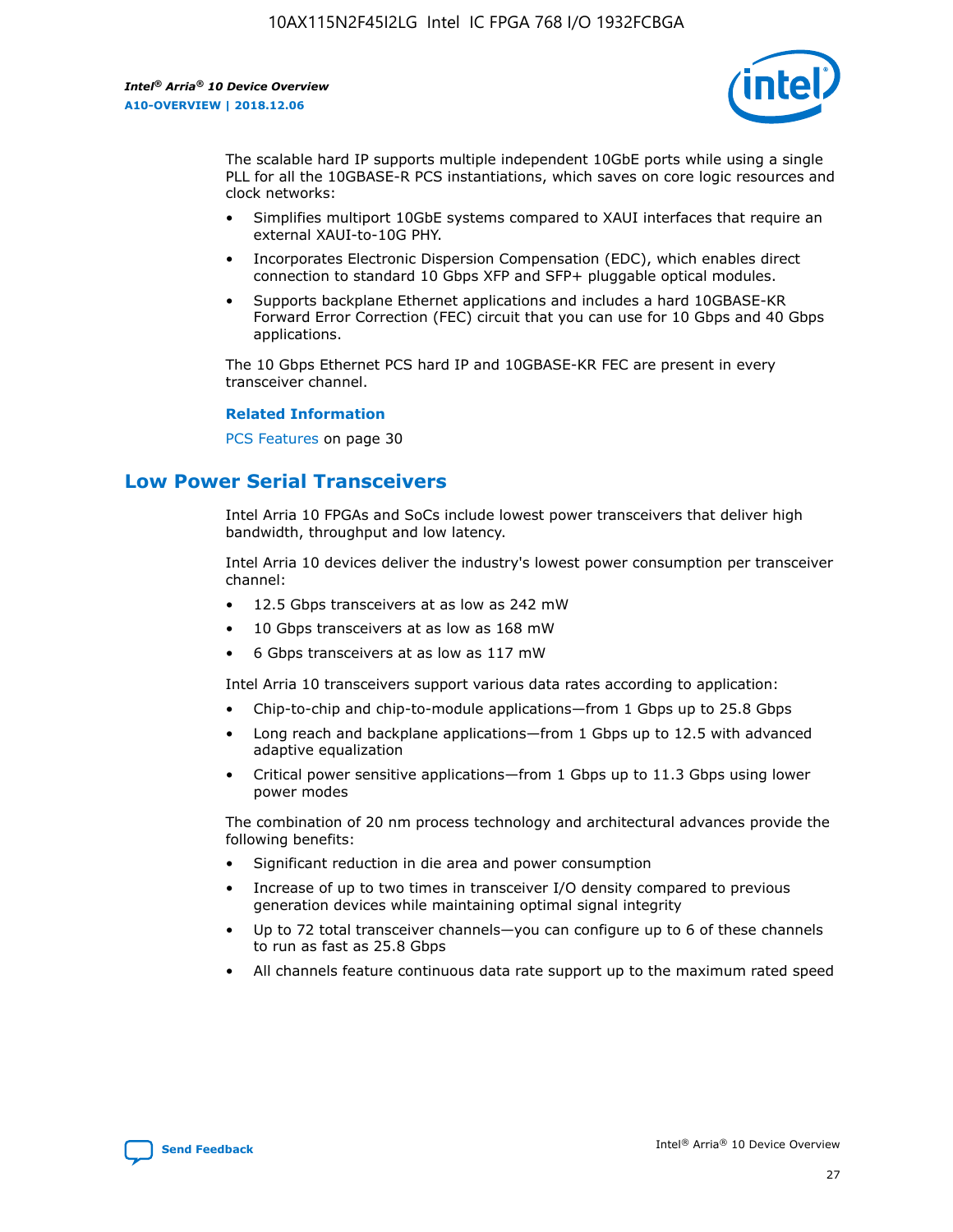The scalable hard IP supports multiple independent 10GbE ports while using a single PLL for all the 10GBASE-R PCS instantiations, which saves on core logic resources and clock networks:

- Simplifies multiport 10GbE systems compared to XAUI interfaces that require an external XAUI-to-10G PHY.
- Incorporates Electronic Dispersion Compensation (EDC), which enables direct connection to standard 10 Gbps XFP and SFP+ pluggable optical modules.
- Supports backplane Ethernet applications and includes a hard 10GBASE-KR Forward Error Correction (FEC) circuit that you can use for 10 Gbps and 40 Gbps applications.

The 10 Gbps Ethernet PCS hard IP and 10GBASE-KR FEC are present in every transceiver channel.

**Related Information**

PCS Features on page 30

## Low Power Serial Transceivers

Intel Arria 10 FPGAs and SoCs include lowest power transceivers that deliver high bandwidth, throughput and low latency.

Intel Arria 10 devices deliver the industry's lowest power consumption per transceiver channel:

- 12.5 Gbps transceivers at as low as 242 mW
- 10 Gbps transceivers at as low as 168 mW
- 6 Gbps transceivers at as low as 117 mW

Intel Arria 10 transceivers support various data rates according to application:

- Chip-to-chip and chip-to-module applications—from 1 Gbps up to 25.8 Gbps
- Long reach and backplane applications—from 1 Gbps up to 12.5 with advanced adaptive equalization
- Critical power sensitive applications—from 1 Gbps up to 11.3 Gbps using lower power modes

The combination of 20 nm process technology and architectural advances provide the following benefits:

- Significant reduction in die area and power consumption
- Increase of up to two times in transceiver I/O density compared to previous generation devices while maintaining optimal signal integrity
- Up to 72 total transceiver channels—you can configure up to 6 of these channels to run as fast as 25.8 Gbps
- All channels feature continuous data rate support up to the maximum rated speed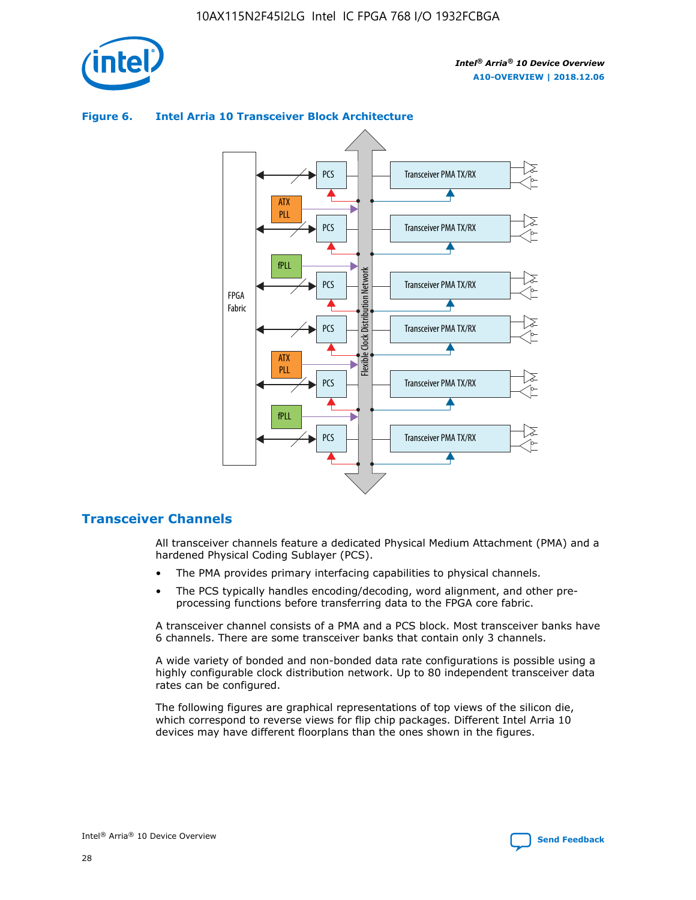**Figure 6. Intel Arria 10 Transceiver Block Architecture**

## Transceiver Channels

All transceiver channels feature a dedicated Physical Medium Attachment (PMA) and a hardened Physical Coding Sublayer (PCS).

- The PMA provides primary interfacing capabilities to physical channels.
- The PCS typically handles encoding/decoding, word alignment, and other pre-processing functions before transferring data to the FPGA core fabric.

A transceiver channel consists of a PMA and a PCS block. Most transceiver banks have 6 channels. There are some transceiver banks that contain only 3 channels.

A wide variety of bonded and non-bonded data rate configurations is possible using a highly configurable clock distribution network. Up to 80 independent transceiver data rates can be configured.

The following figures are graphical representations of top views of the silicon die, which correspond to reverse views for flip chip packages. Different Intel Arria 10 devices may have different floorplans than the ones shown in the figures.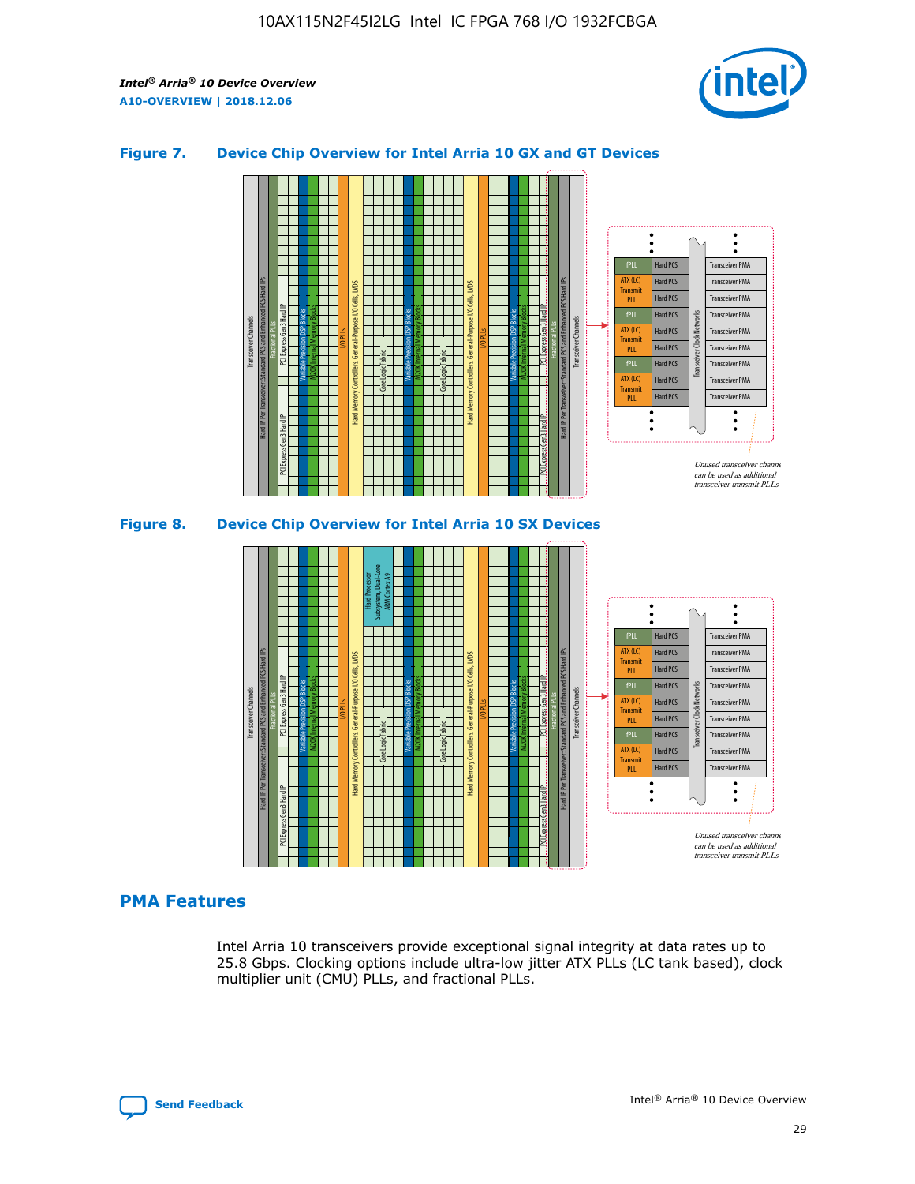### Figure 7. Device Chip Overview for Intel Arria 10 GX and GT Devices

### Figure 8. Device Chip Overview for Intel Arria 10 SX Devices

## PMA Features

Intel Arria 10 transceivers provide exceptional signal integrity at data rates up to 25.8 Gbps. Clocking options include ultra-low jitter ATX PLLs (LC tank based), clock multiplier unit (CMU) PLLs, and fractional PLLs.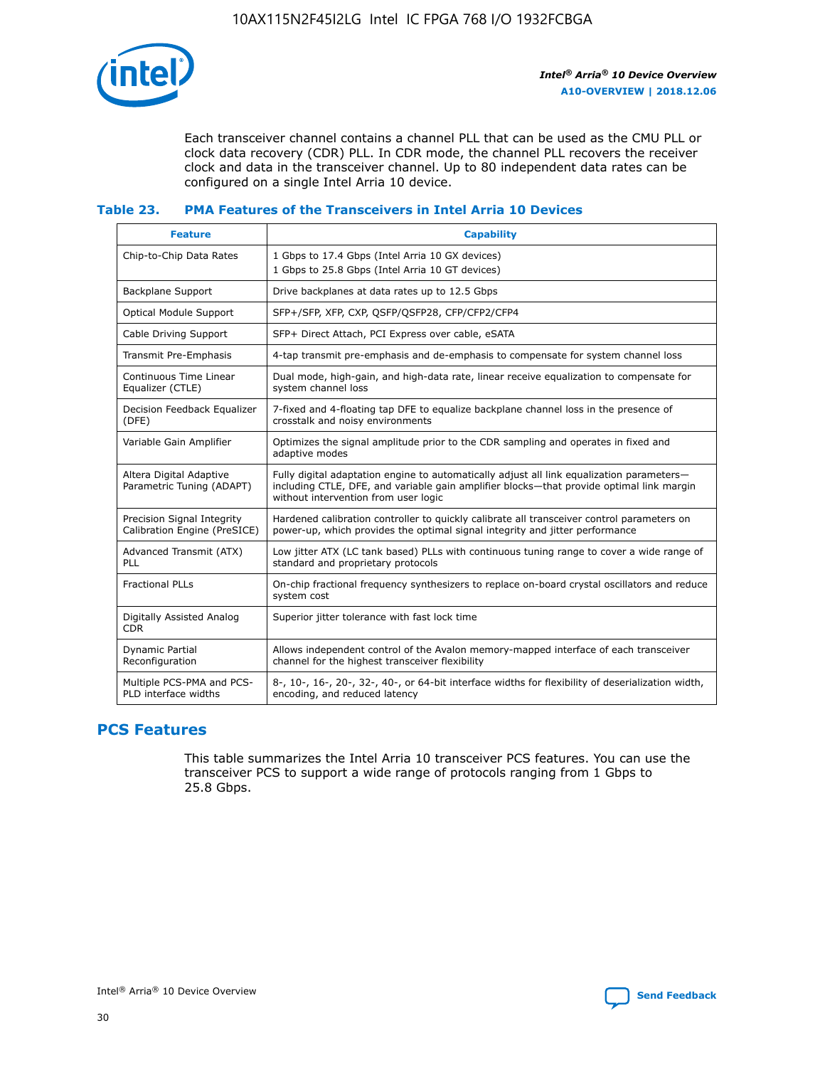Each transceiver channel contains a channel PLL that can be used as the CMU PLL or clock data recovery (CDR) PLL. In CDR mode, the channel PLL recovers the receiver clock and data in the transceiver channel. Up to 80 independent data rates can be configured on a single Intel Arria 10 device.

**Table 23. PMA Features of the Transceivers in Intel Arria 10 Devices**

| Feature | Capability |
| --- | --- |
| Chip-to-Chip Data Rates | 1 Gbps to 17.4 Gbps (Intel Arria 10 GX devices)<br>1 Gbps to 25.8 Gbps (Intel Arria 10 GT devices) |
| Backplane Support | Drive backplanes at data rates up to 12.5 Gbps |
| Optical Module Support | SFP+/SFP, XFP, CXP, QSFP/QSFP28, CFP/CFP2/CFP4 |
| Cable Driving Support | SFP+ Direct Attach, PCI Express over cable, eSATA |
| Transmit Pre-Emphasis | 4-tap transmit pre-emphasis and de-emphasis to compensate for system channel loss |
| Continuous Time Linear Equalizer (CTLE) | Dual mode, high-gain, and high-data rate, linear receive equalization to compensate for system channel loss |
| Decision Feedback Equalizer (DFE) | 7-fixed and 4-floating tap DFE to equalize backplane channel loss in the presence of crosstalk and noisy environments |
| Variable Gain Amplifier | Optimizes the signal amplitude prior to the CDR sampling and operates in fixed and adaptive modes |
| Altera Digital Adaptive Parametric Tuning (ADAPT) | Fully digital adaptation engine to automatically adjust all link equalization parameters—including CTLE, DFE, and variable gain amplifier blocks—that provide optimal link margin without intervention from user logic |
| Precision Signal Integrity Calibration Engine (PreSICE) | Hardened calibration controller to quickly calibrate all transceiver control parameters on power-up, which provides the optimal signal integrity and jitter performance |
| Advanced Transmit (ATX) PLL | Low jitter ATX (LC tank based) PLLs with continuous tuning range to cover a wide range of standard and proprietary protocols |
| Fractional PLLs | On-chip fractional frequency synthesizers to replace on-board crystal oscillators and reduce system cost |
| Digitally Assisted Analog CDR | Superior jitter tolerance with fast lock time |
| Dynamic Partial Reconfiguration | Allows independent control of the Avalon memory-mapped interface of each transceiver channel for the highest transceiver flexibility |
| Multiple PCS-PMA and PCS-PLD interface widths | 8-, 10-, 16-, 20-, 32-, 40-, or 64-bit interface widths for flexibility of deserialization width, encoding, and reduced latency |

## PCS Features

This table summarizes the Intel Arria 10 transceiver PCS features. You can use the transceiver PCS to support a wide range of protocols ranging from 1 Gbps to 25.8 Gbps.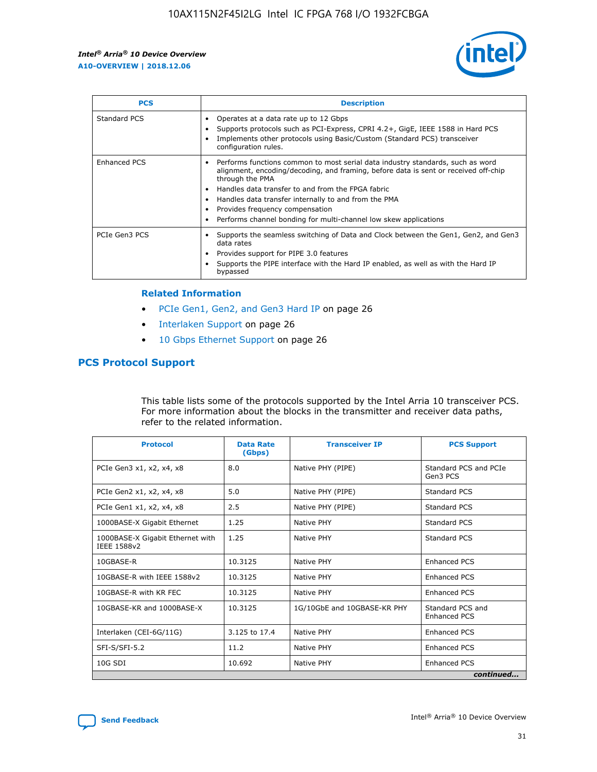| PCS | Description |
| --- | --- |
| Standard PCS | • Operates at a data rate up to 12 Gbps<br>• Supports protocols such as PCI-Express, CPRI 4.2+, GigE, IEEE 1588 in Hard PCS<br>• Implements other protocols using Basic/Custom (Standard PCS) transceiver configuration rules. |
| Enhanced PCS | • Performs functions common to most serial data industry standards, such as word alignment, encoding/decoding, and framing, before data is sent or received off-chip through the PMA<br>• Handles data transfer to and from the FPGA fabric<br>• Handles data transfer internally to and from the PMA<br>• Provides frequency compensation<br>• Performs channel bonding for multi-channel low skew applications |
| PCIe Gen3 PCS | • Supports the seamless switching of Data and Clock between the Gen1, Gen2, and Gen3 data rates<br>• Provides support for PIPE 3.0 features<br>• Supports the PIPE interface with the Hard IP enabled, as well as with the Hard IP bypassed |

**Related Information**

- PCIe Gen1, Gen2, and Gen3 Hard IP on page 26
- Interlaken Support on page 26
- 10 Gbps Ethernet Support on page 26

## PCS Protocol Support

This table lists some of the protocols supported by the Intel Arria 10 transceiver PCS. For more information about the blocks in the transmitter and receiver data paths, refer to the related information.

| Protocol | Data Rate (Gbps) | Transceiver IP | PCS Support |
| --- | --- | --- | --- |
| PCIe Gen3 x1, x2, x4, x8 | 8.0 | Native PHY (PIPE) | Standard PCS and PCIe Gen3 PCS |
| PCIe Gen2 x1, x2, x4, x8 | 5.0 | Native PHY (PIPE) | Standard PCS |
| PCIe Gen1 x1, x2, x4, x8 | 2.5 | Native PHY (PIPE) | Standard PCS |
| 1000BASE-X Gigabit Ethernet | 1.25 | Native PHY | Standard PCS |
| 1000BASE-X Gigabit Ethernet with IEEE 1588v2 | 1.25 | Native PHY | Standard PCS |
| 10GBASE-R | 10.3125 | Native PHY | Enhanced PCS |
| 10GBASE-R with IEEE 1588v2 | 10.3125 | Native PHY | Enhanced PCS |
| 10GBASE-R with KR FEC | 10.3125 | Native PHY | Enhanced PCS |
| 10GBASE-KR and 1000BASE-X | 10.3125 | 1G/10GbE and 10GBASE-KR PHY | Standard PCS and Enhanced PCS |
| Interlaken (CEI-6G/11G) | 3.125 to 17.4 | Native PHY | Enhanced PCS |
| SFI-S/SFI-5.2 | 11.2 | Native PHY | Enhanced PCS |
| 10G SDI | 10.692 | Native PHY | Enhanced PCS |

*continued...*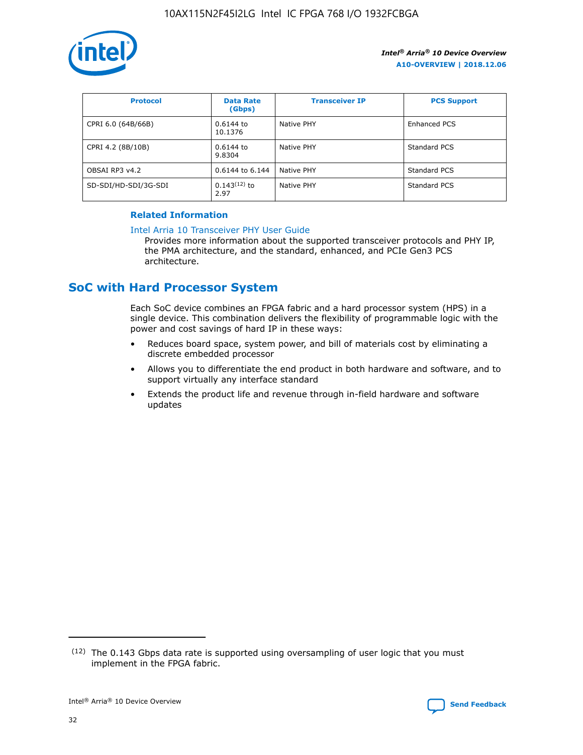| Protocol | Data Rate (Gbps) | Transceiver IP | PCS Support |
| --- | --- | --- | --- |
| CPRI 6.0 (64B/66B) | 0.6144 to 10.1376 | Native PHY | Enhanced PCS |
| CPRI 4.2 (8B/10B) | 0.6144 to 9.8304 | Native PHY | Standard PCS |
| OBSAI RP3 v4.2 | 0.6144 to 6.144 | Native PHY | Standard PCS |
| SD-SDI/HD-SDI/3G-SDI | 0.143(12) to 2.97 | Native PHY | Standard PCS |

**Related Information**

Intel Arria 10 Transceiver PHY User Guide

Provides more information about the supported transceiver protocols and PHY IP, the PMA architecture, and the standard, enhanced, and PCIe Gen3 PCS architecture.

## SoC with Hard Processor System

Each SoC device combines an FPGA fabric and a hard processor system (HPS) in a single device. This combination delivers the flexibility of programmable logic with the power and cost savings of hard IP in these ways:

- Reduces board space, system power, and bill of materials cost by eliminating a discrete embedded processor
- Allows you to differentiate the end product in both hardware and software, and to support virtually any interface standard
- Extends the product life and revenue through in-field hardware and software updates

(12) The 0.143 Gbps data rate is supported using oversampling of user logic that you must implement in the FPGA fabric.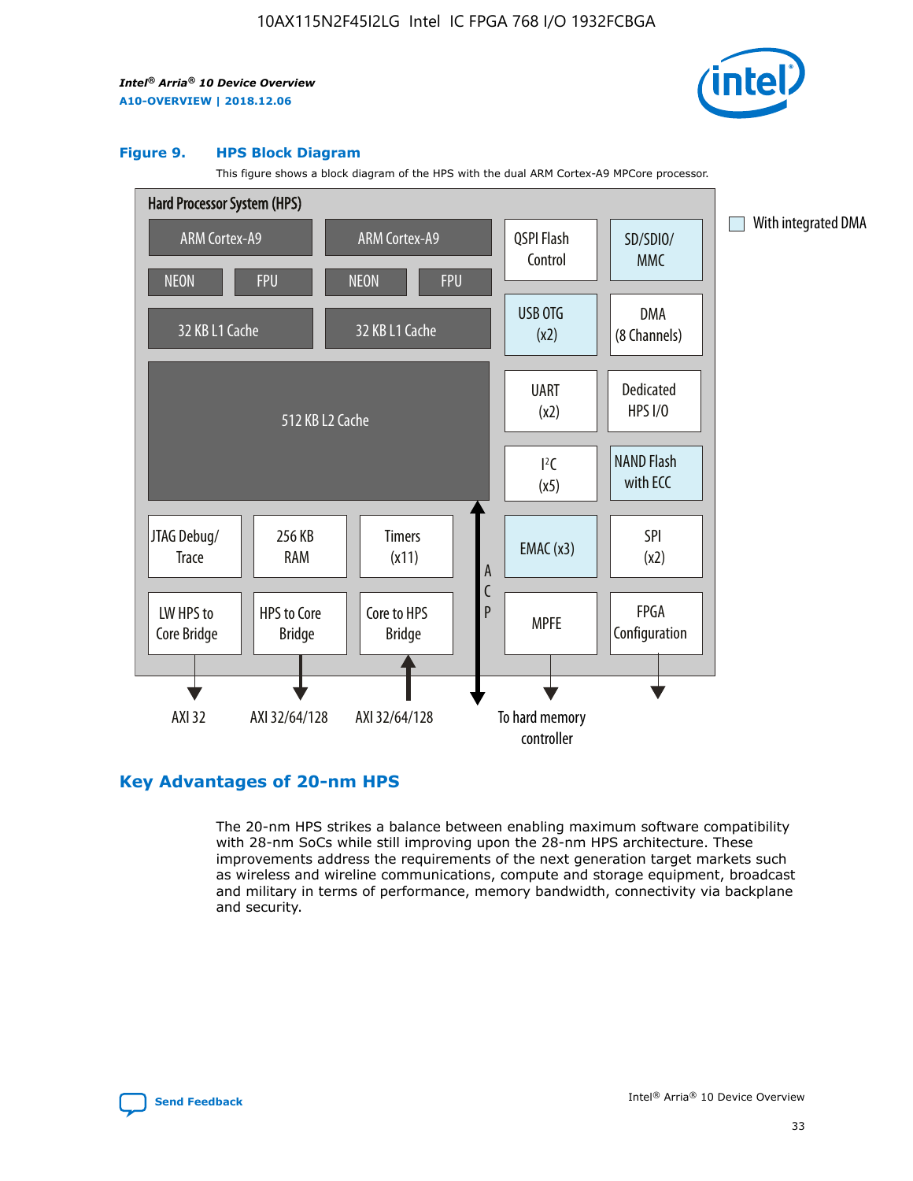**Figure 9. HPS Block Diagram**

This figure shows a block diagram of the HPS with the dual ARM Cortex-A9 MPCore processor.

Hard Processor System (HPS)

ARM Cortex-A9 | ARM Cortex-A9
NEON | FPU | NEON | FPU
32 KB L1 Cache | 32 KB L1 Cache
512 KB L2 Cache

QSPI Flash Control
SD/SDIO/MMC
USB OTG (x2)
DMA (8 Channels)
UART (x2)
Dedicated HPS I/O
I²C (x5)
NAND Flash with ECC
EMAC (x3)
SPI (x2)
MPFE
FPGA Configuration

JTAG Debug/Trace
256 KB RAM
Timers (x11)
LW HPS to Core Bridge
HPS to Core Bridge
Core to HPS Bridge

ACP

AXI 32 | AXI 32/64/128 | AXI 32/64/128 | To hard memory controller

With integrated DMA

## Key Advantages of 20-nm HPS

The 20-nm HPS strikes a balance between enabling maximum software compatibility with 28-nm SoCs while still improving upon the 28-nm HPS architecture. These improvements address the requirements of the next generation target markets such as wireless and wireline communications, compute and storage equipment, broadcast and military in terms of performance, memory bandwidth, connectivity via backplane and security.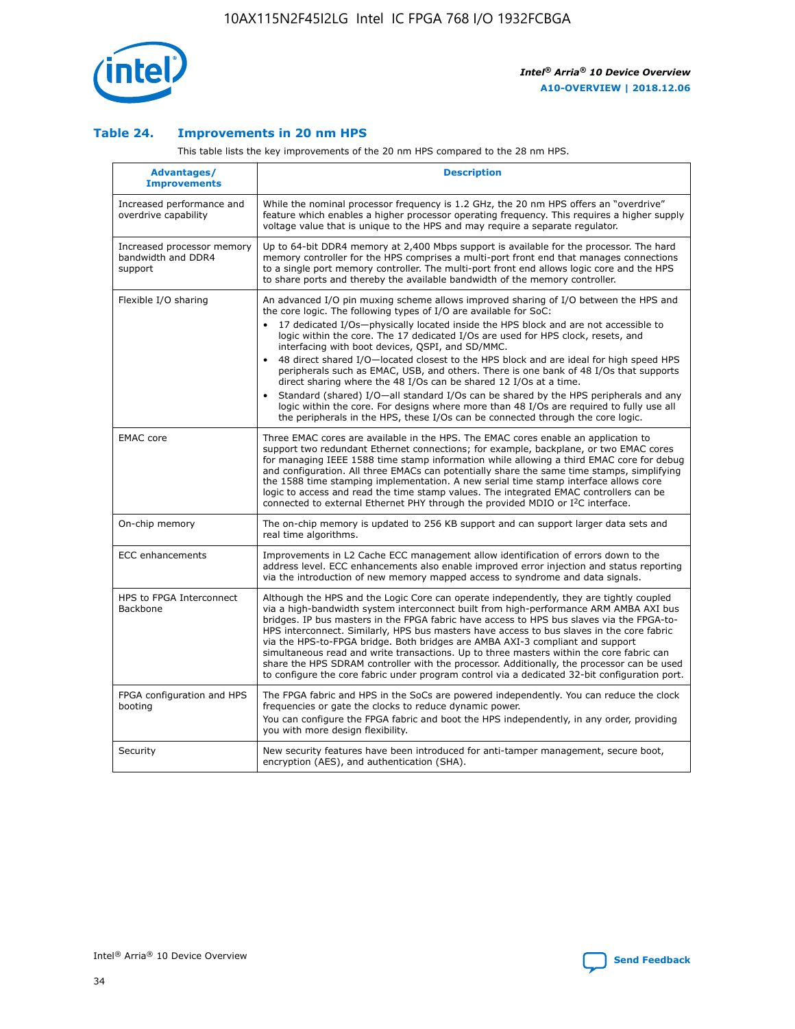### Table 24. Improvements in 20 nm HPS

This table lists the key improvements of the 20 nm HPS compared to the 28 nm HPS.

| Advantages/ Improvements | Description |
|---|---|
| Increased performance and overdrive capability | While the nominal processor frequency is 1.2 GHz, the 20 nm HPS offers an "overdrive" feature which enables a higher processor operating frequency. This requires a higher supply voltage value that is unique to the HPS and may require a separate regulator. |
| Increased processor memory bandwidth and DDR4 support | Up to 64-bit DDR4 memory at 2,400 Mbps support is available for the processor. The hard memory controller for the HPS comprises a multi-port front end that manages connections to a single port memory controller. The multi-port front end allows logic core and the HPS to share ports and thereby the available bandwidth of the memory controller. |
| Flexible I/O sharing | An advanced I/O pin muxing scheme allows improved sharing of I/O between the HPS and the core logic. The following types of I/O are available for SoC: • 17 dedicated I/Os—physically located inside the HPS block and are not accessible to logic within the core. The 17 dedicated I/Os are used for HPS clock, resets, and interfacing with boot devices, QSPI, and SD/MMC. • 48 direct shared I/O—located closest to the HPS block and are ideal for high speed HPS peripherals such as EMAC, USB, and others. There is one bank of 48 I/Os that supports direct sharing where the 48 I/Os can be shared 12 I/Os at a time. • Standard (shared) I/O—all standard I/Os can be shared by the HPS peripherals and any logic within the core. For designs where more than 48 I/Os are required to fully use all the peripherals in the HPS, these I/Os can be connected through the core logic. |
| EMAC core | Three EMAC cores are available in the HPS. The EMAC cores enable an application to support two redundant Ethernet connections; for example, backplane, or two EMAC cores for managing IEEE 1588 time stamp information while allowing a third EMAC core for debug and configuration. All three EMACs can potentially share the same time stamps, simplifying the 1588 time stamping implementation. A new serial time stamp interface allows core logic to access and read the time stamp values. The integrated EMAC controllers can be connected to external Ethernet PHY through the provided MDIO or I²C interface. |
| On-chip memory | The on-chip memory is updated to 256 KB support and can support larger data sets and real time algorithms. |
| ECC enhancements | Improvements in L2 Cache ECC management allow identification of errors down to the address level. ECC enhancements also enable improved error injection and status reporting via the introduction of new memory mapped access to syndrome and data signals. |
| HPS to FPGA Interconnect Backbone | Although the HPS and the Logic Core can operate independently, they are tightly coupled via a high-bandwidth system interconnect built from high-performance ARM AMBA AXI bus bridges. IP bus masters in the FPGA fabric have access to HPS bus slaves via the FPGA-to-HPS interconnect. Similarly, HPS bus masters have access to bus slaves in the core fabric via the HPS-to-FPGA bridge. Both bridges are AMBA AXI-3 compliant and support simultaneous read and write transactions. Up to three masters within the core fabric can share the HPS SDRAM controller with the processor. Additionally, the processor can be used to configure the core fabric under program control via a dedicated 32-bit configuration port. |
| FPGA configuration and HPS booting | The FPGA fabric and HPS in the SoCs are powered independently. You can reduce the clock frequencies or gate the clocks to reduce dynamic power. You can configure the FPGA fabric and boot the HPS independently, in any order, providing you with more design flexibility. |
| Security | New security features have been introduced for anti-tamper management, secure boot, encryption (AES), and authentication (SHA). |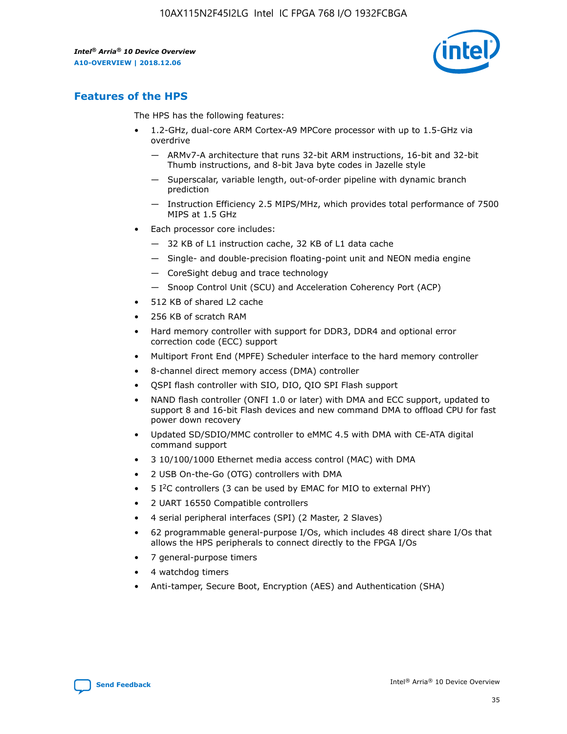## Features of the HPS

The HPS has the following features:

- 1.2-GHz, dual-core ARM Cortex-A9 MPCore processor with up to 1.5-GHz via overdrive
  - — ARMv7-A architecture that runs 32-bit ARM instructions, 16-bit and 32-bit Thumb instructions, and 8-bit Java byte codes in Jazelle style
  - — Superscalar, variable length, out-of-order pipeline with dynamic branch prediction
  - — Instruction Efficiency 2.5 MIPS/MHz, which provides total performance of 7500 MIPS at 1.5 GHz
- Each processor core includes:
  - — 32 KB of L1 instruction cache, 32 KB of L1 data cache
  - — Single- and double-precision floating-point unit and NEON media engine
  - — CoreSight debug and trace technology
  - — Snoop Control Unit (SCU) and Acceleration Coherency Port (ACP)
- 512 KB of shared L2 cache
- 256 KB of scratch RAM
- Hard memory controller with support for DDR3, DDR4 and optional error correction code (ECC) support
- Multiport Front End (MPFE) Scheduler interface to the hard memory controller
- 8-channel direct memory access (DMA) controller
- QSPI flash controller with SIO, DIO, QIO SPI Flash support
- NAND flash controller (ONFI 1.0 or later) with DMA and ECC support, updated to support 8 and 16-bit Flash devices and new command DMA to offload CPU for fast power down recovery
- Updated SD/SDIO/MMC controller to eMMC 4.5 with DMA with CE-ATA digital command support
- 3 10/100/1000 Ethernet media access control (MAC) with DMA
- 2 USB On-the-Go (OTG) controllers with DMA
- 5 I²C controllers (3 can be used by EMAC for MIO to external PHY)
- 2 UART 16550 Compatible controllers
- 4 serial peripheral interfaces (SPI) (2 Master, 2 Slaves)
- 62 programmable general-purpose I/Os, which includes 48 direct share I/Os that allows the HPS peripherals to connect directly to the FPGA I/Os
- 7 general-purpose timers
- 4 watchdog timers
- Anti-tamper, Secure Boot, Encryption (AES) and Authentication (SHA)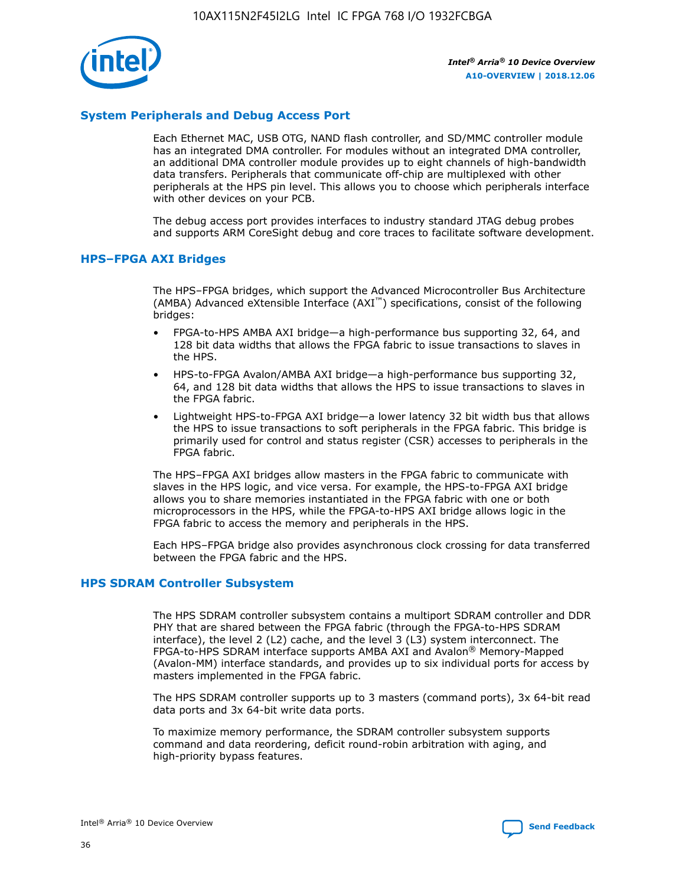## System Peripherals and Debug Access Port

Each Ethernet MAC, USB OTG, NAND flash controller, and SD/MMC controller module has an integrated DMA controller. For modules without an integrated DMA controller, an additional DMA controller module provides up to eight channels of high-bandwidth data transfers. Peripherals that communicate off-chip are multiplexed with other peripherals at the HPS pin level. This allows you to choose which peripherals interface with other devices on your PCB.

The debug access port provides interfaces to industry standard JTAG debug probes and supports ARM CoreSight debug and core traces to facilitate software development.

## HPS–FPGA AXI Bridges

The HPS–FPGA bridges, which support the Advanced Microcontroller Bus Architecture (AMBA) Advanced eXtensible Interface (AXI™) specifications, consist of the following bridges:

- FPGA-to-HPS AMBA AXI bridge—a high-performance bus supporting 32, 64, and 128 bit data widths that allows the FPGA fabric to issue transactions to slaves in the HPS.
- HPS-to-FPGA Avalon/AMBA AXI bridge—a high-performance bus supporting 32, 64, and 128 bit data widths that allows the HPS to issue transactions to slaves in the FPGA fabric.
- Lightweight HPS-to-FPGA AXI bridge—a lower latency 32 bit width bus that allows the HPS to issue transactions to soft peripherals in the FPGA fabric. This bridge is primarily used for control and status register (CSR) accesses to peripherals in the FPGA fabric.

The HPS–FPGA AXI bridges allow masters in the FPGA fabric to communicate with slaves in the HPS logic, and vice versa. For example, the HPS-to-FPGA AXI bridge allows you to share memories instantiated in the FPGA fabric with one or both microprocessors in the HPS, while the FPGA-to-HPS AXI bridge allows logic in the FPGA fabric to access the memory and peripherals in the HPS.

Each HPS–FPGA bridge also provides asynchronous clock crossing for data transferred between the FPGA fabric and the HPS.

## HPS SDRAM Controller Subsystem

The HPS SDRAM controller subsystem contains a multiport SDRAM controller and DDR PHY that are shared between the FPGA fabric (through the FPGA-to-HPS SDRAM interface), the level 2 (L2) cache, and the level 3 (L3) system interconnect. The FPGA-to-HPS SDRAM interface supports AMBA AXI and Avalon® Memory-Mapped (Avalon-MM) interface standards, and provides up to six individual ports for access by masters implemented in the FPGA fabric.

The HPS SDRAM controller supports up to 3 masters (command ports), 3x 64-bit read data ports and 3x 64-bit write data ports.

To maximize memory performance, the SDRAM controller subsystem supports command and data reordering, deficit round-robin arbitration with aging, and high-priority bypass features.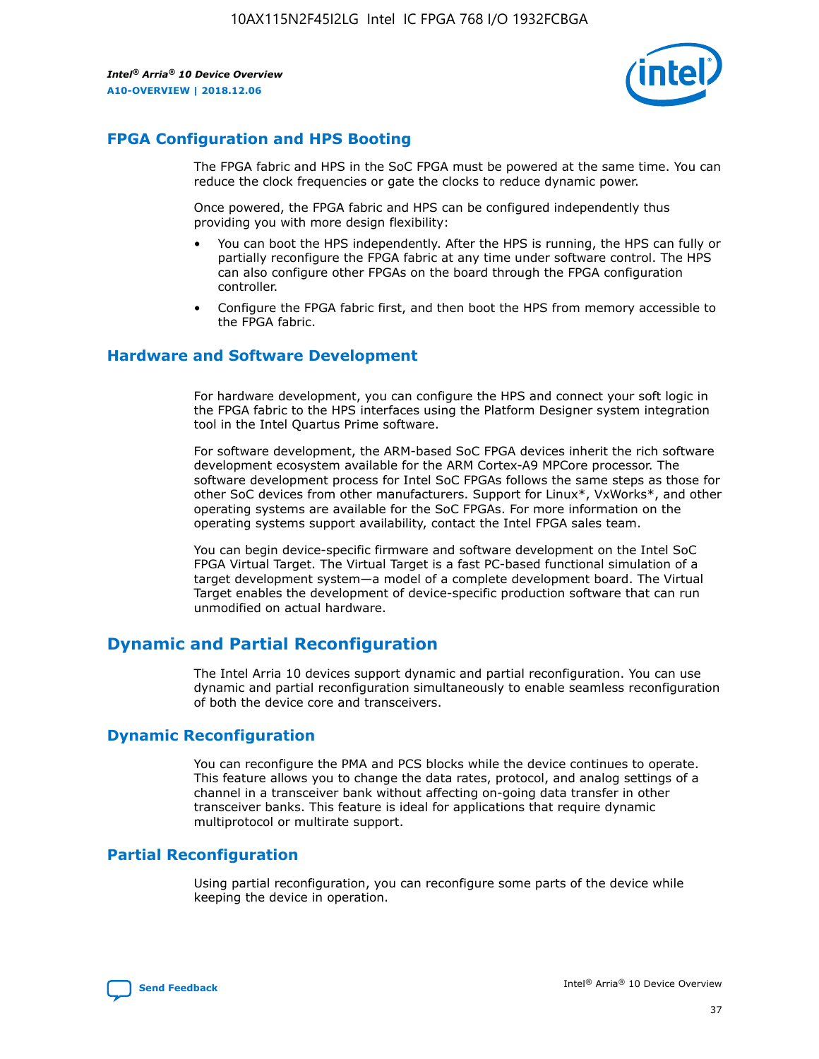## FPGA Configuration and HPS Booting

The FPGA fabric and HPS in the SoC FPGA must be powered at the same time. You can reduce the clock frequencies or gate the clocks to reduce dynamic power.

Once powered, the FPGA fabric and HPS can be configured independently thus providing you with more design flexibility:

- You can boot the HPS independently. After the HPS is running, the HPS can fully or partially reconfigure the FPGA fabric at any time under software control. The HPS can also configure other FPGAs on the board through the FPGA configuration controller.
- Configure the FPGA fabric first, and then boot the HPS from memory accessible to the FPGA fabric.

## Hardware and Software Development

For hardware development, you can configure the HPS and connect your soft logic in the FPGA fabric to the HPS interfaces using the Platform Designer system integration tool in the Intel Quartus Prime software.

For software development, the ARM-based SoC FPGA devices inherit the rich software development ecosystem available for the ARM Cortex-A9 MPCore processor. The software development process for Intel SoC FPGAs follows the same steps as those for other SoC devices from other manufacturers. Support for Linux*, VxWorks*, and other operating systems are available for the SoC FPGAs. For more information on the operating systems support availability, contact the Intel FPGA sales team.

You can begin device-specific firmware and software development on the Intel SoC FPGA Virtual Target. The Virtual Target is a fast PC-based functional simulation of a target development system—a model of a complete development board. The Virtual Target enables the development of device-specific production software that can run unmodified on actual hardware.

## Dynamic and Partial Reconfiguration

The Intel Arria 10 devices support dynamic and partial reconfiguration. You can use dynamic and partial reconfiguration simultaneously to enable seamless reconfiguration of both the device core and transceivers.

## Dynamic Reconfiguration

You can reconfigure the PMA and PCS blocks while the device continues to operate. This feature allows you to change the data rates, protocol, and analog settings of a channel in a transceiver bank without affecting on-going data transfer in other transceiver banks. This feature is ideal for applications that require dynamic multiprotocol or multirate support.

## Partial Reconfiguration

Using partial reconfiguration, you can reconfigure some parts of the device while keeping the device in operation.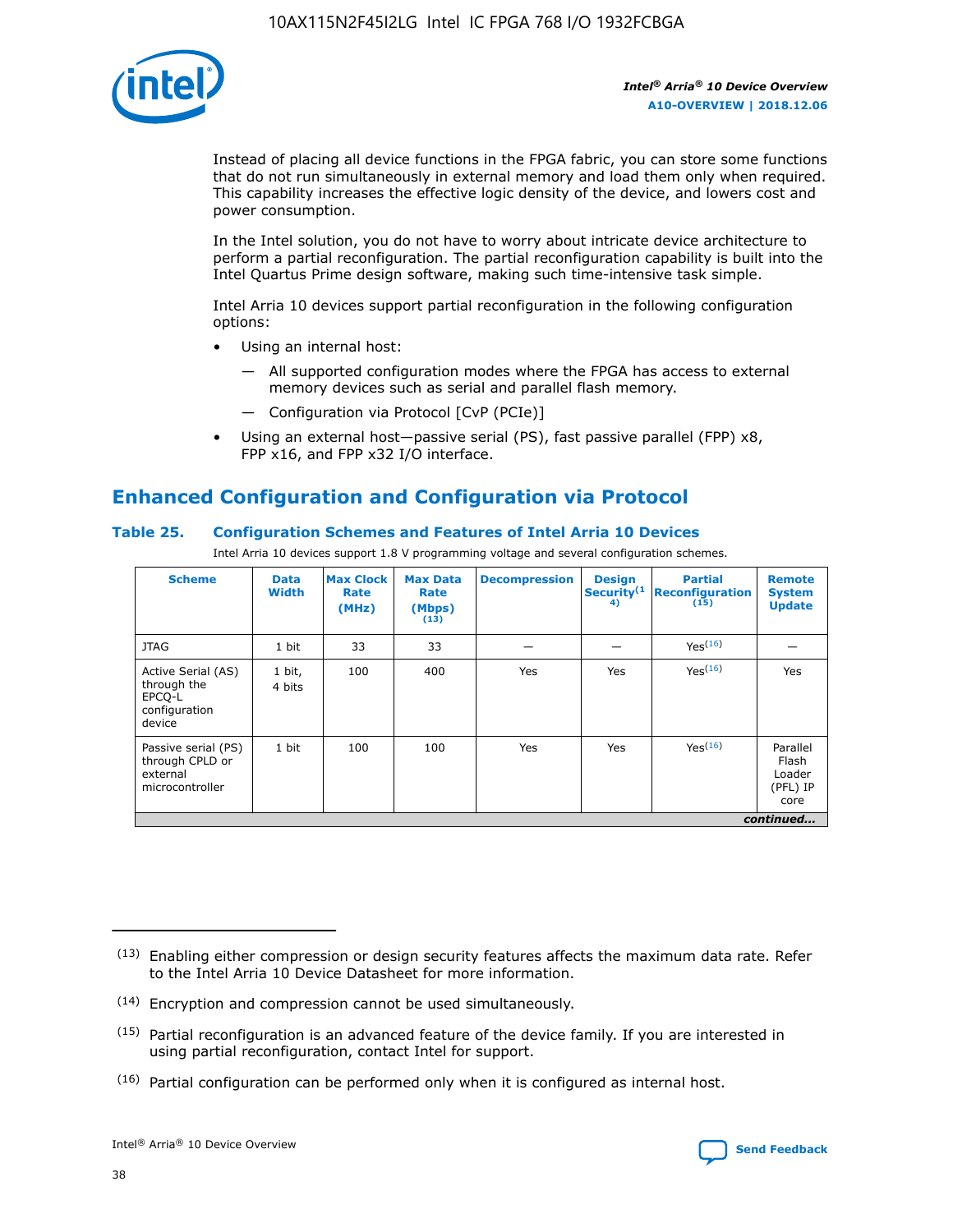Instead of placing all device functions in the FPGA fabric, you can store some functions that do not run simultaneously in external memory and load them only when required. This capability increases the effective logic density of the device, and lowers cost and power consumption.

In the Intel solution, you do not have to worry about intricate device architecture to perform a partial reconfiguration. The partial reconfiguration capability is built into the Intel Quartus Prime design software, making such time-intensive task simple.

Intel Arria 10 devices support partial reconfiguration in the following configuration options:

- Using an internal host:
  - — All supported configuration modes where the FPGA has access to external memory devices such as serial and parallel flash memory.
  - — Configuration via Protocol [CvP (PCIe)]
- Using an external host—passive serial (PS), fast passive parallel (FPP) x8, FPP x16, and FPP x32 I/O interface.

## Enhanced Configuration and Configuration via Protocol

**Table 25. Configuration Schemes and Features of Intel Arria 10 Devices**

Intel Arria 10 devices support 1.8 V programming voltage and several configuration schemes.

| Scheme | Data Width | Max Clock Rate (MHz) | Max Data Rate (Mbps) (13) | Decompression | Design Security (14) | Partial Reconfiguration (15) | Remote System Update |
|---|---|---|---|---|---|---|---|
| JTAG | 1 bit | 33 | 33 | — | — | Yes (16) | — |
| Active Serial (AS) through the EPCQ-L configuration device | 1 bit, 4 bits | 100 | 400 | Yes | Yes | Yes (16) | Yes |
| Passive serial (PS) through CPLD or external microcontroller | 1 bit | 100 | 100 | Yes | Yes | Yes (16) | Parallel Flash Loader (PFL) IP core |

*continued...*

(13) Enabling either compression or design security features affects the maximum data rate. Refer to the Intel Arria 10 Device Datasheet for more information.

(14) Encryption and compression cannot be used simultaneously.

(15) Partial reconfiguration is an advanced feature of the device family. If you are interested in using partial reconfiguration, contact Intel for support.

(16) Partial configuration can be performed only when it is configured as internal host.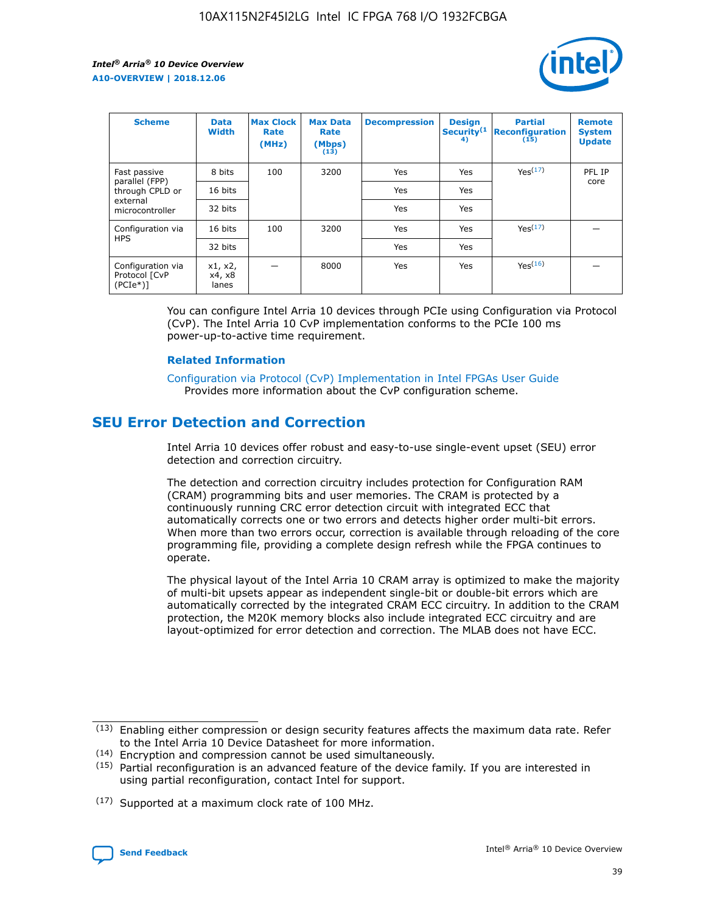| Scheme | Data Width | Max Clock Rate (MHz) | Max Data Rate (Mbps) (13) | Decompression | Design Security(14) | Partial Reconfiguration (15) | Remote System Update |
| --- | --- | --- | --- | --- | --- | --- | --- |
| Fast passive parallel (FPP) through CPLD or external microcontroller | 8 bits | 100 | 3200 | Yes | Yes | Yes(17) | PFL IP core |
| | 16 bits | | | Yes | Yes | | |
| | 32 bits | | | Yes | Yes | | |
| Configuration via HPS | 16 bits | 100 | 3200 | Yes | Yes | Yes(17) | — |
| | 32 bits | | | Yes | Yes | | |
| Configuration via Protocol [CvP (PCIe*)] | x1, x2, x4, x8 lanes | — | 8000 | Yes | Yes | Yes(16) | — |

You can configure Intel Arria 10 devices through PCIe using Configuration via Protocol (CvP). The Intel Arria 10 CvP implementation conforms to the PCIe 100 ms power-up-to-active time requirement.

**Related Information**

Configuration via Protocol (CvP) Implementation in Intel FPGAs User Guide
Provides more information about the CvP configuration scheme.

## SEU Error Detection and Correction

Intel Arria 10 devices offer robust and easy-to-use single-event upset (SEU) error detection and correction circuitry.

The detection and correction circuitry includes protection for Configuration RAM (CRAM) programming bits and user memories. The CRAM is protected by a continuously running CRC error detection circuit with integrated ECC that automatically corrects one or two errors and detects higher order multi-bit errors. When more than two errors occur, correction is available through reloading of the core programming file, providing a complete design refresh while the FPGA continues to operate.

The physical layout of the Intel Arria 10 CRAM array is optimized to make the majority of multi-bit upsets appear as independent single-bit or double-bit errors which are automatically corrected by the integrated CRAM ECC circuitry. In addition to the CRAM protection, the M20K memory blocks also include integrated ECC circuitry and are layout-optimized for error detection and correction. The MLAB does not have ECC.

(13) Enabling either compression or design security features affects the maximum data rate. Refer to the Intel Arria 10 Device Datasheet for more information.

(14) Encryption and compression cannot be used simultaneously.

(15) Partial reconfiguration is an advanced feature of the device family. If you are interested in using partial reconfiguration, contact Intel for support.

(17) Supported at a maximum clock rate of 100 MHz.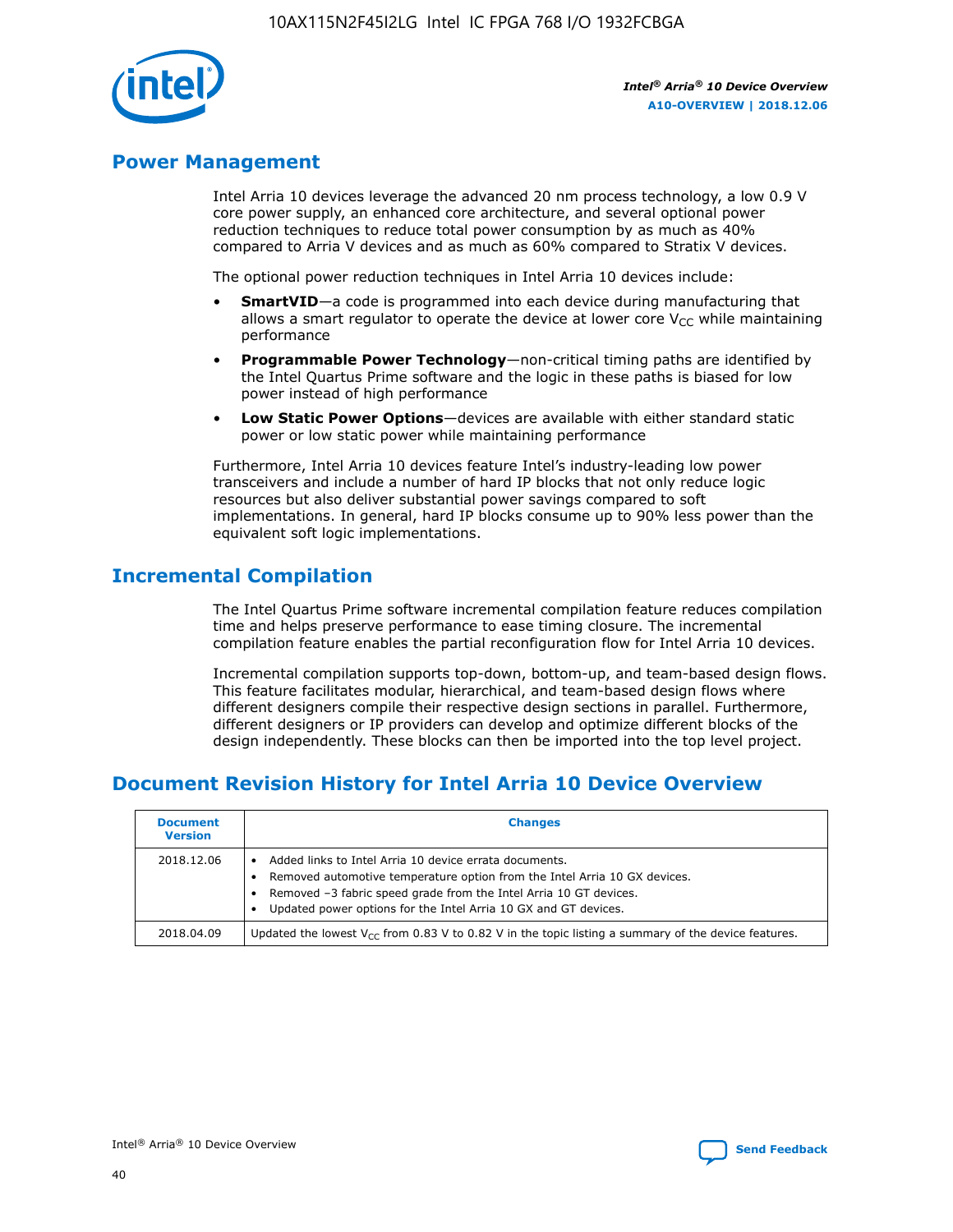## Power Management

Intel Arria 10 devices leverage the advanced 20 nm process technology, a low 0.9 V core power supply, an enhanced core architecture, and several optional power reduction techniques to reduce total power consumption by as much as 40% compared to Arria V devices and as much as 60% compared to Stratix V devices.

The optional power reduction techniques in Intel Arria 10 devices include:

- **SmartVID**—a code is programmed into each device during manufacturing that allows a smart regulator to operate the device at lower core $V_{CC}$ while maintaining performance
- **Programmable Power Technology**—non-critical timing paths are identified by the Intel Quartus Prime software and the logic in these paths is biased for low power instead of high performance
- **Low Static Power Options**—devices are available with either standard static power or low static power while maintaining performance

Furthermore, Intel Arria 10 devices feature Intel's industry-leading low power transceivers and include a number of hard IP blocks that not only reduce logic resources but also deliver substantial power savings compared to soft implementations. In general, hard IP blocks consume up to 90% less power than the equivalent soft logic implementations.

## Incremental Compilation

The Intel Quartus Prime software incremental compilation feature reduces compilation time and helps preserve performance to ease timing closure. The incremental compilation feature enables the partial reconfiguration flow for Intel Arria 10 devices.

Incremental compilation supports top-down, bottom-up, and team-based design flows. This feature facilitates modular, hierarchical, and team-based design flows where different designers compile their respective design sections in parallel. Furthermore, different designers or IP providers can develop and optimize different blocks of the design independently. These blocks can then be imported into the top level project.

## Document Revision History for Intel Arria 10 Device Overview

| Document Version | Changes |
|---|---|
| 2018.12.06 | • Added links to Intel Arria 10 device errata documents.<br>• Removed automotive temperature option from the Intel Arria 10 GX devices.<br>• Removed –3 fabric speed grade from the Intel Arria 10 GT devices.<br>• Updated power options for the Intel Arria 10 GX and GT devices. |
| 2018.04.09 | Updated the lowest $V_{CC}$ from 0.83 V to 0.82 V in the topic listing a summary of the device features. |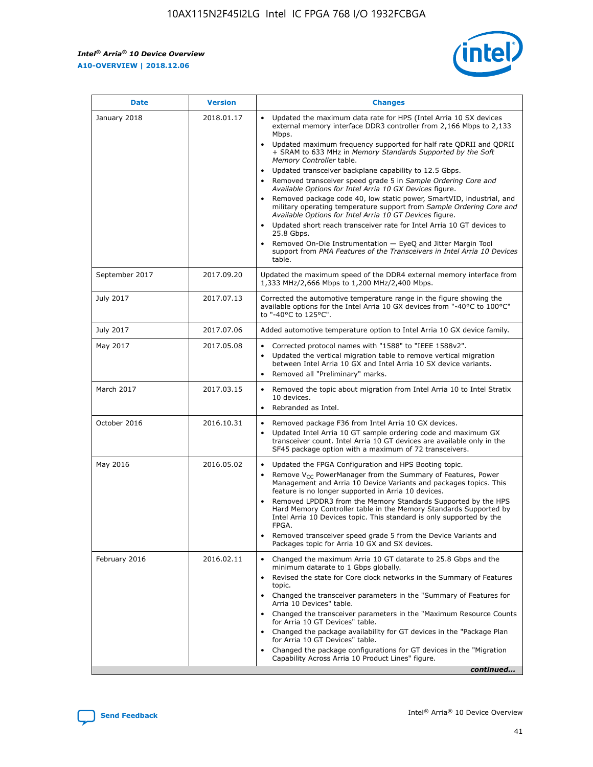| Date | Version | Changes |
| --- | --- | --- |
| January 2018 | 2018.01.17 | • Updated the maximum data rate for HPS (Intel Arria 10 SX devices external memory interface DDR3 controller from 2,166 Mbps to 2,133 Mbps.<br>• Updated maximum frequency supported for half rate QDRII and QDRII + SRAM to 633 MHz in *Memory Standards Supported by the Soft Memory Controller* table.<br>• Updated transceiver backplane capability to 12.5 Gbps.<br>• Removed transceiver speed grade 5 in *Sample Ordering Core and Available Options for Intel Arria 10 GX Devices* figure.<br>• Removed package code 40, low static power, SmartVID, industrial, and military operating temperature support from *Sample Ordering Core and Available Options for Intel Arria 10 GT Devices* figure.<br>• Updated short reach transceiver rate for Intel Arria 10 GT devices to 25.8 Gbps.<br>• Removed On-Die Instrumentation — EyeQ and Jitter Margin Tool support from *PMA Features of the Transceivers in Intel Arria 10 Devices* table. |
| September 2017 | 2017.09.20 | Updated the maximum speed of the DDR4 external memory interface from 1,333 MHz/2,666 Mbps to 1,200 MHz/2,400 Mbps. |
| July 2017 | 2017.07.13 | Corrected the automotive temperature range in the figure showing the available options for the Intel Arria 10 GX devices from "-40°C to 100°C" to "-40°C to 125°C". |
| July 2017 | 2017.07.06 | Added automotive temperature option to Intel Arria 10 GX device family. |
| May 2017 | 2017.05.08 | • Corrected protocol names with "1588" to "IEEE 1588v2".<br>• Updated the vertical migration table to remove vertical migration between Intel Arria 10 GX and Intel Arria 10 SX device variants.<br>• Removed all "Preliminary" marks. |
| March 2017 | 2017.03.15 | • Removed the topic about migration from Intel Arria 10 to Intel Stratix 10 devices.<br>• Rebranded as Intel. |
| October 2016 | 2016.10.31 | • Removed package F36 from Intel Arria 10 GX devices.<br>• Updated Intel Arria 10 GT sample ordering code and maximum GX transceiver count. Intel Arria 10 GT devices are available only in the SF45 package option with a maximum of 72 transceivers. |
| May 2016 | 2016.05.02 | • Updated the FPGA Configuration and HPS Booting topic.<br>• Remove $V_{CC}$ PowerManager from the Summary of Features, Power Management and Arria 10 Device Variants and packages topics. This feature is no longer supported in Arria 10 devices.<br>• Removed LPDDR3 from the Memory Standards Supported by the HPS Hard Memory Controller table in the Memory Standards Supported by Intel Arria 10 Devices topic. This standard is only supported by the FPGA.<br>• Removed transceiver speed grade 5 from the Device Variants and Packages topic for Arria 10 GX and SX devices. |
| February 2016 | 2016.02.11 | • Changed the maximum Arria 10 GT datarate to 25.8 Gbps and the minimum datarate to 1 Gbps globally.<br>• Revised the state for Core clock networks in the Summary of Features topic.<br>• Changed the transceiver parameters in the "Summary of Features for Arria 10 Devices" table.<br>• Changed the transceiver parameters in the "Maximum Resource Counts for Arria 10 GT Devices" table.<br>• Changed the package availability for GT devices in the "Package Plan for Arria 10 GT Devices" table.<br>• Changed the package configurations for GT devices in the "Migration Capability Across Arria 10 Product Lines" figure. |

*continued...*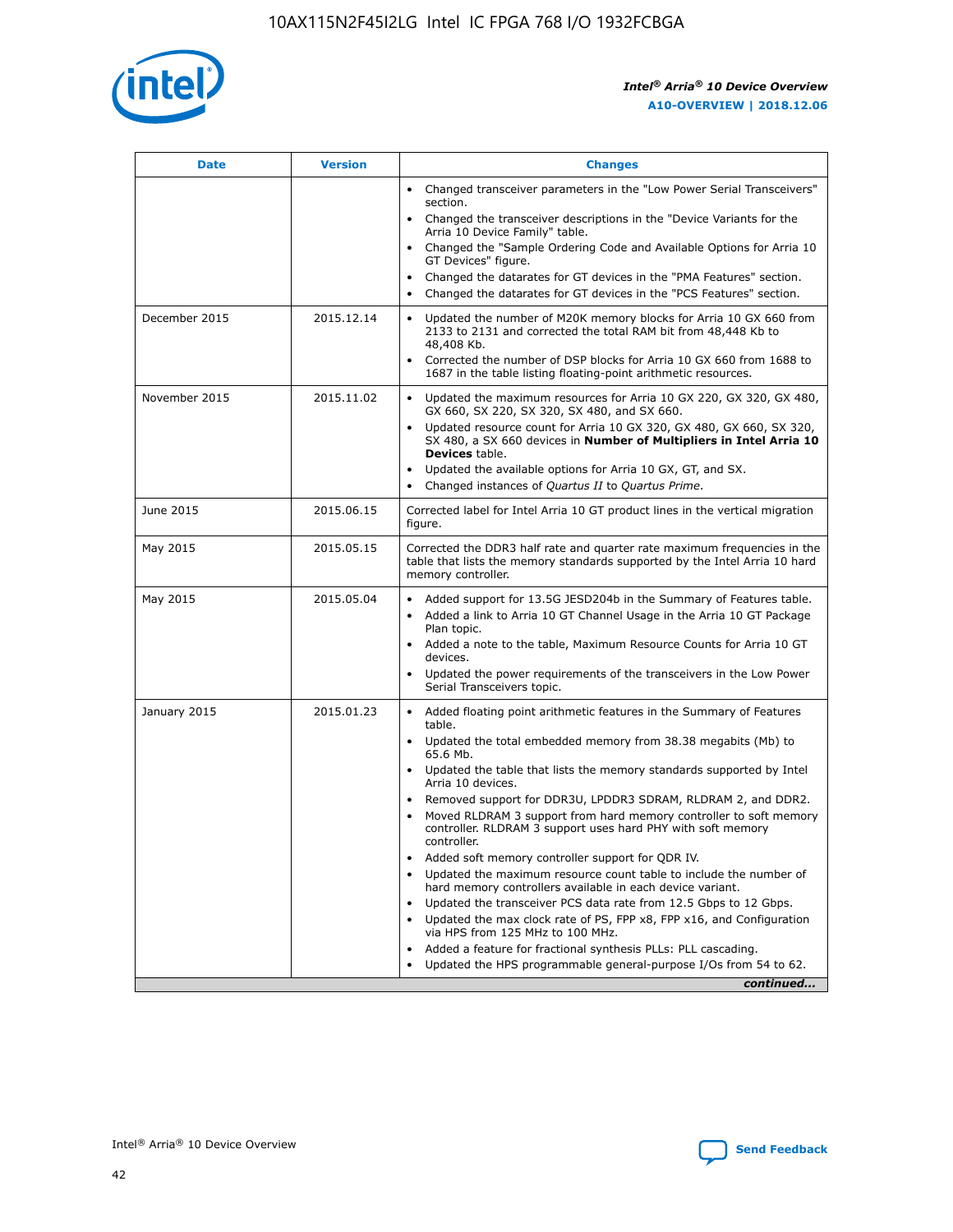| Date | Version | Changes |
| --- | --- | --- |
| | | • Changed transceiver parameters in the "Low Power Serial Transceivers" section.<br>• Changed the transceiver descriptions in the "Device Variants for the Arria 10 Device Family" table.<br>• Changed the "Sample Ordering Code and Available Options for Arria 10 GT Devices" figure.<br>• Changed the datarates for GT devices in the "PMA Features" section.<br>• Changed the datarates for GT devices in the "PCS Features" section. |
| December 2015 | 2015.12.14 | • Updated the number of M20K memory blocks for Arria 10 GX 660 from 2133 to 2131 and corrected the total RAM bit from 48,448 Kb to 48,408 Kb.<br>• Corrected the number of DSP blocks for Arria 10 GX 660 from 1688 to 1687 in the table listing floating-point arithmetic resources. |
| November 2015 | 2015.11.02 | • Updated the maximum resources for Arria 10 GX 220, GX 320, GX 480, GX 660, SX 220, SX 320, SX 480, and SX 660.<br>• Updated resource count for Arria 10 GX 320, GX 480, GX 660, SX 320, SX 480, a SX 660 devices in **Number of Multipliers in Intel Arria 10 Devices** table.<br>• Updated the available options for Arria 10 GX, GT, and SX.<br>• Changed instances of *Quartus II* to *Quartus Prime*. |
| June 2015 | 2015.06.15 | Corrected label for Intel Arria 10 GT product lines in the vertical migration figure. |
| May 2015 | 2015.05.15 | Corrected the DDR3 half rate and quarter rate maximum frequencies in the table that lists the memory standards supported by the Intel Arria 10 hard memory controller. |
| May 2015 | 2015.05.04 | • Added support for 13.5G JESD204b in the Summary of Features table.<br>• Added a link to Arria 10 GT Channel Usage in the Arria 10 GT Package Plan topic.<br>• Added a note to the table, Maximum Resource Counts for Arria 10 GT devices.<br>• Updated the power requirements of the transceivers in the Low Power Serial Transceivers topic. |
| January 2015 | 2015.01.23 | • Added floating point arithmetic features in the Summary of Features table.<br>• Updated the total embedded memory from 38.38 megabits (Mb) to 65.6 Mb.<br>• Updated the table that lists the memory standards supported by Intel Arria 10 devices.<br>• Removed support for DDR3U, LPDDR3 SDRAM, RLDRAM 2, and DDR2.<br>• Moved RLDRAM 3 support from hard memory controller to soft memory controller. RLDRAM 3 support uses hard PHY with soft memory controller.<br>• Added soft memory controller support for QDR IV.<br>• Updated the maximum resource count table to include the number of hard memory controllers available in each device variant.<br>• Updated the transceiver PCS data rate from 12.5 Gbps to 12 Gbps.<br>• Updated the max clock rate of PS, FPP x8, FPP x16, and Configuration via HPS from 125 MHz to 100 MHz.<br>• Added a feature for fractional synthesis PLLs: PLL cascading.<br>• Updated the HPS programmable general-purpose I/Os from 54 to 62. |

*continued...*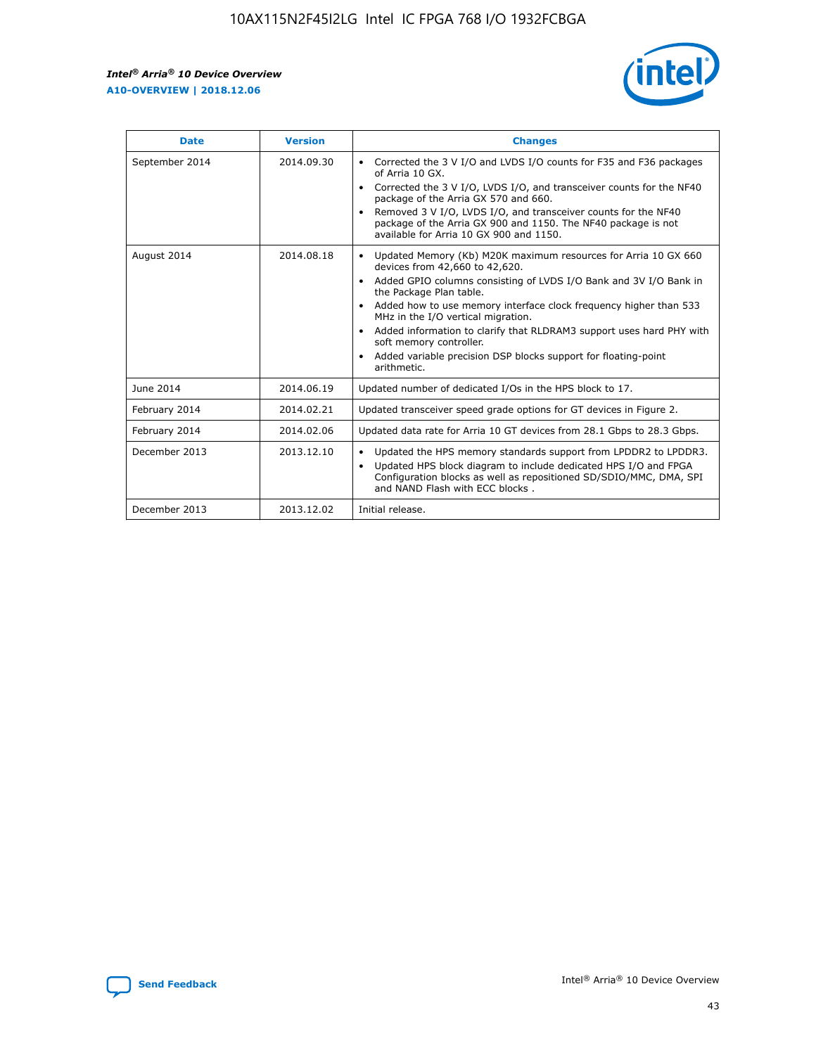| Date | Version | Changes |
| --- | --- | --- |
| September 2014 | 2014.09.30 | • Corrected the 3 V I/O and LVDS I/O counts for F35 and F36 packages of Arria 10 GX. • Corrected the 3 V I/O, LVDS I/O, and transceiver counts for the NF40 package of the Arria GX 570 and 660. • Removed 3 V I/O, LVDS I/O, and transceiver counts for the NF40 package of the Arria GX 900 and 1150. The NF40 package is not available for Arria 10 GX 900 and 1150. |
| August 2014 | 2014.08.18 | • Updated Memory (Kb) M20K maximum resources for Arria 10 GX 660 devices from 42,660 to 42,620. • Added GPIO columns consisting of LVDS I/O Bank and 3V I/O Bank in the Package Plan table. • Added how to use memory interface clock frequency higher than 533 MHz in the I/O vertical migration. • Added information to clarify that RLDRAM3 support uses hard PHY with soft memory controller. • Added variable precision DSP blocks support for floating-point arithmetic. |
| June 2014 | 2014.06.19 | Updated number of dedicated I/Os in the HPS block to 17. |
| February 2014 | 2014.02.21 | Updated transceiver speed grade options for GT devices in Figure 2. |
| February 2014 | 2014.02.06 | Updated data rate for Arria 10 GT devices from 28.1 Gbps to 28.3 Gbps. |
| December 2013 | 2013.12.10 | • Updated the HPS memory standards support from LPDDR2 to LPDDR3. • Updated HPS block diagram to include dedicated HPS I/O and FPGA Configuration blocks as well as repositioned SD/SDIO/MMC, DMA, SPI and NAND Flash with ECC blocks . |
| December 2013 | 2013.12.02 | Initial release. |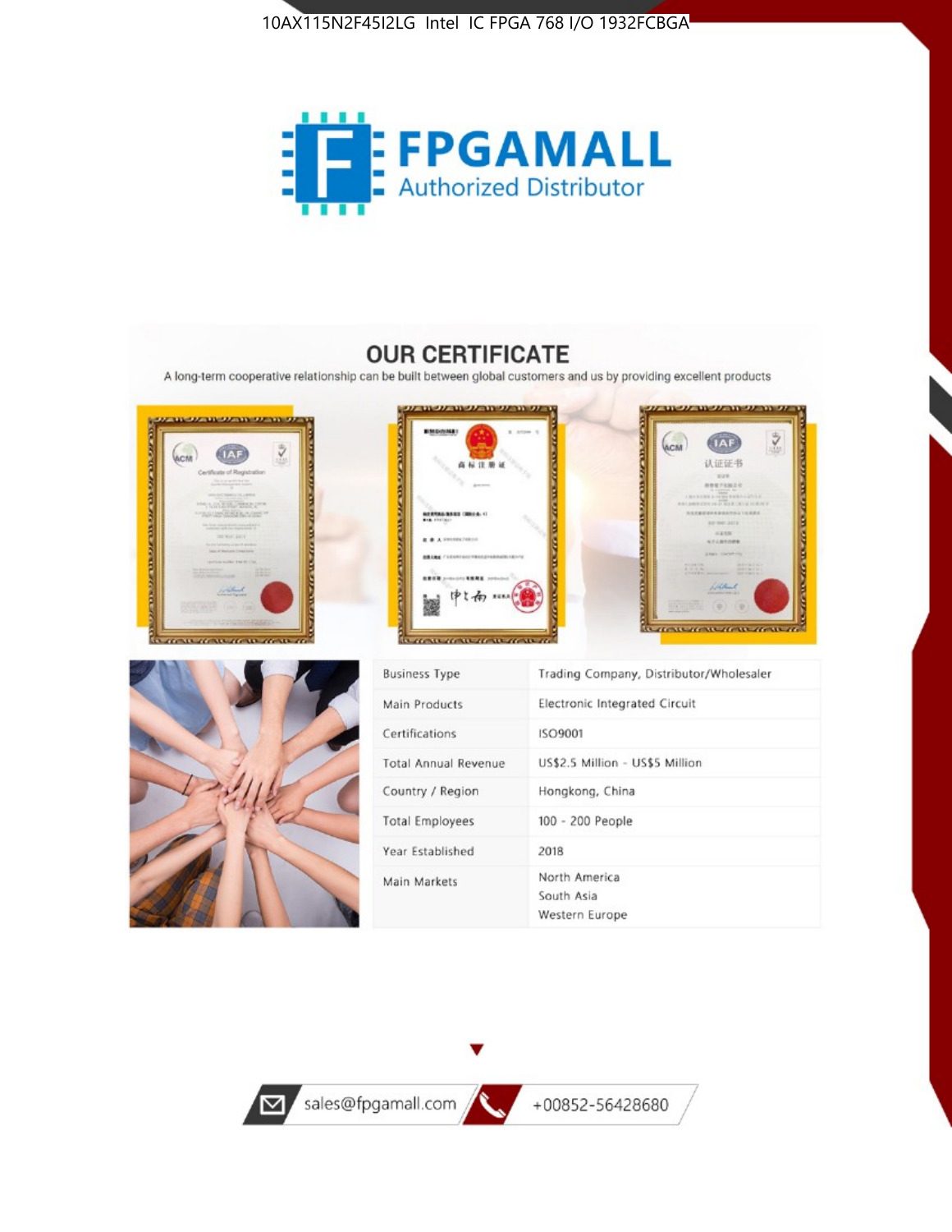# FPGAMALL

Authorized Distributor

## OUR CERTIFICATE

A long-term cooperative relationship can be built between global customers and us by providing excellent products

| | |
|---|---|
| Business Type | Trading Company, Distributor/Wholesaler |
| Main Products | Electronic Integrated Circuit |
| Certifications | ISO9001 |
| Total Annual Revenue | US$2.5 Million - US$5 Million |
| Country / Region | Hongkong, China |
| Total Employees | 100 - 200 People |
| Year Established | 2018 |
| Main Markets | North America<br>South Asia<br>Western Europe |

sales@fpgamall.com

+00852-56428680